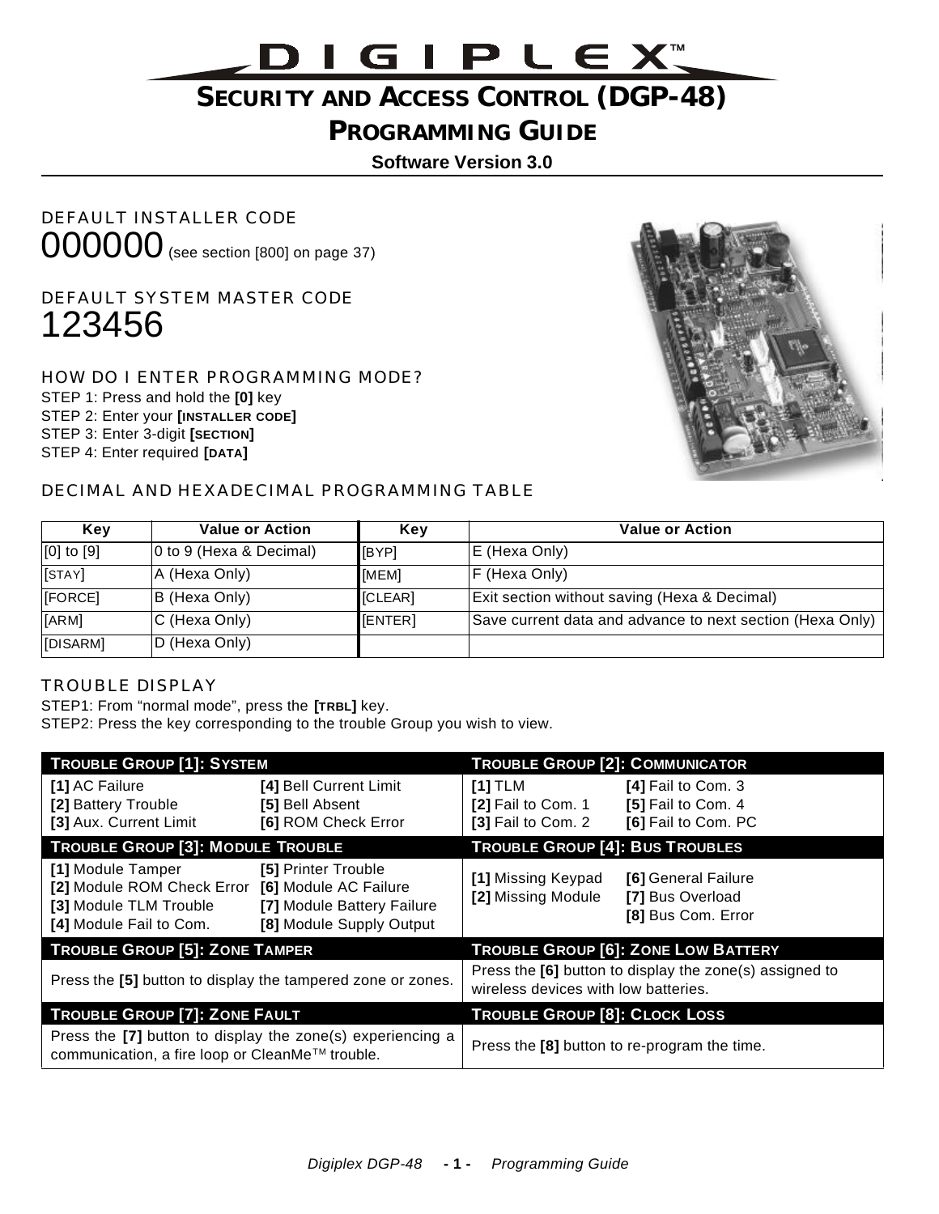# DIGIPLEX™

## SECURITY AND ACCESS CONTROL (DGP-48)

## PROGRAMMING GUIDE

**Software Version 3.0**

### DEFAULT INSTALLER CODE

000000 (see section [800] on page 37)

### DEFAULT SYSTEM MASTER CODE

123456

### HOW DO I ENTER PROGRAMMING MODE?

STEP 1: Press and hold the **[0]** key
STEP 2: Enter your **[INSTALLER CODE]**
STEP 3: Enter 3-digit **[SECTION]**
STEP 4: Enter required **[DATA]**

### DECIMAL AND HEXADECIMAL PROGRAMMING TABLE

| Key | Value or Action | Key | Value or Action |
|---|---|---|---|
| [0] to [9] | 0 to 9 (Hexa & Decimal) | [BYP] | E (Hexa Only) |
| [STAY] | A (Hexa Only) | [MEM] | F (Hexa Only) |
| [FORCE] | B (Hexa Only) | [CLEAR] | Exit section without saving (Hexa & Decimal) |
| [ARM] | C (Hexa Only) | [ENTER] | Save current data and advance to next section (Hexa Only) |
| [DISARM] | D (Hexa Only) | | |

### TROUBLE DISPLAY

STEP1: From “normal mode”, press the **[TRBL]** key.
STEP2: Press the key corresponding to the trouble Group you wish to view.

| TROUBLE GROUP [1]: SYSTEM | TROUBLE GROUP [2]: COMMUNICATOR |
|---|---|
| **[1]** AC Failure<br>**[2]** Battery Trouble<br>**[3]** Aux. Current Limit<br>**[4]** Bell Current Limit<br>**[5]** Bell Absent<br>**[6]** ROM Check Error | **[1]** TLM<br>**[2]** Fail to Com. 1<br>**[3]** Fail to Com. 2<br>**[4]** Fail to Com. 3<br>**[5]** Fail to Com. 4<br>**[6]** Fail to Com. PC |
| **TROUBLE GROUP [3]: MODULE TROUBLE** | **TROUBLE GROUP [4]: BUS TROUBLES** |
| **[1]** Module Tamper<br>**[2]** Module ROM Check Error<br>**[3]** Module TLM Trouble<br>**[4]** Module Fail to Com.<br>**[5]** Printer Trouble<br>**[6]** Module AC Failure<br>**[7]** Module Battery Failure<br>**[8]** Module Supply Output | **[1]** Missing Keypad<br>**[2]** Missing Module<br>**[6]** General Failure<br>**[7]** Bus Overload<br>**[8]** Bus Com. Error |
| **TROUBLE GROUP [5]: ZONE TAMPER** | **TROUBLE GROUP [6]: ZONE LOW BATTERY** |
| Press the **[5]** button to display the tampered zone or zones. | Press the **[6]** button to display the zone(s) assigned to wireless devices with low batteries. |
| **TROUBLE GROUP [7]: ZONE FAULT** | **TROUBLE GROUP [8]: CLOCK LOSS** |
| Press the **[7]** button to display the zone(s) experiencing a communication, a fire loop or CleanMe™ trouble. | Press the **[8]** button to re-program the time. |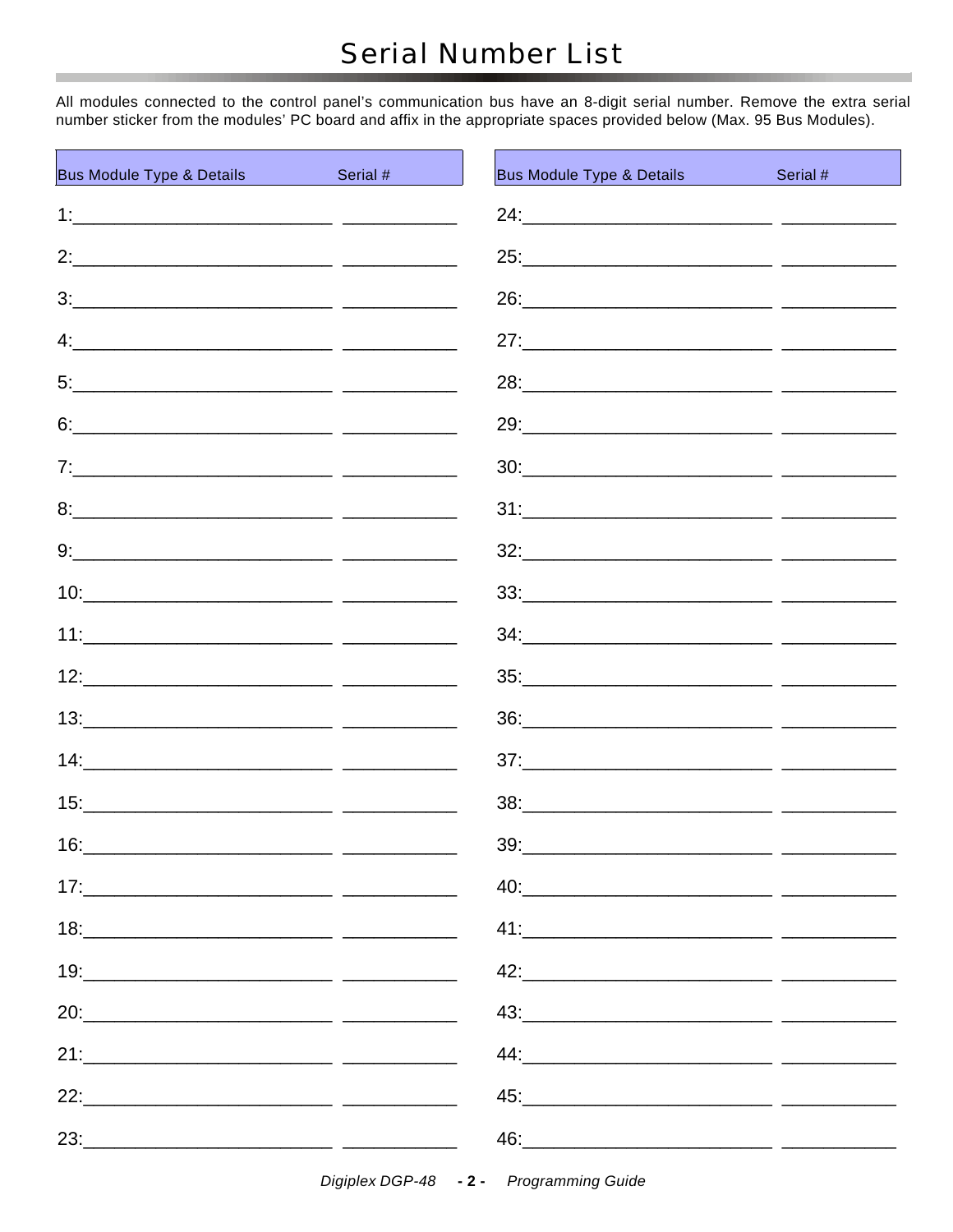# Serial Number List

All modules connected to the control panel's communication bus have an 8-digit serial number. Remove the extra serial number sticker from the modules' PC board and affix in the appropriate spaces provided below (Max. 95 Bus Modules).

| Bus Module Type & Details | Serial # |
|---|---|
| 1: | |
| 2: | |
| 3: | |
| 4: | |
| 5: | |
| 6: | |
| 7: | |
| 8: | |
| 9: | |
| 10: | |
| 11: | |
| 12: | |
| 13: | |
| 14: | |
| 15: | |
| 16: | |
| 17: | |
| 18: | |
| 19: | |
| 20: | |
| 21: | |
| 22: | |
| 23: | |

| Bus Module Type & Details | Serial # |
|---|---|
| 24: | |
| 25: | |
| 26: | |
| 27: | |
| 28: | |
| 29: | |
| 30: | |
| 31: | |
| 32: | |
| 33: | |
| 34: | |
| 35: | |
| 36: | |
| 37: | |
| 38: | |
| 39: | |
| 40: | |
| 41: | |
| 42: | |
| 43: | |
| 44: | |
| 45: | |
| 46: | |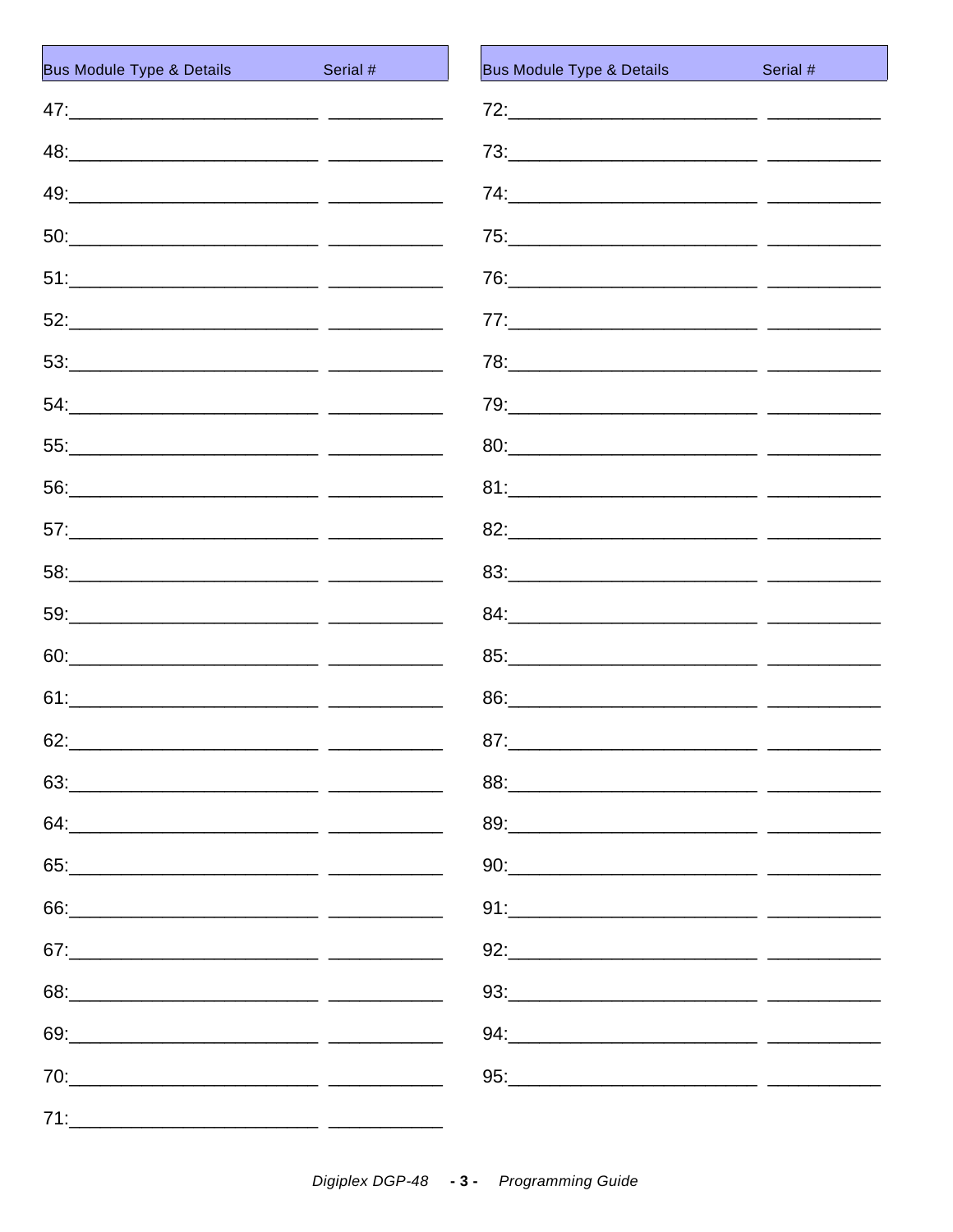| Bus Module Type & Details | Serial # |
| --- | --- |
| 47: | |
| 48: | |
| 49: | |
| 50: | |
| 51: | |
| 52: | |
| 53: | |
| 54: | |
| 55: | |
| 56: | |
| 57: | |
| 58: | |
| 59: | |
| 60: | |
| 61: | |
| 62: | |
| 63: | |
| 64: | |
| 65: | |
| 66: | |
| 67: | |
| 68: | |
| 69: | |
| 70: | |
| 71: | |

| Bus Module Type & Details | Serial # |
| --- | --- |
| 72: | |
| 73: | |
| 74: | |
| 75: | |
| 76: | |
| 77: | |
| 78: | |
| 79: | |
| 80: | |
| 81: | |
| 82: | |
| 83: | |
| 84: | |
| 85: | |
| 86: | |
| 87: | |
| 88: | |
| 89: | |
| 90: | |
| 91: | |
| 92: | |
| 93: | |
| 94: | |
| 95: | |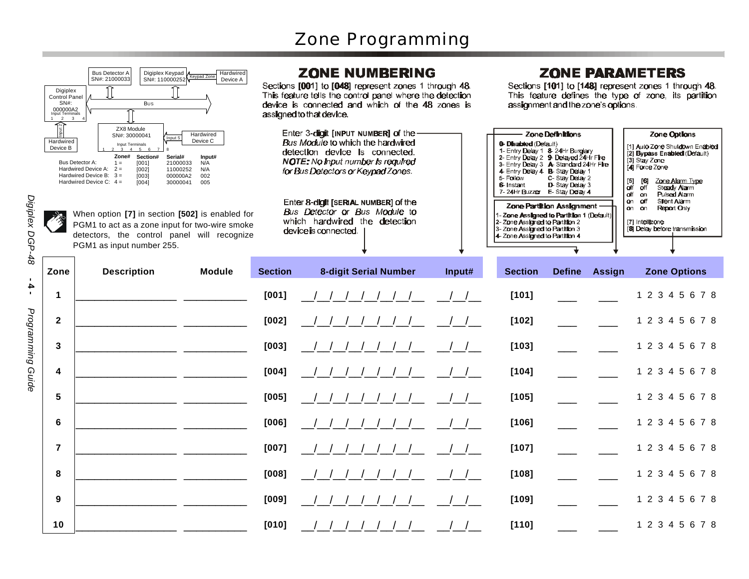# Zone Programming

Bus Detector A SN#: 21000033 — Digiplex Keypad SN#: 110000252 — Keypad Zone — Hardwired Device A

Digiplex Control Panel SN#: 000000A2 — Input Terminals 1 2 3 4 — Bus

ZX8 Module SN#: 30000041 — Input Terminals 1 2 3 4 5 6 7 8 — Input 5 — Hardwired Device C

Input 2 — Hardwired Device B

| | Zone# | Section# | Serial# | Input# |
|---|---|---|---|---|
| Bus Detector A: | 1 = | [001] | 21000033 | N/A |
| Hardwired Device A: | 2 = | [002] | 11000252 | N/A |
| Hardwired Device B: | 3 = | [003] | 000000A2 | 002 |
| Hardwired Device C: | 4 = | [004] | 30000041 | 005 |

When option **[7]** in section **[502]** is enabled for PGM1 to act as a zone input for two-wire smoke detectors, the control panel will recognize PGM1 as input number 255.

## ZONE NUMBERING

Sections **[001]** to **[048]** represent zones 1 through 48. This feature tells the control panel where the detection device is connected and which of the 48 zones is assigned to that device.

Enter 3-digit **[INPUT NUMBER]** of the *Bus Module* to which the hardwired detection device is connected. ***NOTE:*** *No Input number is required for Bus Detectors or Keypad Zones.*

Enter 8-digit **[SERIAL NUMBER]** of the *Bus Detector* or *Bus Module* to which hardwired the detection device is connected.

## ZONE PARAMETERS

Sections **[101]** to **[148]** represent zones 1 through 48. This feature defines the type of zone, its partition assignment and the zone's options.

**Zone Definitions**

- **0- Disabled** (Default)
- 1- Entry Delay 1
- 2- Entry Delay 2
- 3- Entry Delay 3
- 4- Entry Delay 4
- 5- Follow
- 6- Instant
- 7- 24Hr Buzzer
- 8- 24Hr Burglary
- 9- Delayed 24Hr Fire
- A- Standard 24Hr Fire
- B- Stay Delay 1
- C- Stay Delay 2
- D- Stay Delay 3
- E- Stay Delay 4

**Zone Partition Assignment**

- 1- **Zone Assigned to Partition 1** (Default)
- 2- Zone Assigned to Partition 2
- 3- Zone Assigned to Partition 3
- 4- Zone Assigned to Partition 4

**Zone Options**

- [1] Auto Zone Shutdown Enabled
- [2] **Bypass Enabled** (Default)
- [3] Stay Zone
- [4] Force Zone

| [5] | [6] | Zone Alarm Type |
|---|---|---|
| off | off | Steady Alarm |
| off | on | Pulsed Alarm |
| on | off | Silent Alarm |
| on | on | Report Only |

- [7] Intellizone
- [8] Delay before transmission

| Zone | Description | Module | Section | 8-digit Serial Number | Input# | Section | Define | Assign | Zone Options |
|---|---|---|---|---|---|---|---|---|---|
| 1 | ______________ | __________ | [001] | __/__/__/__/__/__/__/__ | __/__/__ | [101] | ___ | ___ | 1 2 3 4 5 6 7 8 |
| 2 | ______________ | __________ | [002] | __/__/__/__/__/__/__/__ | __/__/__ | [102] | ___ | ___ | 1 2 3 4 5 6 7 8 |
| 3 | ______________ | __________ | [003] | __/__/__/__/__/__/__/__ | __/__/__ | [103] | ___ | ___ | 1 2 3 4 5 6 7 8 |
| 4 | ______________ | __________ | [004] | __/__/__/__/__/__/__/__ | __/__/__ | [104] | ___ | ___ | 1 2 3 4 5 6 7 8 |
| 5 | ______________ | __________ | [005] | __/__/__/__/__/__/__/__ | __/__/__ | [105] | ___ | ___ | 1 2 3 4 5 6 7 8 |
| 6 | ______________ | __________ | [006] | __/__/__/__/__/__/__/__ | __/__/__ | [106] | ___ | ___ | 1 2 3 4 5 6 7 8 |
| 7 | ______________ | __________ | [007] | __/__/__/__/__/__/__/__ | __/__/__ | [107] | ___ | ___ | 1 2 3 4 5 6 7 8 |
| 8 | ______________ | __________ | [008] | __/__/__/__/__/__/__/__ | __/__/__ | [108] | ___ | ___ | 1 2 3 4 5 6 7 8 |
| 9 | ______________ | __________ | [009] | __/__/__/__/__/__/__/__ | __/__/__ | [109] | ___ | ___ | 1 2 3 4 5 6 7 8 |
| 10 | ______________ | __________ | [010] | __/__/__/__/__/__/__/__ | __/__/__ | [110] | ___ | ___ | 1 2 3 4 5 6 7 8 |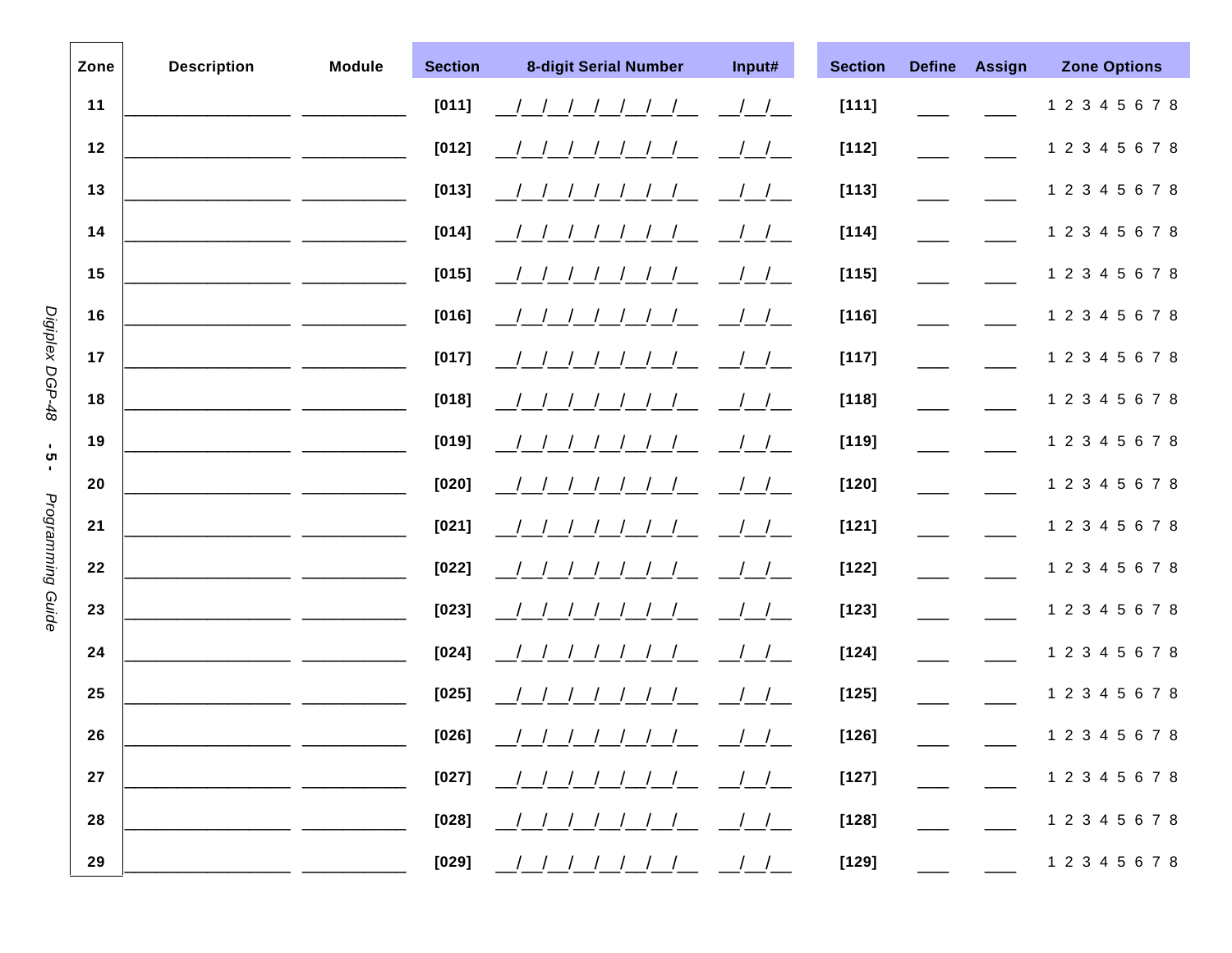| Zone | Description | Module | Section | 8-digit Serial Number | Input# | Section | Define | Assign | Zone Options |
|---|---|---|---|---|---|---|---|---|---|
| 11 | ____________ | ________ | [011] | __/__/__/__/__/__/__/__ | __/__/__ | [111] | ___ | ___ | 1 2 3 4 5 6 7 8 |
| 12 | ____________ | ________ | [012] | __/__/__/__/__/__/__/__ | __/__/__ | [112] | ___ | ___ | 1 2 3 4 5 6 7 8 |
| 13 | ____________ | ________ | [013] | __/__/__/__/__/__/__/__ | __/__/__ | [113] | ___ | ___ | 1 2 3 4 5 6 7 8 |
| 14 | ____________ | ________ | [014] | __/__/__/__/__/__/__/__ | __/__/__ | [114] | ___ | ___ | 1 2 3 4 5 6 7 8 |
| 15 | ____________ | ________ | [015] | __/__/__/__/__/__/__/__ | __/__/__ | [115] | ___ | ___ | 1 2 3 4 5 6 7 8 |
| 16 | ____________ | ________ | [016] | __/__/__/__/__/__/__/__ | __/__/__ | [116] | ___ | ___ | 1 2 3 4 5 6 7 8 |
| 17 | ____________ | ________ | [017] | __/__/__/__/__/__/__/__ | __/__/__ | [117] | ___ | ___ | 1 2 3 4 5 6 7 8 |
| 18 | ____________ | ________ | [018] | __/__/__/__/__/__/__/__ | __/__/__ | [118] | ___ | ___ | 1 2 3 4 5 6 7 8 |
| 19 | ____________ | ________ | [019] | __/__/__/__/__/__/__/__ | __/__/__ | [119] | ___ | ___ | 1 2 3 4 5 6 7 8 |
| 20 | ____________ | ________ | [020] | __/__/__/__/__/__/__/__ | __/__/__ | [120] | ___ | ___ | 1 2 3 4 5 6 7 8 |
| 21 | ____________ | ________ | [021] | __/__/__/__/__/__/__/__ | __/__/__ | [121] | ___ | ___ | 1 2 3 4 5 6 7 8 |
| 22 | ____________ | ________ | [022] | __/__/__/__/__/__/__/__ | __/__/__ | [122] | ___ | ___ | 1 2 3 4 5 6 7 8 |
| 23 | ____________ | ________ | [023] | __/__/__/__/__/__/__/__ | __/__/__ | [123] | ___ | ___ | 1 2 3 4 5 6 7 8 |
| 24 | ____________ | ________ | [024] | __/__/__/__/__/__/__/__ | __/__/__ | [124] | ___ | ___ | 1 2 3 4 5 6 7 8 |
| 25 | ____________ | ________ | [025] | __/__/__/__/__/__/__/__ | __/__/__ | [125] | ___ | ___ | 1 2 3 4 5 6 7 8 |
| 26 | ____________ | ________ | [026] | __/__/__/__/__/__/__/__ | __/__/__ | [126] | ___ | ___ | 1 2 3 4 5 6 7 8 |
| 27 | ____________ | ________ | [027] | __/__/__/__/__/__/__/__ | __/__/__ | [127] | ___ | ___ | 1 2 3 4 5 6 7 8 |
| 28 | ____________ | ________ | [028] | __/__/__/__/__/__/__/__ | __/__/__ | [128] | ___ | ___ | 1 2 3 4 5 6 7 8 |
| 29 | ____________ | ________ | [029] | __/__/__/__/__/__/__/__ | __/__/__ | [129] | ___ | ___ | 1 2 3 4 5 6 7 8 |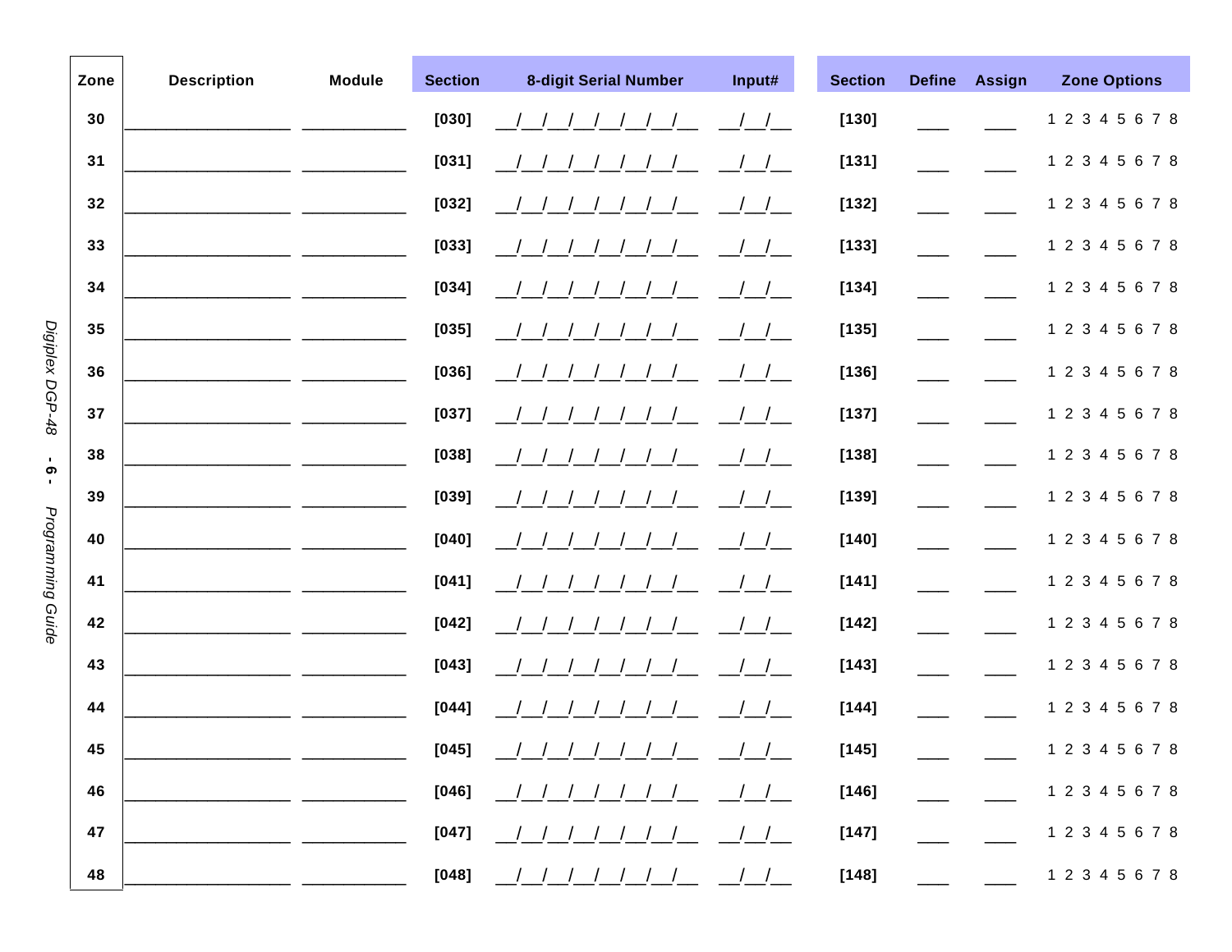| Zone | Description | Module | Section | 8-digit Serial Number | Input# | Section | Define | Assign | Zone Options |
|---|---|---|---|---|---|---|---|---|---|
| 30 | ____________ | ________ | [030] | __/__/__/__/__/__/__/__ | __/__/__ | [130] | ___ | ___ | 1 2 3 4 5 6 7 8 |
| 31 | ____________ | ________ | [031] | __/__/__/__/__/__/__/__ | __/__/__ | [131] | ___ | ___ | 1 2 3 4 5 6 7 8 |
| 32 | ____________ | ________ | [032] | __/__/__/__/__/__/__/__ | __/__/__ | [132] | ___ | ___ | 1 2 3 4 5 6 7 8 |
| 33 | ____________ | ________ | [033] | __/__/__/__/__/__/__/__ | __/__/__ | [133] | ___ | ___ | 1 2 3 4 5 6 7 8 |
| 34 | ____________ | ________ | [034] | __/__/__/__/__/__/__/__ | __/__/__ | [134] | ___ | ___ | 1 2 3 4 5 6 7 8 |
| 35 | ____________ | ________ | [035] | __/__/__/__/__/__/__/__ | __/__/__ | [135] | ___ | ___ | 1 2 3 4 5 6 7 8 |
| 36 | ____________ | ________ | [036] | __/__/__/__/__/__/__/__ | __/__/__ | [136] | ___ | ___ | 1 2 3 4 5 6 7 8 |
| 37 | ____________ | ________ | [037] | __/__/__/__/__/__/__/__ | __/__/__ | [137] | ___ | ___ | 1 2 3 4 5 6 7 8 |
| 38 | ____________ | ________ | [038] | __/__/__/__/__/__/__/__ | __/__/__ | [138] | ___ | ___ | 1 2 3 4 5 6 7 8 |
| 39 | ____________ | ________ | [039] | __/__/__/__/__/__/__/__ | __/__/__ | [139] | ___ | ___ | 1 2 3 4 5 6 7 8 |
| 40 | ____________ | ________ | [040] | __/__/__/__/__/__/__/__ | __/__/__ | [140] | ___ | ___ | 1 2 3 4 5 6 7 8 |
| 41 | ____________ | ________ | [041] | __/__/__/__/__/__/__/__ | __/__/__ | [141] | ___ | ___ | 1 2 3 4 5 6 7 8 |
| 42 | ____________ | ________ | [042] | __/__/__/__/__/__/__/__ | __/__/__ | [142] | ___ | ___ | 1 2 3 4 5 6 7 8 |
| 43 | ____________ | ________ | [043] | __/__/__/__/__/__/__/__ | __/__/__ | [143] | ___ | ___ | 1 2 3 4 5 6 7 8 |
| 44 | ____________ | ________ | [044] | __/__/__/__/__/__/__/__ | __/__/__ | [144] | ___ | ___ | 1 2 3 4 5 6 7 8 |
| 45 | ____________ | ________ | [045] | __/__/__/__/__/__/__/__ | __/__/__ | [145] | ___ | ___ | 1 2 3 4 5 6 7 8 |
| 46 | ____________ | ________ | [046] | __/__/__/__/__/__/__/__ | __/__/__ | [146] | ___ | ___ | 1 2 3 4 5 6 7 8 |
| 47 | ____________ | ________ | [047] | __/__/__/__/__/__/__/__ | __/__/__ | [147] | ___ | ___ | 1 2 3 4 5 6 7 8 |
| 48 | ____________ | ________ | [048] | __/__/__/__/__/__/__/__ | __/__/__ | [148] | ___ | ___ | 1 2 3 4 5 6 7 8 |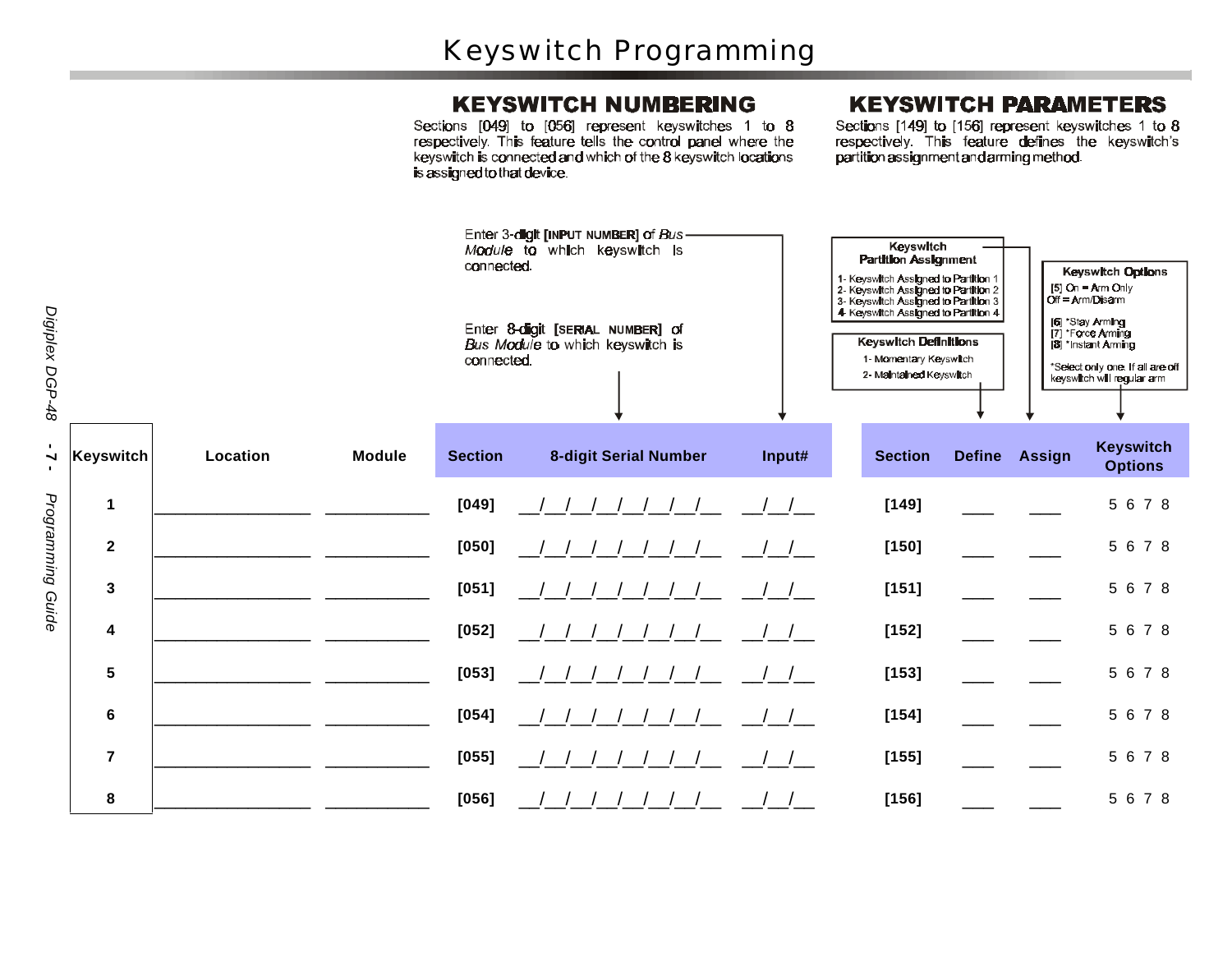# Keyswitch Programming

## KEYSWITCH NUMBERING

Sections [049] to [056] represent keyswitches 1 to 8 respectively. This feature tells the control panel where the keyswitch is connected and which of the 8 keyswitch locations is assigned to that device.

## KEYSWITCH PARAMETERS

Sections [149] to [156] represent keyswitches 1 to 8 respectively. This feature defines the keyswitch's partition assignment and arming method.

Enter 3-digit **[INPUT NUMBER]** of *Bus Module* to which keyswitch is connected.

Enter 8-digit **[SERIAL NUMBER]** of *Bus Module* to which keyswitch is connected.

**Keyswitch Partition Assignment**
1- Keyswitch Assigned to Partition 1
2- Keyswitch Assigned to Partition 2
3- Keyswitch Assigned to Partition 3
4- Keyswitch Assigned to Partition 4

**Keyswitch Definitions**
1- Momentary Keyswitch
2- Maintained Keyswitch

**Keyswitch Options**
[5] On = Arm Only
Off = Arm/Disarm

[6] *Stay Arming
[7] *Force Arming
[8] *Instant Arming

*Select only one. If all are off keyswitch will regular arm

| Keyswitch | Location | Module | Section | 8-digit Serial Number | Input# | Section | Define | Assign | Keyswitch Options |
|---|---|---|---|---|---|---|---|---|---|
| 1 | ________________ | ___________ | [049] | __/__/__/__/__/__/__/__ | __/__/__ | [149] | ___ | ___ | 5 6 7 8 |
| 2 | ________________ | ___________ | [050] | __/__/__/__/__/__/__/__ | __/__/__ | [150] | ___ | ___ | 5 6 7 8 |
| 3 | ________________ | ___________ | [051] | __/__/__/__/__/__/__/__ | __/__/__ | [151] | ___ | ___ | 5 6 7 8 |
| 4 | ________________ | ___________ | [052] | __/__/__/__/__/__/__/__ | __/__/__ | [152] | ___ | ___ | 5 6 7 8 |
| 5 | ________________ | ___________ | [053] | __/__/__/__/__/__/__/__ | __/__/__ | [153] | ___ | ___ | 5 6 7 8 |
| 6 | ________________ | ___________ | [054] | __/__/__/__/__/__/__/__ | __/__/__ | [154] | ___ | ___ | 5 6 7 8 |
| 7 | ________________ | ___________ | [055] | __/__/__/__/__/__/__/__ | __/__/__ | [155] | ___ | ___ | 5 6 7 8 |
| 8 | ________________ | ___________ | [056] | __/__/__/__/__/__/__/__ | __/__/__ | [156] | ___ | ___ | 5 6 7 8 |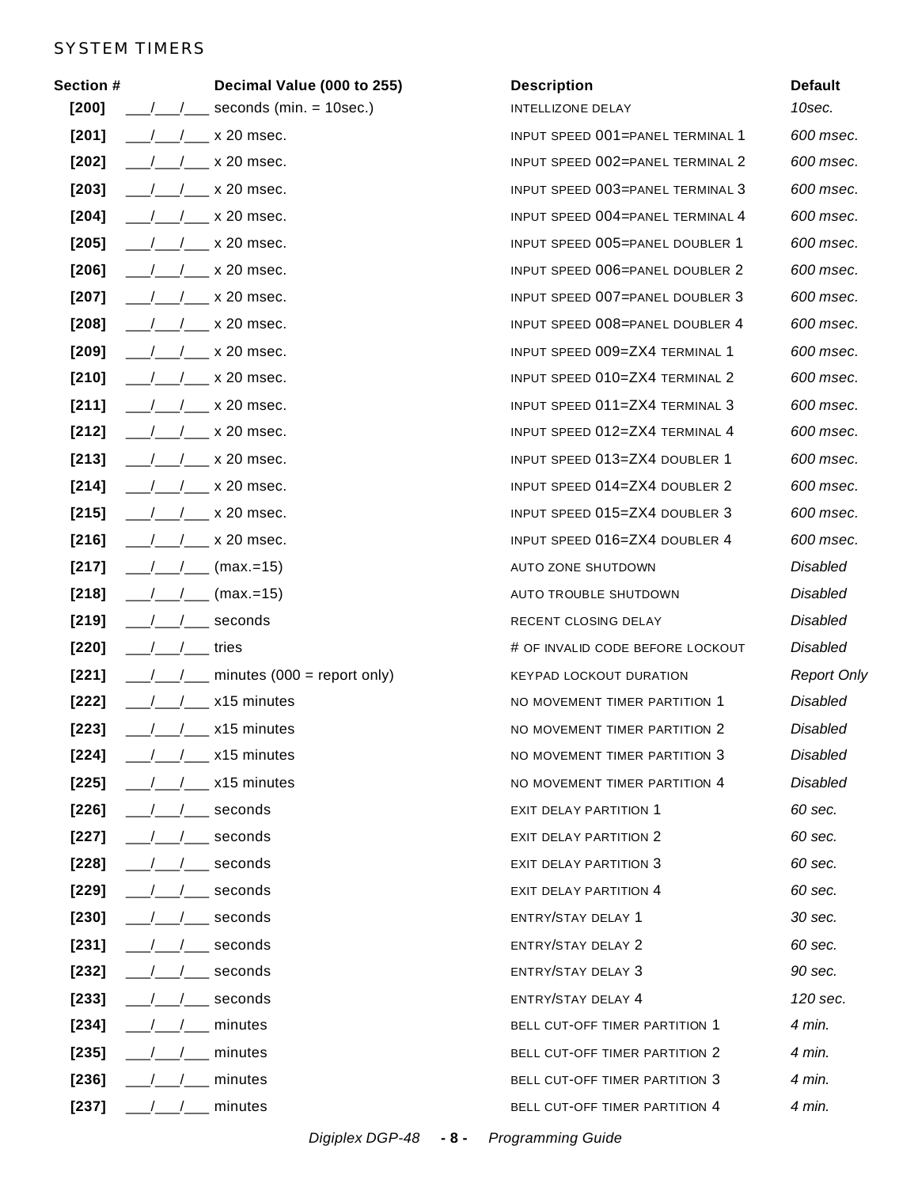## SYSTEM TIMERS

| Section # | Decimal Value (000 to 255) | Description | Default |
|---|---|---|---|
| **[200]** | ___/___/___ seconds (min. = 10sec.) | INTELLIZONE DELAY | *10sec.* |
| **[201]** | ___/___/___ x 20 msec. | INPUT SPEED 001=PANEL TERMINAL 1 | *600 msec.* |
| **[202]** | ___/___/___ x 20 msec. | INPUT SPEED 002=PANEL TERMINAL 2 | *600 msec.* |
| **[203]** | ___/___/___ x 20 msec. | INPUT SPEED 003=PANEL TERMINAL 3 | *600 msec.* |
| **[204]** | ___/___/___ x 20 msec. | INPUT SPEED 004=PANEL TERMINAL 4 | *600 msec.* |
| **[205]** | ___/___/___ x 20 msec. | INPUT SPEED 005=PANEL DOUBLER 1 | *600 msec.* |
| **[206]** | ___/___/___ x 20 msec. | INPUT SPEED 006=PANEL DOUBLER 2 | *600 msec.* |
| **[207]** | ___/___/___ x 20 msec. | INPUT SPEED 007=PANEL DOUBLER 3 | *600 msec.* |
| **[208]** | ___/___/___ x 20 msec. | INPUT SPEED 008=PANEL DOUBLER 4 | *600 msec.* |
| **[209]** | ___/___/___ x 20 msec. | INPUT SPEED 009=ZX4 TERMINAL 1 | *600 msec.* |
| **[210]** | ___/___/___ x 20 msec. | INPUT SPEED 010=ZX4 TERMINAL 2 | *600 msec.* |
| **[211]** | ___/___/___ x 20 msec. | INPUT SPEED 011=ZX4 TERMINAL 3 | *600 msec.* |
| **[212]** | ___/___/___ x 20 msec. | INPUT SPEED 012=ZX4 TERMINAL 4 | *600 msec.* |
| **[213]** | ___/___/___ x 20 msec. | INPUT SPEED 013=ZX4 DOUBLER 1 | *600 msec.* |
| **[214]** | ___/___/___ x 20 msec. | INPUT SPEED 014=ZX4 DOUBLER 2 | *600 msec.* |
| **[215]** | ___/___/___ x 20 msec. | INPUT SPEED 015=ZX4 DOUBLER 3 | *600 msec.* |
| **[216]** | ___/___/___ x 20 msec. | INPUT SPEED 016=ZX4 DOUBLER 4 | *600 msec.* |
| **[217]** | ___/___/___ (max.=15) | AUTO ZONE SHUTDOWN | *Disabled* |
| **[218]** | ___/___/___ (max.=15) | AUTO TROUBLE SHUTDOWN | *Disabled* |
| **[219]** | ___/___/___ seconds | RECENT CLOSING DELAY | *Disabled* |
| **[220]** | ___/___/___ tries | # OF INVALID CODE BEFORE LOCKOUT | *Disabled* |
| **[221]** | ___/___/___ minutes (000 = report only) | KEYPAD LOCKOUT DURATION | *Report Only* |
| **[222]** | ___/___/___ x15 minutes | NO MOVEMENT TIMER PARTITION 1 | *Disabled* |
| **[223]** | ___/___/___ x15 minutes | NO MOVEMENT TIMER PARTITION 2 | *Disabled* |
| **[224]** | ___/___/___ x15 minutes | NO MOVEMENT TIMER PARTITION 3 | *Disabled* |
| **[225]** | ___/___/___ x15 minutes | NO MOVEMENT TIMER PARTITION 4 | *Disabled* |
| **[226]** | ___/___/___ seconds | EXIT DELAY PARTITION 1 | *60 sec.* |
| **[227]** | ___/___/___ seconds | EXIT DELAY PARTITION 2 | *60 sec.* |
| **[228]** | ___/___/___ seconds | EXIT DELAY PARTITION 3 | *60 sec.* |
| **[229]** | ___/___/___ seconds | EXIT DELAY PARTITION 4 | *60 sec.* |
| **[230]** | ___/___/___ seconds | ENTRY/STAY DELAY 1 | *30 sec.* |
| **[231]** | ___/___/___ seconds | ENTRY/STAY DELAY 2 | *60 sec.* |
| **[232]** | ___/___/___ seconds | ENTRY/STAY DELAY 3 | *90 sec.* |
| **[233]** | ___/___/___ seconds | ENTRY/STAY DELAY 4 | *120 sec.* |
| **[234]** | ___/___/___ minutes | BELL CUT-OFF TIMER PARTITION 1 | *4 min.* |
| **[235]** | ___/___/___ minutes | BELL CUT-OFF TIMER PARTITION 2 | *4 min.* |
| **[236]** | ___/___/___ minutes | BELL CUT-OFF TIMER PARTITION 3 | *4 min.* |
| **[237]** | ___/___/___ minutes | BELL CUT-OFF TIMER PARTITION 4 | *4 min.* |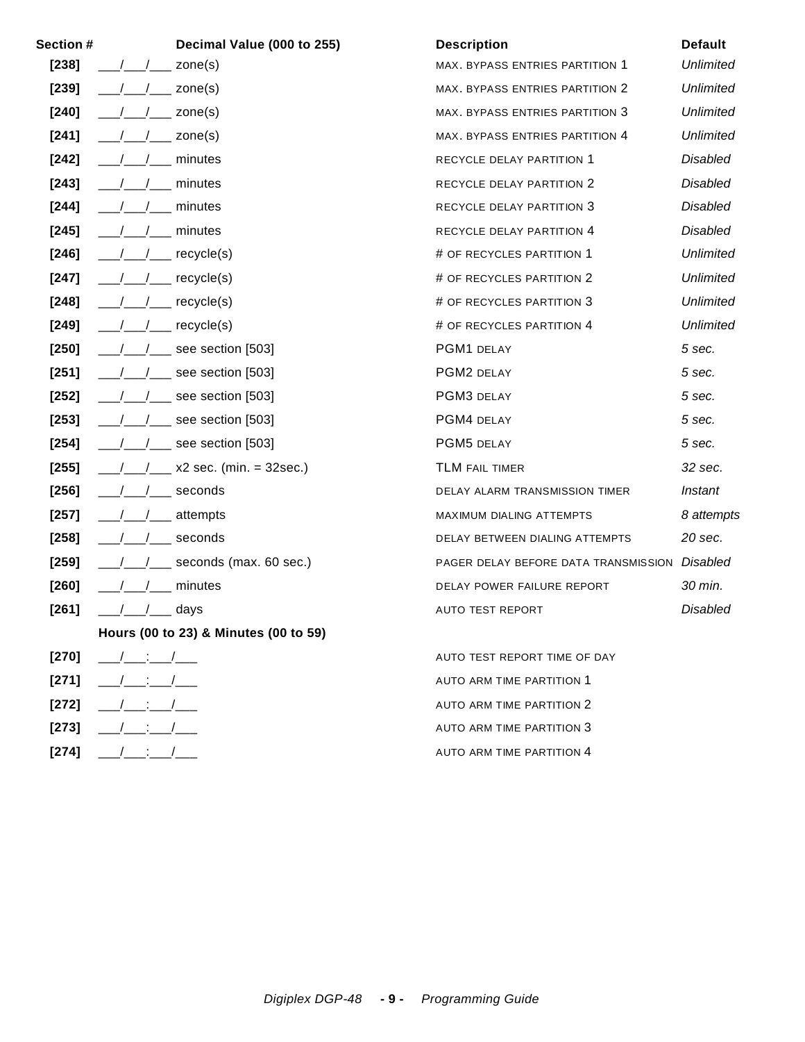| Section # | Decimal Value (000 to 255) | Description | Default |
|---|---|---|---|
| [238] | \_\_\_/\_\_\_/\_\_\_ zone(s) | MAX. BYPASS ENTRIES PARTITION 1 | *Unlimited* |
| [239] | \_\_\_/\_\_\_/\_\_\_ zone(s) | MAX. BYPASS ENTRIES PARTITION 2 | *Unlimited* |
| [240] | \_\_\_/\_\_\_/\_\_\_ zone(s) | MAX. BYPASS ENTRIES PARTITION 3 | *Unlimited* |
| [241] | \_\_\_/\_\_\_/\_\_\_ zone(s) | MAX. BYPASS ENTRIES PARTITION 4 | *Unlimited* |
| [242] | \_\_\_/\_\_\_/\_\_\_ minutes | RECYCLE DELAY PARTITION 1 | *Disabled* |
| [243] | \_\_\_/\_\_\_/\_\_\_ minutes | RECYCLE DELAY PARTITION 2 | *Disabled* |
| [244] | \_\_\_/\_\_\_/\_\_\_ minutes | RECYCLE DELAY PARTITION 3 | *Disabled* |
| [245] | \_\_\_/\_\_\_/\_\_\_ minutes | RECYCLE DELAY PARTITION 4 | *Disabled* |
| [246] | \_\_\_/\_\_\_/\_\_\_ recycle(s) | # OF RECYCLES PARTITION 1 | *Unlimited* |
| [247] | \_\_\_/\_\_\_/\_\_\_ recycle(s) | # OF RECYCLES PARTITION 2 | *Unlimited* |
| [248] | \_\_\_/\_\_\_/\_\_\_ recycle(s) | # OF RECYCLES PARTITION 3 | *Unlimited* |
| [249] | \_\_\_/\_\_\_/\_\_\_ recycle(s) | # OF RECYCLES PARTITION 4 | *Unlimited* |
| [250] | \_\_\_/\_\_\_/\_\_\_ see section [503] | PGM1 DELAY | *5 sec.* |
| [251] | \_\_\_/\_\_\_/\_\_\_ see section [503] | PGM2 DELAY | *5 sec.* |
| [252] | \_\_\_/\_\_\_/\_\_\_ see section [503] | PGM3 DELAY | *5 sec.* |
| [253] | \_\_\_/\_\_\_/\_\_\_ see section [503] | PGM4 DELAY | *5 sec.* |
| [254] | \_\_\_/\_\_\_/\_\_\_ see section [503] | PGM5 DELAY | *5 sec.* |
| [255] | \_\_\_/\_\_\_/\_\_\_ x2 sec. (min. = 32sec.) | TLM FAIL TIMER | *32 sec.* |
| [256] | \_\_\_/\_\_\_/\_\_\_ seconds | DELAY ALARM TRANSMISSION TIMER | *Instant* |
| [257] | \_\_\_/\_\_\_/\_\_\_ attempts | MAXIMUM DIALING ATTEMPTS | *8 attempts* |
| [258] | \_\_\_/\_\_\_/\_\_\_ seconds | DELAY BETWEEN DIALING ATTEMPTS | *20 sec.* |
| [259] | \_\_\_/\_\_\_/\_\_\_ seconds (max. 60 sec.) | PAGER DELAY BEFORE DATA TRANSMISSION | *Disabled* |
| [260] | \_\_\_/\_\_\_/\_\_\_ minutes | DELAY POWER FAILURE REPORT | *30 min.* |
| [261] | \_\_\_/\_\_\_/\_\_\_ days | AUTO TEST REPORT | *Disabled* |
| | **Hours (00 to 23) & Minutes (00 to 59)** | | |
| [270] | \_\_\_/\_\_\_:\_\_\_/\_\_\_ | AUTO TEST REPORT TIME OF DAY | |
| [271] | \_\_\_/\_\_\_:\_\_\_/\_\_\_ | AUTO ARM TIME PARTITION 1 | |
| [272] | \_\_\_/\_\_\_:\_\_\_/\_\_\_ | AUTO ARM TIME PARTITION 2 | |
| [273] | \_\_\_/\_\_\_:\_\_\_/\_\_\_ | AUTO ARM TIME PARTITION 3 | |
| [274] | \_\_\_/\_\_\_:\_\_\_/\_\_\_ | AUTO ARM TIME PARTITION 4 | |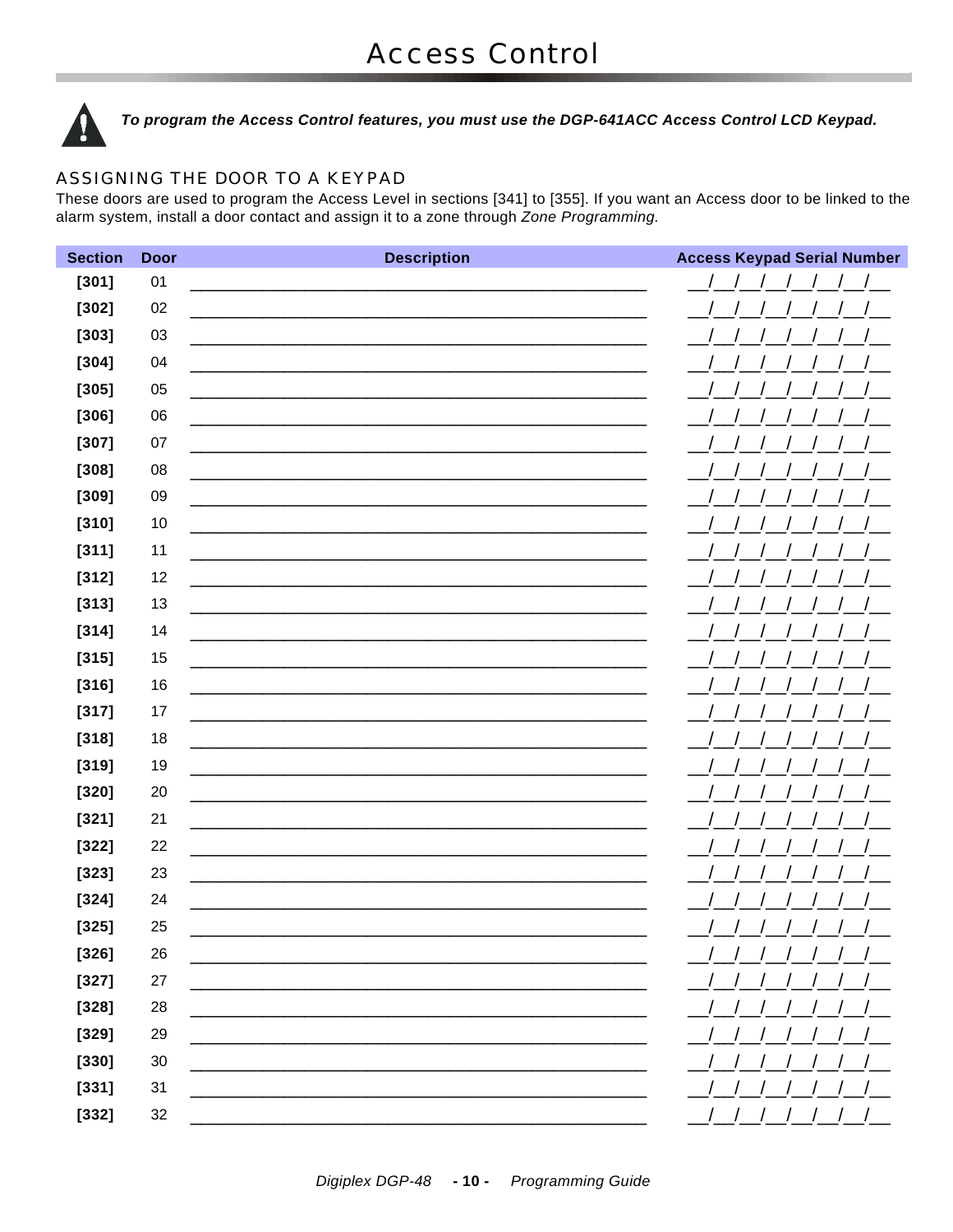# Access Control

***To program the Access Control features, you must use the DGP-641ACC Access Control LCD Keypad.***

## ASSIGNING THE DOOR TO A KEYPAD

These doors are used to program the Access Level in sections [341] to [355]. If you want an Access door to be linked to the alarm system, install a door contact and assign it to a zone through *Zone Programming*.

| Section | Door | Description | Access Keypad Serial Number |
|---|---|---|---|
| **[301]** | 01 | ______________________ | __/__/__/__/__/__/__/__ |
| **[302]** | 02 | ______________________ | __/__/__/__/__/__/__/__ |
| **[303]** | 03 | ______________________ | __/__/__/__/__/__/__/__ |
| **[304]** | 04 | ______________________ | __/__/__/__/__/__/__/__ |
| **[305]** | 05 | ______________________ | __/__/__/__/__/__/__/__ |
| **[306]** | 06 | ______________________ | __/__/__/__/__/__/__/__ |
| **[307]** | 07 | ______________________ | __/__/__/__/__/__/__/__ |
| **[308]** | 08 | ______________________ | __/__/__/__/__/__/__/__ |
| **[309]** | 09 | ______________________ | __/__/__/__/__/__/__/__ |
| **[310]** | 10 | ______________________ | __/__/__/__/__/__/__/__ |
| **[311]** | 11 | ______________________ | __/__/__/__/__/__/__/__ |
| **[312]** | 12 | ______________________ | __/__/__/__/__/__/__/__ |
| **[313]** | 13 | ______________________ | __/__/__/__/__/__/__/__ |
| **[314]** | 14 | ______________________ | __/__/__/__/__/__/__/__ |
| **[315]** | 15 | ______________________ | __/__/__/__/__/__/__/__ |
| **[316]** | 16 | ______________________ | __/__/__/__/__/__/__/__ |
| **[317]** | 17 | ______________________ | __/__/__/__/__/__/__/__ |
| **[318]** | 18 | ______________________ | __/__/__/__/__/__/__/__ |
| **[319]** | 19 | ______________________ | __/__/__/__/__/__/__/__ |
| **[320]** | 20 | ______________________ | __/__/__/__/__/__/__/__ |
| **[321]** | 21 | ______________________ | __/__/__/__/__/__/__/__ |
| **[322]** | 22 | ______________________ | __/__/__/__/__/__/__/__ |
| **[323]** | 23 | ______________________ | __/__/__/__/__/__/__/__ |
| **[324]** | 24 | ______________________ | __/__/__/__/__/__/__/__ |
| **[325]** | 25 | ______________________ | __/__/__/__/__/__/__/__ |
| **[326]** | 26 | ______________________ | __/__/__/__/__/__/__/__ |
| **[327]** | 27 | ______________________ | __/__/__/__/__/__/__/__ |
| **[328]** | 28 | ______________________ | __/__/__/__/__/__/__/__ |
| **[329]** | 29 | ______________________ | __/__/__/__/__/__/__/__ |
| **[330]** | 30 | ______________________ | __/__/__/__/__/__/__/__ |
| **[331]** | 31 | ______________________ | __/__/__/__/__/__/__/__ |
| **[332]** | 32 | ______________________ | __/__/__/__/__/__/__/__ |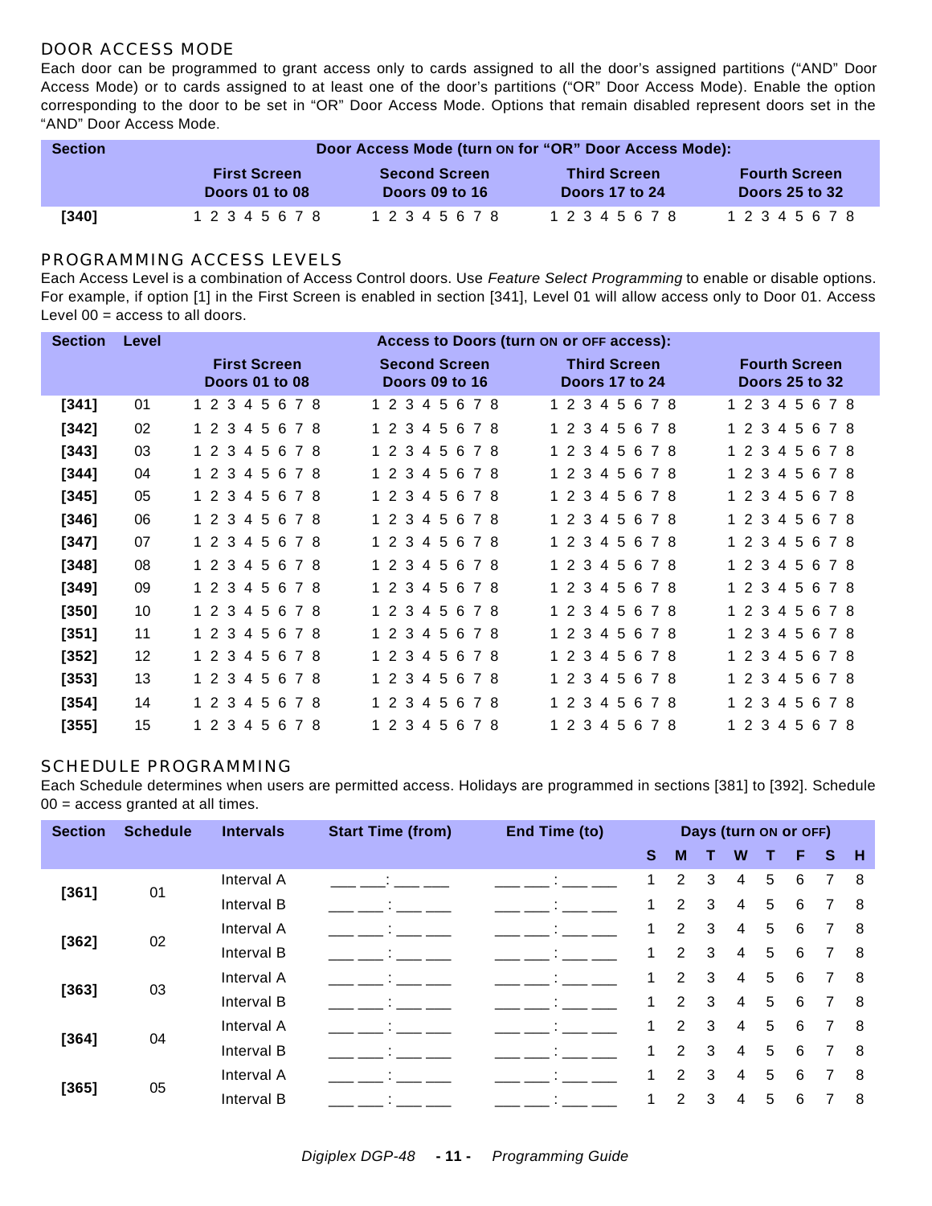## DOOR ACCESS MODE

Each door can be programmed to grant access only to cards assigned to all the door's assigned partitions ("AND" Door Access Mode) or to cards assigned to at least one of the door's partitions ("OR" Door Access Mode). Enable the option corresponding to the door to be set in "OR" Door Access Mode. Options that remain disabled represent doors set in the "AND" Door Access Mode.

| Section | Door Access Mode (turn ON for "OR" Door Access Mode): | | | |
|---|---|---|---|---|
| | First Screen Doors 01 to 08 | Second Screen Doors 09 to 16 | Third Screen Doors 17 to 24 | Fourth Screen Doors 25 to 32 |
| **[340]** | 1 2 3 4 5 6 7 8 | 1 2 3 4 5 6 7 8 | 1 2 3 4 5 6 7 8 | 1 2 3 4 5 6 7 8 |

## PROGRAMMING ACCESS LEVELS

Each Access Level is a combination of Access Control doors. Use *Feature Select Programming* to enable or disable options. For example, if option [1] in the First Screen is enabled in section [341], Level 01 will allow access only to Door 01. Access Level 00 = access to all doors.

| Section | Level | Access to Doors (turn ON or OFF access): | | | |
|---|---|---|---|---|---|
| | | First Screen Doors 01 to 08 | Second Screen Doors 09 to 16 | Third Screen Doors 17 to 24 | Fourth Screen Doors 25 to 32 |
| **[341]** | 01 | 1 2 3 4 5 6 7 8 | 1 2 3 4 5 6 7 8 | 1 2 3 4 5 6 7 8 | 1 2 3 4 5 6 7 8 |
| **[342]** | 02 | 1 2 3 4 5 6 7 8 | 1 2 3 4 5 6 7 8 | 1 2 3 4 5 6 7 8 | 1 2 3 4 5 6 7 8 |
| **[343]** | 03 | 1 2 3 4 5 6 7 8 | 1 2 3 4 5 6 7 8 | 1 2 3 4 5 6 7 8 | 1 2 3 4 5 6 7 8 |
| **[344]** | 04 | 1 2 3 4 5 6 7 8 | 1 2 3 4 5 6 7 8 | 1 2 3 4 5 6 7 8 | 1 2 3 4 5 6 7 8 |
| **[345]** | 05 | 1 2 3 4 5 6 7 8 | 1 2 3 4 5 6 7 8 | 1 2 3 4 5 6 7 8 | 1 2 3 4 5 6 7 8 |
| **[346]** | 06 | 1 2 3 4 5 6 7 8 | 1 2 3 4 5 6 7 8 | 1 2 3 4 5 6 7 8 | 1 2 3 4 5 6 7 8 |
| **[347]** | 07 | 1 2 3 4 5 6 7 8 | 1 2 3 4 5 6 7 8 | 1 2 3 4 5 6 7 8 | 1 2 3 4 5 6 7 8 |
| **[348]** | 08 | 1 2 3 4 5 6 7 8 | 1 2 3 4 5 6 7 8 | 1 2 3 4 5 6 7 8 | 1 2 3 4 5 6 7 8 |
| **[349]** | 09 | 1 2 3 4 5 6 7 8 | 1 2 3 4 5 6 7 8 | 1 2 3 4 5 6 7 8 | 1 2 3 4 5 6 7 8 |
| **[350]** | 10 | 1 2 3 4 5 6 7 8 | 1 2 3 4 5 6 7 8 | 1 2 3 4 5 6 7 8 | 1 2 3 4 5 6 7 8 |
| **[351]** | 11 | 1 2 3 4 5 6 7 8 | 1 2 3 4 5 6 7 8 | 1 2 3 4 5 6 7 8 | 1 2 3 4 5 6 7 8 |
| **[352]** | 12 | 1 2 3 4 5 6 7 8 | 1 2 3 4 5 6 7 8 | 1 2 3 4 5 6 7 8 | 1 2 3 4 5 6 7 8 |
| **[353]** | 13 | 1 2 3 4 5 6 7 8 | 1 2 3 4 5 6 7 8 | 1 2 3 4 5 6 7 8 | 1 2 3 4 5 6 7 8 |
| **[354]** | 14 | 1 2 3 4 5 6 7 8 | 1 2 3 4 5 6 7 8 | 1 2 3 4 5 6 7 8 | 1 2 3 4 5 6 7 8 |
| **[355]** | 15 | 1 2 3 4 5 6 7 8 | 1 2 3 4 5 6 7 8 | 1 2 3 4 5 6 7 8 | 1 2 3 4 5 6 7 8 |

## SCHEDULE PROGRAMMING

Each Schedule determines when users are permitted access. Holidays are programmed in sections [381] to [392]. Schedule 00 = access granted at all times.

| Section | Schedule | Intervals | Start Time (from) | End Time (to) | Days (turn ON or OFF) | | | | | | | |
|---|---|---|---|---|---|---|---|---|---|---|---|---|
| | | | | | S | M | T | W | T | F | S | H |
| **[361]** | 01 | Interval A | ___ ___ : ___ ___ | ___ ___ : ___ ___ | 1 | 2 | 3 | 4 | 5 | 6 | 7 | 8 |
| | | Interval B | ___ ___ : ___ ___ | ___ ___ : ___ ___ | 1 | 2 | 3 | 4 | 5 | 6 | 7 | 8 |
| **[362]** | 02 | Interval A | ___ ___ : ___ ___ | ___ ___ : ___ ___ | 1 | 2 | 3 | 4 | 5 | 6 | 7 | 8 |
| | | Interval B | ___ ___ : ___ ___ | ___ ___ : ___ ___ | 1 | 2 | 3 | 4 | 5 | 6 | 7 | 8 |
| **[363]** | 03 | Interval A | ___ ___ : ___ ___ | ___ ___ : ___ ___ | 1 | 2 | 3 | 4 | 5 | 6 | 7 | 8 |
| | | Interval B | ___ ___ : ___ ___ | ___ ___ : ___ ___ | 1 | 2 | 3 | 4 | 5 | 6 | 7 | 8 |
| **[364]** | 04 | Interval A | ___ ___ : ___ ___ | ___ ___ : ___ ___ | 1 | 2 | 3 | 4 | 5 | 6 | 7 | 8 |
| | | Interval B | ___ ___ : ___ ___ | ___ ___ : ___ ___ | 1 | 2 | 3 | 4 | 5 | 6 | 7 | 8 |
| **[365]** | 05 | Interval A | ___ ___ : ___ ___ | ___ ___ : ___ ___ | 1 | 2 | 3 | 4 | 5 | 6 | 7 | 8 |
| | | Interval B | ___ ___ : ___ ___ | ___ ___ : ___ ___ | 1 | 2 | 3 | 4 | 5 | 6 | 7 | 8 |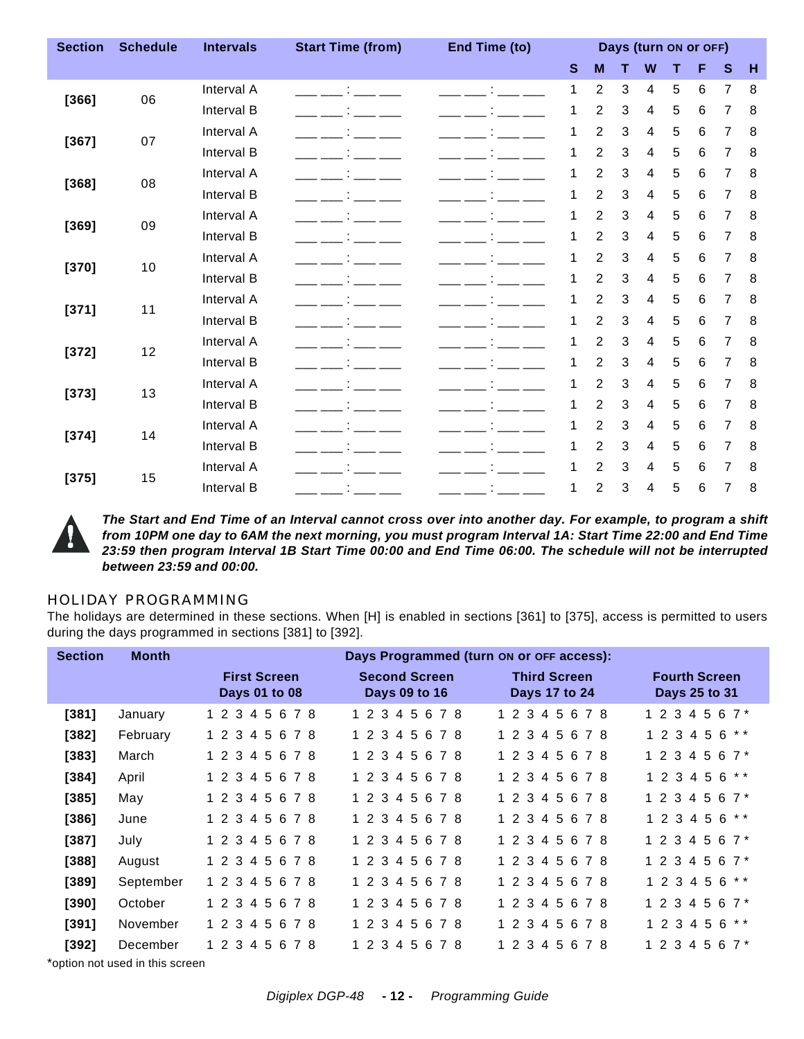| Section | Schedule | Intervals | Start Time (from) | End Time (to) | Days (turn ON or OFF) | | | | | | | |
|---|---|---|---|---|---|---|---|---|---|---|---|---|
| | | | | | S | M | T | W | T | F | S | H |
| [366] | 06 | Interval A | ___ ___ : ___ ___ | ___ ___ : ___ ___ | 1 | 2 | 3 | 4 | 5 | 6 | 7 | 8 |
| | | Interval B | ___ ___ : ___ ___ | ___ ___ : ___ ___ | 1 | 2 | 3 | 4 | 5 | 6 | 7 | 8 |
| [367] | 07 | Interval A | ___ ___ : ___ ___ | ___ ___ : ___ ___ | 1 | 2 | 3 | 4 | 5 | 6 | 7 | 8 |
| | | Interval B | ___ ___ : ___ ___ | ___ ___ : ___ ___ | 1 | 2 | 3 | 4 | 5 | 6 | 7 | 8 |
| [368] | 08 | Interval A | ___ ___ : ___ ___ | ___ ___ : ___ ___ | 1 | 2 | 3 | 4 | 5 | 6 | 7 | 8 |
| | | Interval B | ___ ___ : ___ ___ | ___ ___ : ___ ___ | 1 | 2 | 3 | 4 | 5 | 6 | 7 | 8 |
| [369] | 09 | Interval A | ___ ___ : ___ ___ | ___ ___ : ___ ___ | 1 | 2 | 3 | 4 | 5 | 6 | 7 | 8 |
| | | Interval B | ___ ___ : ___ ___ | ___ ___ : ___ ___ | 1 | 2 | 3 | 4 | 5 | 6 | 7 | 8 |
| [370] | 10 | Interval A | ___ ___ : ___ ___ | ___ ___ : ___ ___ | 1 | 2 | 3 | 4 | 5 | 6 | 7 | 8 |
| | | Interval B | ___ ___ : ___ ___ | ___ ___ : ___ ___ | 1 | 2 | 3 | 4 | 5 | 6 | 7 | 8 |
| [371] | 11 | Interval A | ___ ___ : ___ ___ | ___ ___ : ___ ___ | 1 | 2 | 3 | 4 | 5 | 6 | 7 | 8 |
| | | Interval B | ___ ___ : ___ ___ | ___ ___ : ___ ___ | 1 | 2 | 3 | 4 | 5 | 6 | 7 | 8 |
| [372] | 12 | Interval A | ___ ___ : ___ ___ | ___ ___ : ___ ___ | 1 | 2 | 3 | 4 | 5 | 6 | 7 | 8 |
| | | Interval B | ___ ___ : ___ ___ | ___ ___ : ___ ___ | 1 | 2 | 3 | 4 | 5 | 6 | 7 | 8 |
| [373] | 13 | Interval A | ___ ___ : ___ ___ | ___ ___ : ___ ___ | 1 | 2 | 3 | 4 | 5 | 6 | 7 | 8 |
| | | Interval B | ___ ___ : ___ ___ | ___ ___ : ___ ___ | 1 | 2 | 3 | 4 | 5 | 6 | 7 | 8 |
| [374] | 14 | Interval A | ___ ___ : ___ ___ | ___ ___ : ___ ___ | 1 | 2 | 3 | 4 | 5 | 6 | 7 | 8 |
| | | Interval B | ___ ___ : ___ ___ | ___ ___ : ___ ___ | 1 | 2 | 3 | 4 | 5 | 6 | 7 | 8 |
| [375] | 15 | Interval A | ___ ___ : ___ ___ | ___ ___ : ___ ___ | 1 | 2 | 3 | 4 | 5 | 6 | 7 | 8 |
| | | Interval B | ___ ___ : ___ ___ | ___ ___ : ___ ___ | 1 | 2 | 3 | 4 | 5 | 6 | 7 | 8 |

***The Start and End Time of an Interval cannot cross over into another day. For example, to program a shift from 10PM one day to 6AM the next morning, you must program Interval 1A: Start Time 22:00 and End Time 23:59 then program Interval 1B Start Time 00:00 and End Time 06:00. The schedule will not be interrupted between 23:59 and 00:00.***

## HOLIDAY PROGRAMMING

The holidays are determined in these sections. When [H] is enabled in sections [361] to [375], access is permitted to users during the days programmed in sections [381] to [392].

| Section | Month | Days Programmed (turn ON or OFF access): | | | |
|---|---|---|---|---|---|
| | | First Screen Days 01 to 08 | Second Screen Days 09 to 16 | Third Screen Days 17 to 24 | Fourth Screen Days 25 to 31 |
| [381] | January | 1 2 3 4 5 6 7 8 | 1 2 3 4 5 6 7 8 | 1 2 3 4 5 6 7 8 | 1 2 3 4 5 6 7 * |
| [382] | February | 1 2 3 4 5 6 7 8 | 1 2 3 4 5 6 7 8 | 1 2 3 4 5 6 7 8 | 1 2 3 4 5 6 * * |
| [383] | March | 1 2 3 4 5 6 7 8 | 1 2 3 4 5 6 7 8 | 1 2 3 4 5 6 7 8 | 1 2 3 4 5 6 7 * |
| [384] | April | 1 2 3 4 5 6 7 8 | 1 2 3 4 5 6 7 8 | 1 2 3 4 5 6 7 8 | 1 2 3 4 5 6 * * |
| [385] | May | 1 2 3 4 5 6 7 8 | 1 2 3 4 5 6 7 8 | 1 2 3 4 5 6 7 8 | 1 2 3 4 5 6 7 * |
| [386] | June | 1 2 3 4 5 6 7 8 | 1 2 3 4 5 6 7 8 | 1 2 3 4 5 6 7 8 | 1 2 3 4 5 6 * * |
| [387] | July | 1 2 3 4 5 6 7 8 | 1 2 3 4 5 6 7 8 | 1 2 3 4 5 6 7 8 | 1 2 3 4 5 6 7 * |
| [388] | August | 1 2 3 4 5 6 7 8 | 1 2 3 4 5 6 7 8 | 1 2 3 4 5 6 7 8 | 1 2 3 4 5 6 7 * |
| [389] | September | 1 2 3 4 5 6 7 8 | 1 2 3 4 5 6 7 8 | 1 2 3 4 5 6 7 8 | 1 2 3 4 5 6 * * |
| [390] | October | 1 2 3 4 5 6 7 8 | 1 2 3 4 5 6 7 8 | 1 2 3 4 5 6 7 8 | 1 2 3 4 5 6 7 * |
| [391] | November | 1 2 3 4 5 6 7 8 | 1 2 3 4 5 6 7 8 | 1 2 3 4 5 6 7 8 | 1 2 3 4 5 6 * * |
| [392] | December | 1 2 3 4 5 6 7 8 | 1 2 3 4 5 6 7 8 | 1 2 3 4 5 6 7 8 | 1 2 3 4 5 6 7 * |

*option not used in this screen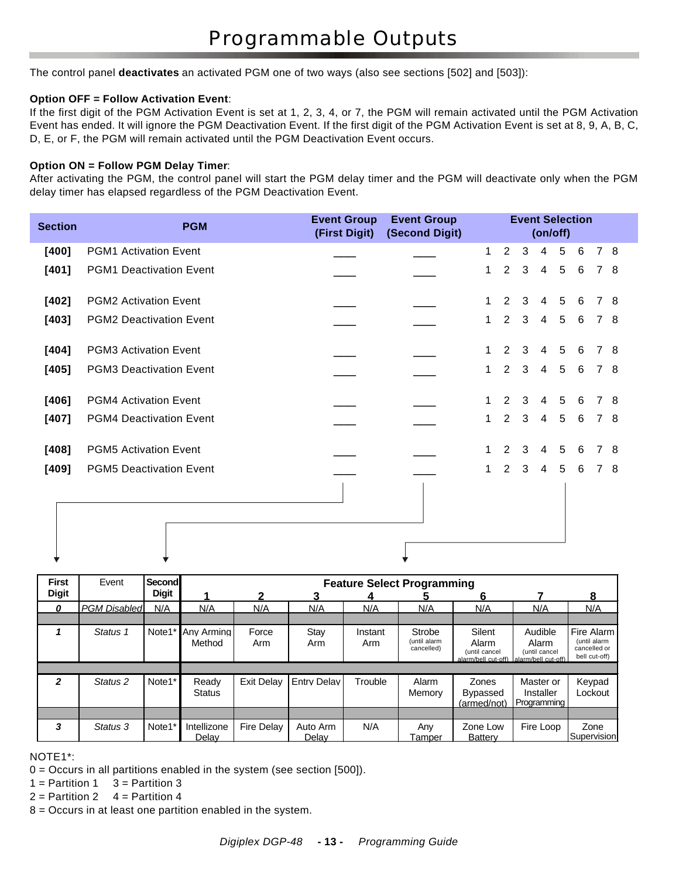# Programmable Outputs

The control panel **deactivates** an activated PGM one of two ways (also see sections [502] and [503]):

**Option OFF = Follow Activation Event**:
If the first digit of the PGM Activation Event is set at 1, 2, 3, 4, or 7, the PGM will remain activated until the PGM Activation Event has ended. It will ignore the PGM Deactivation Event. If the first digit of the PGM Activation Event is set at 8, 9, A, B, C, D, E, or F, the PGM will remain activated until the PGM Deactivation Event occurs.

**Option ON = Follow PGM Delay Timer**:
After activating the PGM, the control panel will start the PGM delay timer and the PGM will deactivate only when the PGM delay timer has elapsed regardless of the PGM Deactivation Event.

| Section | PGM | Event Group (First Digit) | Event Group (Second Digit) | Event Selection (on/off) |
|---|---|---|---|---|
| **[400]** | PGM1 Activation Event | ____ | ____ | 1 2 3 4 5 6 7 8 |
| **[401]** | PGM1 Deactivation Event | ____ | ____ | 1 2 3 4 5 6 7 8 |
| **[402]** | PGM2 Activation Event | ____ | ____ | 1 2 3 4 5 6 7 8 |
| **[403]** | PGM2 Deactivation Event | ____ | ____ | 1 2 3 4 5 6 7 8 |
| **[404]** | PGM3 Activation Event | ____ | ____ | 1 2 3 4 5 6 7 8 |
| **[405]** | PGM3 Deactivation Event | ____ | ____ | 1 2 3 4 5 6 7 8 |
| **[406]** | PGM4 Activation Event | ____ | ____ | 1 2 3 4 5 6 7 8 |
| **[407]** | PGM4 Deactivation Event | ____ | ____ | 1 2 3 4 5 6 7 8 |
| **[408]** | PGM5 Activation Event | ____ | ____ | 1 2 3 4 5 6 7 8 |
| **[409]** | PGM5 Deactivation Event | ____ | ____ | 1 2 3 4 5 6 7 8 |

| First Digit | Event | Second Digit | Feature Select Programming 1 | 2 | 3 | 4 | 5 | 6 | 7 | 8 |
|---|---|---|---|---|---|---|---|---|---|---|
| *0* | *PGM Disabled* | N/A | N/A | N/A | N/A | N/A | N/A | N/A | N/A | N/A |
| *1* | *Status 1* | Note1* | Any Arming Method | Force Arm | Stay Arm | Instant Arm | Strobe (until alarm cancelled) | Silent Alarm (until cancel alarm/bell cut-off) | Audible Alarm (until cancel alarm/bell cut-off) | Fire Alarm (until alarm cancelled or bell cut-off) |
| *2* | *Status 2* | Note1* | Ready Status | Exit Delay | Entry Delay | Trouble | Alarm Memory | Zones Bypassed (armed/not) | Master or Installer Programming | Keypad Lockout |
| *3* | *Status 3* | Note1* | Intellizone Delay | Fire Delay | Auto Arm Delay | N/A | Any Tamper | Zone Low Battery | Fire Loop | Zone Supervision |

NOTE1*:
0 = Occurs in all partitions enabled in the system (see section [500]).
1 = Partition 1 3 = Partition 3
2 = Partition 2 4 = Partition 4
8 = Occurs in at least one partition enabled in the system.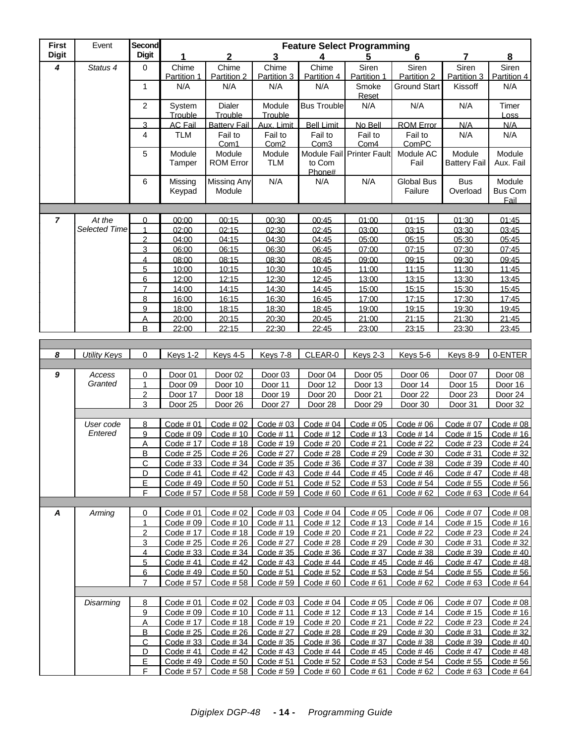| First Digit | Event | Second Digit | Feature Select Programming 1 | 2 | 3 | 4 | 5 | 6 | 7 | 8 |
|---|---|---|---|---|---|---|---|---|---|---|
| *4* | *Status 4* | 0 | Chime Partition 1 | Chime Partition 2 | Chime Partition 3 | Chime Partition 4 | Siren Partition 1 | Siren Partition 2 | Siren Partition 3 | Siren Partition 4 |
| | | 1 | N/A | N/A | N/A | N/A | Smoke Reset | Ground Start | Kissoff | N/A |
| | | 2 | System Trouble | Dialer Trouble | Module Trouble | Bus Trouble | N/A | N/A | N/A | Timer Loss |
| | | 3 | AC Fail | Battery Fail | Aux. Limit | Bell Limit | No Bell | ROM Error | N/A | N/A |
| | | 4 | TLM | Fail to Com1 | Fail to Com2 | Fail to Com3 | Fail to Com4 | Fail to ComPC | N/A | N/A |
| | | 5 | Module Tamper | Module ROM Error | Module TLM | Module Fail to Com Phone# | Printer Fault | Module AC Fail | Module Battery Fail | Module Aux. Fail |
| | | 6 | Missing Keypad | Missing Any Module | N/A | N/A | N/A | Global Bus Failure | Bus Overload | Module Bus Com Fail |
| *7* | *At the Selected Time* | 0 | 00:00 | 00:15 | 00:30 | 00:45 | 01:00 | 01:15 | 01:30 | 01:45 |
| | | 1 | 02:00 | 02:15 | 02:30 | 02:45 | 03:00 | 03:15 | 03:30 | 03:45 |
| | | 2 | 04:00 | 04:15 | 04:30 | 04:45 | 05:00 | 05:15 | 05:30 | 05:45 |
| | | 3 | 06:00 | 06:15 | 06:30 | 06:45 | 07:00 | 07:15 | 07:30 | 07:45 |
| | | 4 | 08:00 | 08:15 | 08:30 | 08:45 | 09:00 | 09:15 | 09:30 | 09:45 |
| | | 5 | 10:00 | 10:15 | 10:30 | 10:45 | 11:00 | 11:15 | 11:30 | 11:45 |
| | | 6 | 12:00 | 12:15 | 12:30 | 12:45 | 13:00 | 13:15 | 13:30 | 13:45 |
| | | 7 | 14:00 | 14:15 | 14:30 | 14:45 | 15:00 | 15:15 | 15:30 | 15:45 |
| | | 8 | 16:00 | 16:15 | 16:30 | 16:45 | 17:00 | 17:15 | 17:30 | 17:45 |
| | | 9 | 18:00 | 18:15 | 18:30 | 18:45 | 19:00 | 19:15 | 19:30 | 19:45 |
| | | A | 20:00 | 20:15 | 20:30 | 20:45 | 21:00 | 21:15 | 21:30 | 21:45 |
| | | B | 22:00 | 22:15 | 22:30 | 22:45 | 23:00 | 23:15 | 23:30 | 23:45 |

| First Digit | Event | Second Digit | 1 | 2 | 3 | 4 | 5 | 6 | 7 | 8 |
|---|---|---|---|---|---|---|---|---|---|---|
| *8* | *Utility Keys* | 0 | Keys 1-2 | Keys 4-5 | Keys 7-8 | CLEAR-0 | Keys 2-3 | Keys 5-6 | Keys 8-9 | 0-ENTER |
| *9* | *Access Granted* | 0 | Door 01 | Door 02 | Door 03 | Door 04 | Door 05 | Door 06 | Door 07 | Door 08 |
| | | 1 | Door 09 | Door 10 | Door 11 | Door 12 | Door 13 | Door 14 | Door 15 | Door 16 |
| | | 2 | Door 17 | Door 18 | Door 19 | Door 20 | Door 21 | Door 22 | Door 23 | Door 24 |
| | | 3 | Door 25 | Door 26 | Door 27 | Door 28 | Door 29 | Door 30 | Door 31 | Door 32 |
| | *User code Entered* | 8 | Code # 01 | Code # 02 | Code # 03 | Code # 04 | Code # 05 | Code # 06 | Code # 07 | Code # 08 |
| | | 9 | Code # 09 | Code # 10 | Code # 11 | Code # 12 | Code # 13 | Code # 14 | Code # 15 | Code # 16 |
| | | A | Code # 17 | Code # 18 | Code # 19 | Code # 20 | Code # 21 | Code # 22 | Code # 23 | Code # 24 |
| | | B | Code # 25 | Code # 26 | Code # 27 | Code # 28 | Code # 29 | Code # 30 | Code # 31 | Code # 32 |
| | | C | Code # 33 | Code # 34 | Code # 35 | Code # 36 | Code # 37 | Code # 38 | Code # 39 | Code # 40 |
| | | D | Code # 41 | Code # 42 | Code # 43 | Code # 44 | Code # 45 | Code # 46 | Code # 47 | Code # 48 |
| | | E | Code # 49 | Code # 50 | Code # 51 | Code # 52 | Code # 53 | Code # 54 | Code # 55 | Code # 56 |
| | | F | Code # 57 | Code # 58 | Code # 59 | Code # 60 | Code # 61 | Code # 62 | Code # 63 | Code # 64 |
| *A* | *Arming* | 0 | Code # 01 | Code # 02 | Code # 03 | Code # 04 | Code # 05 | Code # 06 | Code # 07 | Code # 08 |
| | | 1 | Code # 09 | Code # 10 | Code # 11 | Code # 12 | Code # 13 | Code # 14 | Code # 15 | Code # 16 |
| | | 2 | Code # 17 | Code # 18 | Code # 19 | Code # 20 | Code # 21 | Code # 22 | Code # 23 | Code # 24 |
| | | 3 | Code # 25 | Code # 26 | Code # 27 | Code # 28 | Code # 29 | Code # 30 | Code # 31 | Code # 32 |
| | | 4 | Code # 33 | Code # 34 | Code # 35 | Code # 36 | Code # 37 | Code # 38 | Code # 39 | Code # 40 |
| | | 5 | Code # 41 | Code # 42 | Code # 43 | Code # 44 | Code # 45 | Code # 46 | Code # 47 | Code # 48 |
| | | 6 | Code # 49 | Code # 50 | Code # 51 | Code # 52 | Code # 53 | Code # 54 | Code # 55 | Code # 56 |
| | | 7 | Code # 57 | Code # 58 | Code # 59 | Code # 60 | Code # 61 | Code # 62 | Code # 63 | Code # 64 |
| | *Disarming* | 8 | Code # 01 | Code # 02 | Code # 03 | Code # 04 | Code # 05 | Code # 06 | Code # 07 | Code # 08 |
| | | 9 | Code # 09 | Code # 10 | Code # 11 | Code # 12 | Code # 13 | Code # 14 | Code # 15 | Code # 16 |
| | | A | Code # 17 | Code # 18 | Code # 19 | Code # 20 | Code # 21 | Code # 22 | Code # 23 | Code # 24 |
| | | B | Code # 25 | Code # 26 | Code # 27 | Code # 28 | Code # 29 | Code # 30 | Code # 31 | Code # 32 |
| | | C | Code # 33 | Code # 34 | Code # 35 | Code # 36 | Code # 37 | Code # 38 | Code # 39 | Code # 40 |
| | | D | Code # 41 | Code # 42 | Code # 43 | Code # 44 | Code # 45 | Code # 46 | Code # 47 | Code # 48 |
| | | E | Code # 49 | Code # 50 | Code # 51 | Code # 52 | Code # 53 | Code # 54 | Code # 55 | Code # 56 |
| | | F | Code # 57 | Code # 58 | Code # 59 | Code # 60 | Code # 61 | Code # 62 | Code # 63 | Code # 64 |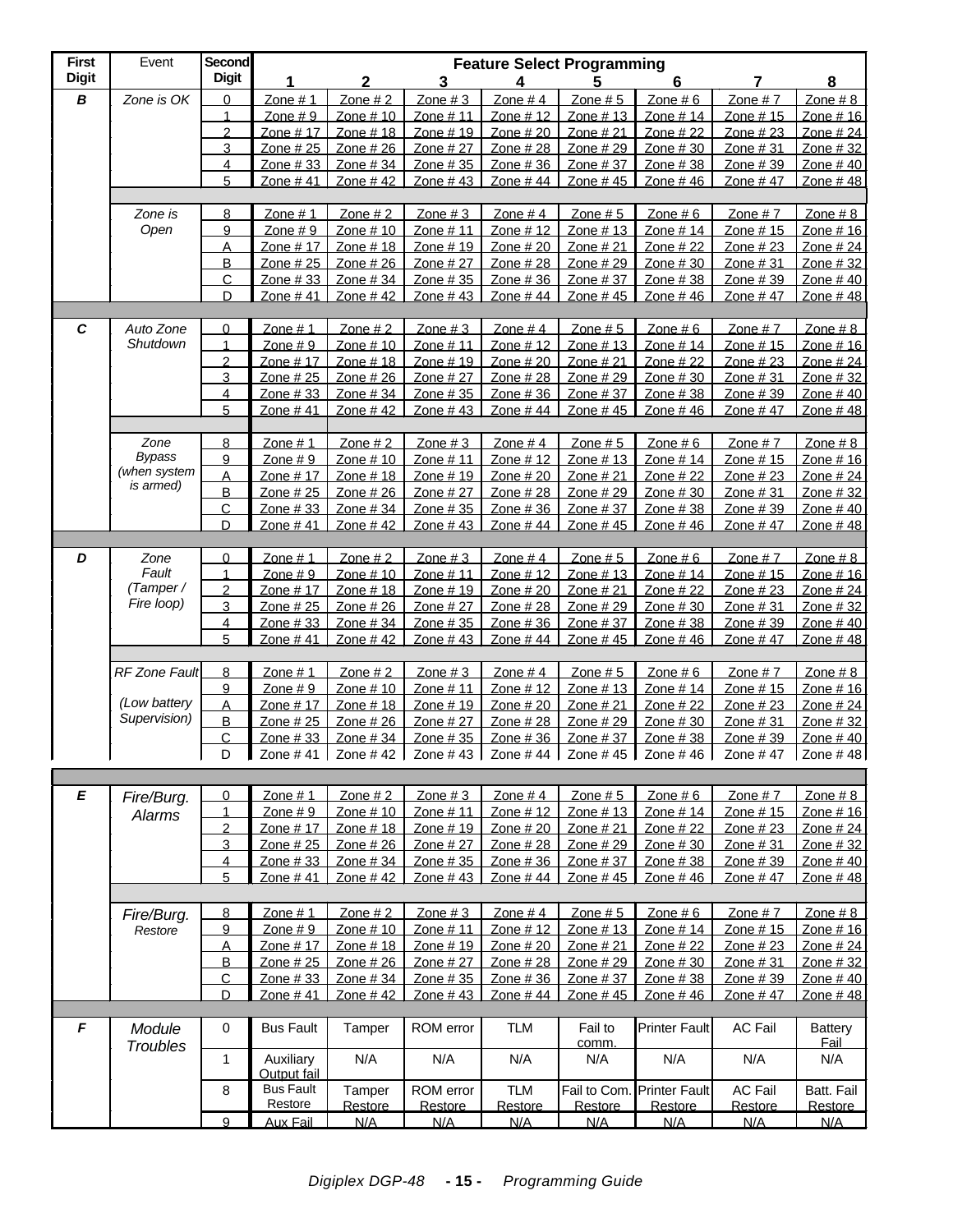| First Digit | Event | Second Digit | Feature Select Programming | | | | | | | |
|---|---|---|---|---|---|---|---|---|---|---|
| | | | 1 | 2 | 3 | 4 | 5 | 6 | 7 | 8 |
| **B** | *Zone is OK* | 0 | Zone # 1 | Zone # 2 | Zone # 3 | Zone # 4 | Zone # 5 | Zone # 6 | Zone # 7 | Zone # 8 |
| | | 1 | Zone # 9 | Zone # 10 | Zone # 11 | Zone # 12 | Zone # 13 | Zone # 14 | Zone # 15 | Zone # 16 |
| | | 2 | Zone # 17 | Zone # 18 | Zone # 19 | Zone # 20 | Zone # 21 | Zone # 22 | Zone # 23 | Zone # 24 |
| | | 3 | Zone # 25 | Zone # 26 | Zone # 27 | Zone # 28 | Zone # 29 | Zone # 30 | Zone # 31 | Zone # 32 |
| | | 4 | Zone # 33 | Zone # 34 | Zone # 35 | Zone # 36 | Zone # 37 | Zone # 38 | Zone # 39 | Zone # 40 |
| | | 5 | Zone # 41 | Zone # 42 | Zone # 43 | Zone # 44 | Zone # 45 | Zone # 46 | Zone # 47 | Zone # 48 |
| | *Zone is Open* | 8 | Zone # 1 | Zone # 2 | Zone # 3 | Zone # 4 | Zone # 5 | Zone # 6 | Zone # 7 | Zone # 8 |
| | | 9 | Zone # 9 | Zone # 10 | Zone # 11 | Zone # 12 | Zone # 13 | Zone # 14 | Zone # 15 | Zone # 16 |
| | | A | Zone # 17 | Zone # 18 | Zone # 19 | Zone # 20 | Zone # 21 | Zone # 22 | Zone # 23 | Zone # 24 |
| | | B | Zone # 25 | Zone # 26 | Zone # 27 | Zone # 28 | Zone # 29 | Zone # 30 | Zone # 31 | Zone # 32 |
| | | C | Zone # 33 | Zone # 34 | Zone # 35 | Zone # 36 | Zone # 37 | Zone # 38 | Zone # 39 | Zone # 40 |
| | | D | Zone # 41 | Zone # 42 | Zone # 43 | Zone # 44 | Zone # 45 | Zone # 46 | Zone # 47 | Zone # 48 |
| **C** | *Auto Zone Shutdown* | 0 | Zone # 1 | Zone # 2 | Zone # 3 | Zone # 4 | Zone # 5 | Zone # 6 | Zone # 7 | Zone # 8 |
| | | 1 | Zone # 9 | Zone # 10 | Zone # 11 | Zone # 12 | Zone # 13 | Zone # 14 | Zone # 15 | Zone # 16 |
| | | 2 | Zone # 17 | Zone # 18 | Zone # 19 | Zone # 20 | Zone # 21 | Zone # 22 | Zone # 23 | Zone # 24 |
| | | 3 | Zone # 25 | Zone # 26 | Zone # 27 | Zone # 28 | Zone # 29 | Zone # 30 | Zone # 31 | Zone # 32 |
| | | 4 | Zone # 33 | Zone # 34 | Zone # 35 | Zone # 36 | Zone # 37 | Zone # 38 | Zone # 39 | Zone # 40 |
| | | 5 | Zone # 41 | Zone # 42 | Zone # 43 | Zone # 44 | Zone # 45 | Zone # 46 | Zone # 47 | Zone # 48 |
| | *Zone Bypass (when system is armed)* | 8 | Zone # 1 | Zone # 2 | Zone # 3 | Zone # 4 | Zone # 5 | Zone # 6 | Zone # 7 | Zone # 8 |
| | | 9 | Zone # 9 | Zone # 10 | Zone # 11 | Zone # 12 | Zone # 13 | Zone # 14 | Zone # 15 | Zone # 16 |
| | | A | Zone # 17 | Zone # 18 | Zone # 19 | Zone # 20 | Zone # 21 | Zone # 22 | Zone # 23 | Zone # 24 |
| | | B | Zone # 25 | Zone # 26 | Zone # 27 | Zone # 28 | Zone # 29 | Zone # 30 | Zone # 31 | Zone # 32 |
| | | C | Zone # 33 | Zone # 34 | Zone # 35 | Zone # 36 | Zone # 37 | Zone # 38 | Zone # 39 | Zone # 40 |
| | | D | Zone # 41 | Zone # 42 | Zone # 43 | Zone # 44 | Zone # 45 | Zone # 46 | Zone # 47 | Zone # 48 |
| **D** | *Zone Fault (Tamper / Fire loop)* | 0 | Zone # 1 | Zone # 2 | Zone # 3 | Zone # 4 | Zone # 5 | Zone # 6 | Zone # 7 | Zone # 8 |
| | | 1 | Zone # 9 | Zone # 10 | Zone # 11 | Zone # 12 | Zone # 13 | Zone # 14 | Zone # 15 | Zone # 16 |
| | | 2 | Zone # 17 | Zone # 18 | Zone # 19 | Zone # 20 | Zone # 21 | Zone # 22 | Zone # 23 | Zone # 24 |
| | | 3 | Zone # 25 | Zone # 26 | Zone # 27 | Zone # 28 | Zone # 29 | Zone # 30 | Zone # 31 | Zone # 32 |
| | | 4 | Zone # 33 | Zone # 34 | Zone # 35 | Zone # 36 | Zone # 37 | Zone # 38 | Zone # 39 | Zone # 40 |
| | | 5 | Zone # 41 | Zone # 42 | Zone # 43 | Zone # 44 | Zone # 45 | Zone # 46 | Zone # 47 | Zone # 48 |
| | *RF Zone Fault (Low battery Supervision)* | 8 | Zone # 1 | Zone # 2 | Zone # 3 | Zone # 4 | Zone # 5 | Zone # 6 | Zone # 7 | Zone # 8 |
| | | 9 | Zone # 9 | Zone # 10 | Zone # 11 | Zone # 12 | Zone # 13 | Zone # 14 | Zone # 15 | Zone # 16 |
| | | A | Zone # 17 | Zone # 18 | Zone # 19 | Zone # 20 | Zone # 21 | Zone # 22 | Zone # 23 | Zone # 24 |
| | | B | Zone # 25 | Zone # 26 | Zone # 27 | Zone # 28 | Zone # 29 | Zone # 30 | Zone # 31 | Zone # 32 |
| | | C | Zone # 33 | Zone # 34 | Zone # 35 | Zone # 36 | Zone # 37 | Zone # 38 | Zone # 39 | Zone # 40 |
| | | D | Zone # 41 | Zone # 42 | Zone # 43 | Zone # 44 | Zone # 45 | Zone # 46 | Zone # 47 | Zone # 48 |
| **E** | *Fire/Burg. Alarms* | 0 | Zone # 1 | Zone # 2 | Zone # 3 | Zone # 4 | Zone # 5 | Zone # 6 | Zone # 7 | Zone # 8 |
| | | 1 | Zone # 9 | Zone # 10 | Zone # 11 | Zone # 12 | Zone # 13 | Zone # 14 | Zone # 15 | Zone # 16 |
| | | 2 | Zone # 17 | Zone # 18 | Zone # 19 | Zone # 20 | Zone # 21 | Zone # 22 | Zone # 23 | Zone # 24 |
| | | 3 | Zone # 25 | Zone # 26 | Zone # 27 | Zone # 28 | Zone # 29 | Zone # 30 | Zone # 31 | Zone # 32 |
| | | 4 | Zone # 33 | Zone # 34 | Zone # 35 | Zone # 36 | Zone # 37 | Zone # 38 | Zone # 39 | Zone # 40 |
| | | 5 | Zone # 41 | Zone # 42 | Zone # 43 | Zone # 44 | Zone # 45 | Zone # 46 | Zone # 47 | Zone # 48 |
| | *Fire/Burg. Restore* | 8 | Zone # 1 | Zone # 2 | Zone # 3 | Zone # 4 | Zone # 5 | Zone # 6 | Zone # 7 | Zone # 8 |
| | | 9 | Zone # 9 | Zone # 10 | Zone # 11 | Zone # 12 | Zone # 13 | Zone # 14 | Zone # 15 | Zone # 16 |
| | | A | Zone # 17 | Zone # 18 | Zone # 19 | Zone # 20 | Zone # 21 | Zone # 22 | Zone # 23 | Zone # 24 |
| | | B | Zone # 25 | Zone # 26 | Zone # 27 | Zone # 28 | Zone # 29 | Zone # 30 | Zone # 31 | Zone # 32 |
| | | C | Zone # 33 | Zone # 34 | Zone # 35 | Zone # 36 | Zone # 37 | Zone # 38 | Zone # 39 | Zone # 40 |
| | | D | Zone # 41 | Zone # 42 | Zone # 43 | Zone # 44 | Zone # 45 | Zone # 46 | Zone # 47 | Zone # 48 |
| **F** | *Module Troubles* | 0 | Bus Fault | Tamper | ROM error | TLM | Fail to comm. | Printer Fault | AC Fail | Battery Fail |
| | | 1 | Auxiliary Output fail | N/A | N/A | N/A | N/A | N/A | N/A | N/A |
| | | 8 | Bus Fault Restore | Tamper Restore | ROM error Restore | TLM Restore | Fail to Com. Restore | Printer Fault Restore | AC Fail Restore | Batt. Fail Restore |
| | | 9 | Aux Fail | N/A | N/A | N/A | N/A | N/A | N/A | N/A |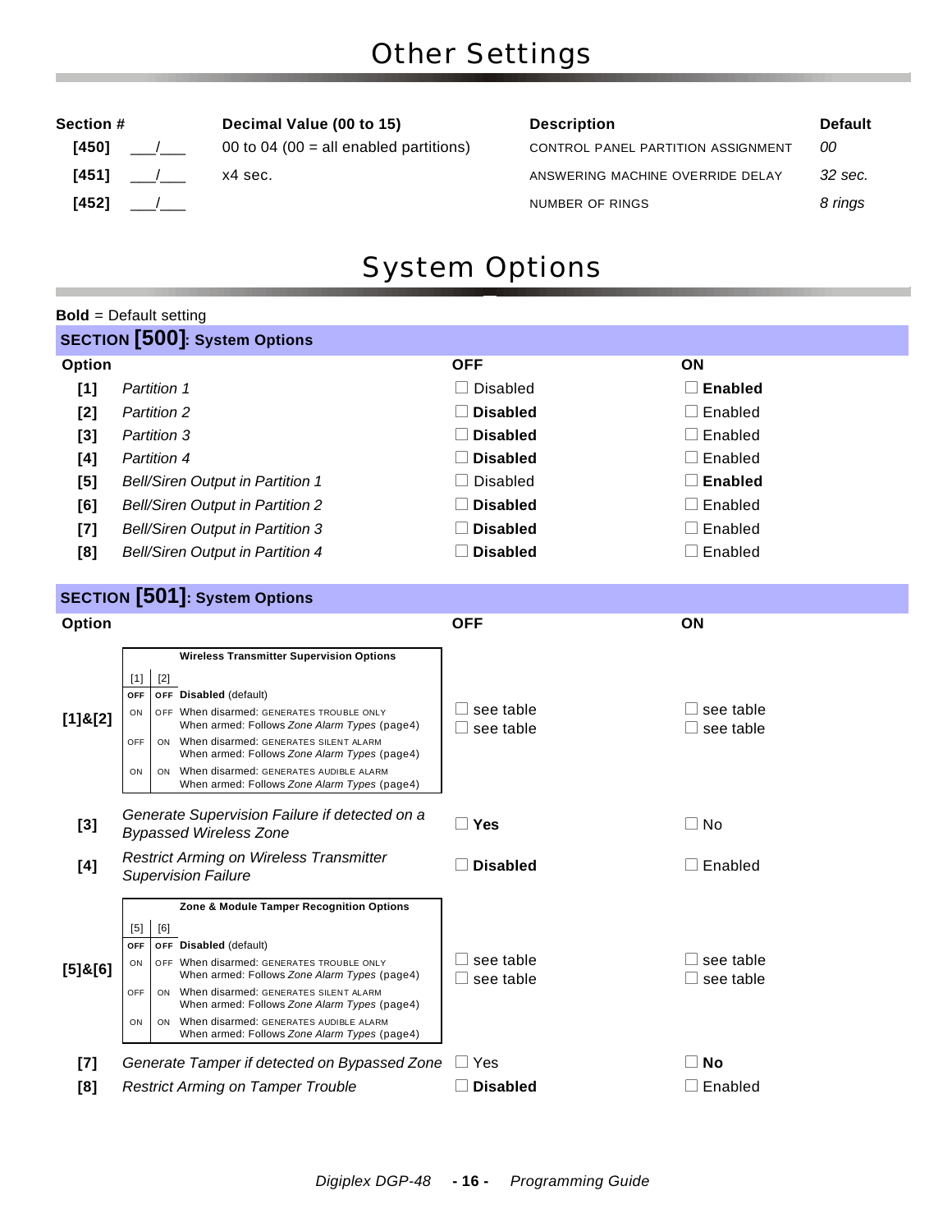# Other Settings

| Section # | | Decimal Value (00 to 15) | Description | Default |
|---|---|---|---|---|
| **[450]** | ___/___ | 00 to 04 (00 = all enabled partitions) | CONTROL PANEL PARTITION ASSIGNMENT | *00* |
| **[451]** | ___/___ | x4 sec. | ANSWERING MACHINE OVERRIDE DELAY | *32 sec.* |
| **[452]** | ___/___ | | NUMBER OF RINGS | *8 rings* |

# System Options

**Bold** = Default setting

## SECTION [500]: System Options

| Option | | OFF | ON |
|---|---|---|---|
| **[1]** | *Partition 1* | ☐ Disabled | ☐ **Enabled** |
| **[2]** | *Partition 2* | ☐ **Disabled** | ☐ Enabled |
| **[3]** | *Partition 3* | ☐ **Disabled** | ☐ Enabled |
| **[4]** | *Partition 4* | ☐ **Disabled** | ☐ Enabled |
| **[5]** | *Bell/Siren Output in Partition 1* | ☐ Disabled | ☐ **Enabled** |
| **[6]** | *Bell/Siren Output in Partition 2* | ☐ **Disabled** | ☐ Enabled |
| **[7]** | *Bell/Siren Output in Partition 3* | ☐ **Disabled** | ☐ Enabled |
| **[8]** | *Bell/Siren Output in Partition 4* | ☐ **Disabled** | ☐ Enabled |

## SECTION [501]: System Options

| Option | | OFF | ON |
|---|---|---|---|
| **[1]&[2]** | Wireless Transmitter Supervision Options (see table below) | ☐ see table<br>☐ see table | ☐ see table<br>☐ see table |
| **[3]** | *Generate Supervision Failure if detected on a Bypassed Wireless Zone* | ☐ **Yes** | ☐ No |
| **[4]** | *Restrict Arming on Wireless Transmitter Supervision Failure* | ☐ **Disabled** | ☐ Enabled |
| **[5]&[6]** | Zone & Module Tamper Recognition Options (see table below) | ☐ see table<br>☐ see table | ☐ see table<br>☐ see table |
| **[7]** | *Generate Tamper if detected on Bypassed Zone* | ☐ Yes | ☐ **No** |
| **[8]** | *Restrict Arming on Tamper Trouble* | ☐ **Disabled** | ☐ Enabled |

**Wireless Transmitter Supervision Options**

| [1] | [2] | |
|---|---|---|
| **OFF** | **OFF** | **Disabled** (default) |
| ON | OFF | When disarmed: GENERATES TROUBLE ONLY<br>When armed: Follows *Zone Alarm Types* (page4) |
| OFF | ON | When disarmed: GENERATES SILENT ALARM<br>When armed: Follows *Zone Alarm Types* (page4) |
| ON | ON | When disarmed: GENERATES AUDIBLE ALARM<br>When armed: Follows *Zone Alarm Types* (page4) |

**Zone & Module Tamper Recognition Options**

| [5] | [6] | |
|---|---|---|
| **OFF** | **OFF** | **Disabled** (default) |
| ON | OFF | When disarmed: GENERATES TROUBLE ONLY<br>When armed: Follows *Zone Alarm Types* (page4) |
| OFF | ON | When disarmed: GENERATES SILENT ALARM<br>When armed: Follows *Zone Alarm Types* (page4) |
| ON | ON | When disarmed: GENERATES AUDIBLE ALARM<br>When armed: Follows *Zone Alarm Types* (page4) |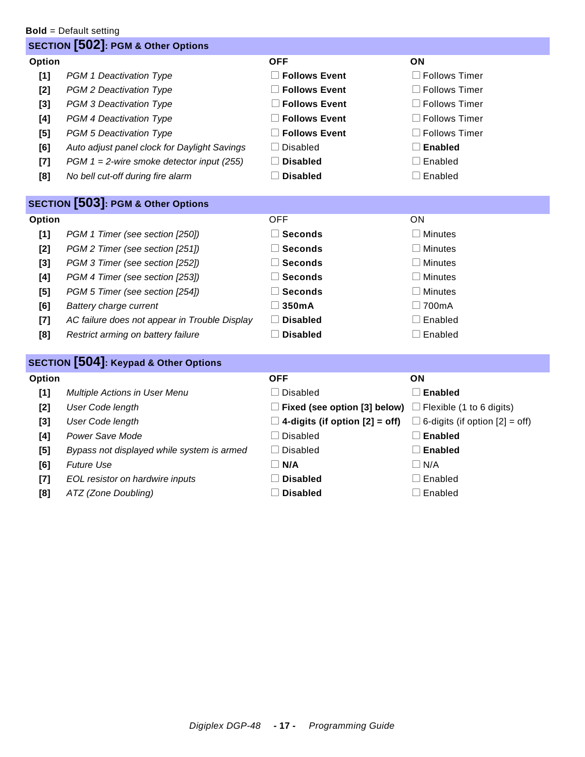**Bold** = Default setting

## SECTION [502]: PGM & Other Options

| Option | | OFF | ON |
|---|---|---|---|
| **[1]** | *PGM 1 Deactivation Type* | ☐ **Follows Event** | ☐ Follows Timer |
| **[2]** | *PGM 2 Deactivation Type* | ☐ **Follows Event** | ☐ Follows Timer |
| **[3]** | *PGM 3 Deactivation Type* | ☐ **Follows Event** | ☐ Follows Timer |
| **[4]** | *PGM 4 Deactivation Type* | ☐ **Follows Event** | ☐ Follows Timer |
| **[5]** | *PGM 5 Deactivation Type* | ☐ **Follows Event** | ☐ Follows Timer |
| **[6]** | *Auto adjust panel clock for Daylight Savings* | ☐ Disabled | ☐ **Enabled** |
| **[7]** | *PGM 1 = 2-wire smoke detector input (255)* | ☐ **Disabled** | ☐ Enabled |
| **[8]** | *No bell cut-off during fire alarm* | ☐ **Disabled** | ☐ Enabled |

## SECTION [503]: PGM & Other Options

| Option | | OFF | ON |
|---|---|---|---|
| **[1]** | *PGM 1 Timer (see section [250])* | ☐ **Seconds** | ☐ Minutes |
| **[2]** | *PGM 2 Timer (see section [251])* | ☐ **Seconds** | ☐ Minutes |
| **[3]** | *PGM 3 Timer (see section [252])* | ☐ **Seconds** | ☐ Minutes |
| **[4]** | *PGM 4 Timer (see section [253])* | ☐ **Seconds** | ☐ Minutes |
| **[5]** | *PGM 5 Timer (see section [254])* | ☐ **Seconds** | ☐ Minutes |
| **[6]** | *Battery charge current* | ☐ **350mA** | ☐ 700mA |
| **[7]** | *AC failure does not appear in Trouble Display* | ☐ **Disabled** | ☐ Enabled |
| **[8]** | *Restrict arming on battery failure* | ☐ **Disabled** | ☐ Enabled |

## SECTION [504]: Keypad & Other Options

| Option | | OFF | ON |
|---|---|---|---|
| **[1]** | *Multiple Actions in User Menu* | ☐ Disabled | ☐ **Enabled** |
| **[2]** | *User Code length* | ☐ **Fixed (see option [3] below)** | ☐ Flexible (1 to 6 digits) |
| **[3]** | *User Code length* | ☐ **4-digits (if option [2] = off)** | ☐ 6-digits (if option [2] = off) |
| **[4]** | *Power Save Mode* | ☐ Disabled | ☐ **Enabled** |
| **[5]** | *Bypass not displayed while system is armed* | ☐ Disabled | ☐ **Enabled** |
| **[6]** | *Future Use* | ☐ **N/A** | ☐ N/A |
| **[7]** | *EOL resistor on hardwire inputs* | ☐ **Disabled** | ☐ Enabled |
| **[8]** | *ATZ (Zone Doubling)* | ☐ **Disabled** | ☐ Enabled |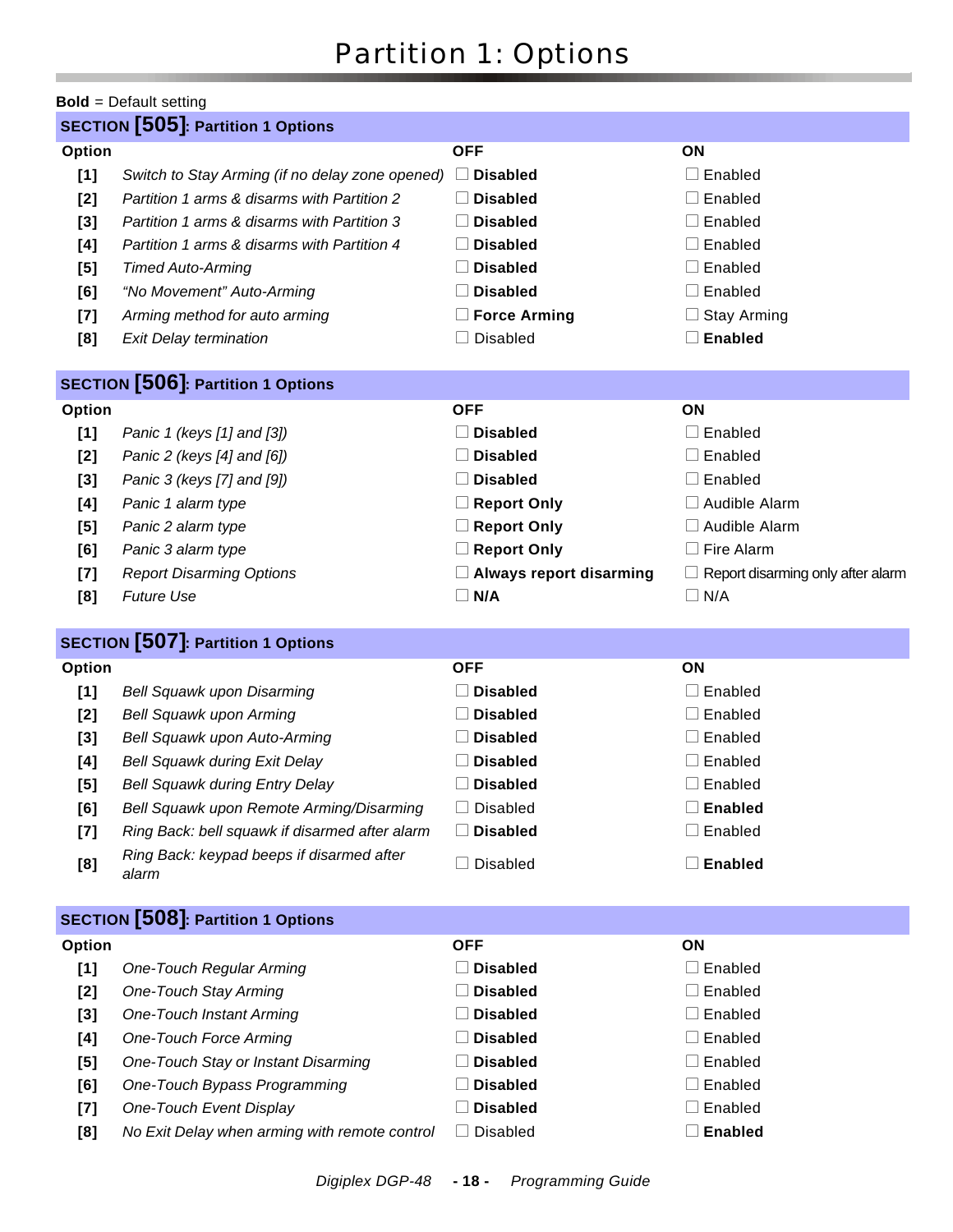# Partition 1: Options

**Bold** = Default setting

## SECTION [505]: Partition 1 Options

| Option | | OFF | ON |
|---|---|---|---|
| [1] | *Switch to Stay Arming (if no delay zone opened)* | ☐ **Disabled** | ☐ Enabled |
| [2] | *Partition 1 arms & disarms with Partition 2* | ☐ **Disabled** | ☐ Enabled |
| [3] | *Partition 1 arms & disarms with Partition 3* | ☐ **Disabled** | ☐ Enabled |
| [4] | *Partition 1 arms & disarms with Partition 4* | ☐ **Disabled** | ☐ Enabled |
| [5] | *Timed Auto-Arming* | ☐ **Disabled** | ☐ Enabled |
| [6] | *"No Movement" Auto-Arming* | ☐ **Disabled** | ☐ Enabled |
| [7] | *Arming method for auto arming* | ☐ **Force Arming** | ☐ Stay Arming |
| [8] | *Exit Delay termination* | ☐ Disabled | ☐ **Enabled** |

## SECTION [506]: Partition 1 Options

| Option | | OFF | ON |
|---|---|---|---|
| [1] | *Panic 1 (keys [1] and [3])* | ☐ **Disabled** | ☐ Enabled |
| [2] | *Panic 2 (keys [4] and [6])* | ☐ **Disabled** | ☐ Enabled |
| [3] | *Panic 3 (keys [7] and [9])* | ☐ **Disabled** | ☐ Enabled |
| [4] | *Panic 1 alarm type* | ☐ **Report Only** | ☐ Audible Alarm |
| [5] | *Panic 2 alarm type* | ☐ **Report Only** | ☐ Audible Alarm |
| [6] | *Panic 3 alarm type* | ☐ **Report Only** | ☐ Fire Alarm |
| [7] | *Report Disarming Options* | ☐ **Always report disarming** | ☐ Report disarming only after alarm |
| [8] | *Future Use* | ☐ **N/A** | ☐ N/A |

## SECTION [507]: Partition 1 Options

| Option | | OFF | ON |
|---|---|---|---|
| [1] | *Bell Squawk upon Disarming* | ☐ **Disabled** | ☐ Enabled |
| [2] | *Bell Squawk upon Arming* | ☐ **Disabled** | ☐ Enabled |
| [3] | *Bell Squawk upon Auto-Arming* | ☐ **Disabled** | ☐ Enabled |
| [4] | *Bell Squawk during Exit Delay* | ☐ **Disabled** | ☐ Enabled |
| [5] | *Bell Squawk during Entry Delay* | ☐ **Disabled** | ☐ Enabled |
| [6] | *Bell Squawk upon Remote Arming/Disarming* | ☐ Disabled | ☐ **Enabled** |
| [7] | *Ring Back: bell squawk if disarmed after alarm* | ☐ **Disabled** | ☐ Enabled |
| [8] | *Ring Back: keypad beeps if disarmed after alarm* | ☐ Disabled | ☐ **Enabled** |

## SECTION [508]: Partition 1 Options

| Option | | OFF | ON |
|---|---|---|---|
| [1] | *One-Touch Regular Arming* | ☐ **Disabled** | ☐ Enabled |
| [2] | *One-Touch Stay Arming* | ☐ **Disabled** | ☐ Enabled |
| [3] | *One-Touch Instant Arming* | ☐ **Disabled** | ☐ Enabled |
| [4] | *One-Touch Force Arming* | ☐ **Disabled** | ☐ Enabled |
| [5] | *One-Touch Stay or Instant Disarming* | ☐ **Disabled** | ☐ Enabled |
| [6] | *One-Touch Bypass Programming* | ☐ **Disabled** | ☐ Enabled |
| [7] | *One-Touch Event Display* | ☐ **Disabled** | ☐ Enabled |
| [8] | *No Exit Delay when arming with remote control* | ☐ Disabled | ☐ **Enabled** |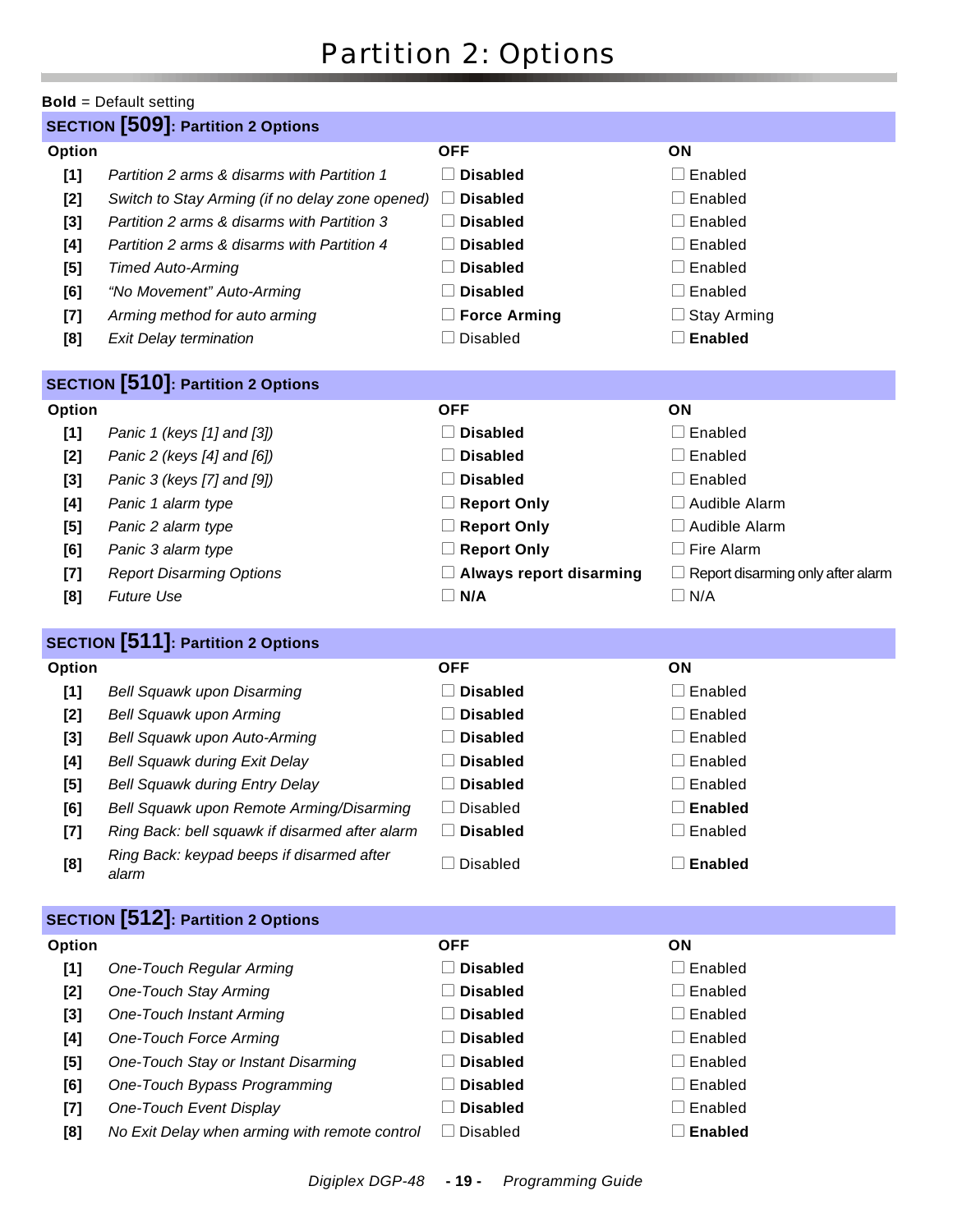# Partition 2: Options

**Bold** = Default setting

## SECTION [509]: Partition 2 Options

| Option | | OFF | ON |
|---|---|---|---|
| [1] | *Partition 2 arms & disarms with Partition 1* | ☐ **Disabled** | ☐ Enabled |
| [2] | *Switch to Stay Arming (if no delay zone opened)* | ☐ **Disabled** | ☐ Enabled |
| [3] | *Partition 2 arms & disarms with Partition 3* | ☐ **Disabled** | ☐ Enabled |
| [4] | *Partition 2 arms & disarms with Partition 4* | ☐ **Disabled** | ☐ Enabled |
| [5] | *Timed Auto-Arming* | ☐ **Disabled** | ☐ Enabled |
| [6] | *"No Movement" Auto-Arming* | ☐ **Disabled** | ☐ Enabled |
| [7] | *Arming method for auto arming* | ☐ **Force Arming** | ☐ Stay Arming |
| [8] | *Exit Delay termination* | ☐ Disabled | ☐ **Enabled** |

## SECTION [510]: Partition 2 Options

| Option | | OFF | ON |
|---|---|---|---|
| [1] | *Panic 1 (keys [1] and [3])* | ☐ **Disabled** | ☐ Enabled |
| [2] | *Panic 2 (keys [4] and [6])* | ☐ **Disabled** | ☐ Enabled |
| [3] | *Panic 3 (keys [7] and [9])* | ☐ **Disabled** | ☐ Enabled |
| [4] | *Panic 1 alarm type* | ☐ **Report Only** | ☐ Audible Alarm |
| [5] | *Panic 2 alarm type* | ☐ **Report Only** | ☐ Audible Alarm |
| [6] | *Panic 3 alarm type* | ☐ **Report Only** | ☐ Fire Alarm |
| [7] | *Report Disarming Options* | ☐ **Always report disarming** | ☐ Report disarming only after alarm |
| [8] | *Future Use* | ☐ **N/A** | ☐ N/A |

## SECTION [511]: Partition 2 Options

| Option | | OFF | ON |
|---|---|---|---|
| [1] | *Bell Squawk upon Disarming* | ☐ **Disabled** | ☐ Enabled |
| [2] | *Bell Squawk upon Arming* | ☐ **Disabled** | ☐ Enabled |
| [3] | *Bell Squawk upon Auto-Arming* | ☐ **Disabled** | ☐ Enabled |
| [4] | *Bell Squawk during Exit Delay* | ☐ **Disabled** | ☐ Enabled |
| [5] | *Bell Squawk during Entry Delay* | ☐ **Disabled** | ☐ Enabled |
| [6] | *Bell Squawk upon Remote Arming/Disarming* | ☐ Disabled | ☐ **Enabled** |
| [7] | *Ring Back: bell squawk if disarmed after alarm* | ☐ **Disabled** | ☐ Enabled |
| [8] | *Ring Back: keypad beeps if disarmed after alarm* | ☐ Disabled | ☐ **Enabled** |

## SECTION [512]: Partition 2 Options

| Option | | OFF | ON |
|---|---|---|---|
| [1] | *One-Touch Regular Arming* | ☐ **Disabled** | ☐ Enabled |
| [2] | *One-Touch Stay Arming* | ☐ **Disabled** | ☐ Enabled |
| [3] | *One-Touch Instant Arming* | ☐ **Disabled** | ☐ Enabled |
| [4] | *One-Touch Force Arming* | ☐ **Disabled** | ☐ Enabled |
| [5] | *One-Touch Stay or Instant Disarming* | ☐ **Disabled** | ☐ Enabled |
| [6] | *One-Touch Bypass Programming* | ☐ **Disabled** | ☐ Enabled |
| [7] | *One-Touch Event Display* | ☐ **Disabled** | ☐ Enabled |
| [8] | *No Exit Delay when arming with remote control* | ☐ Disabled | ☐ **Enabled** |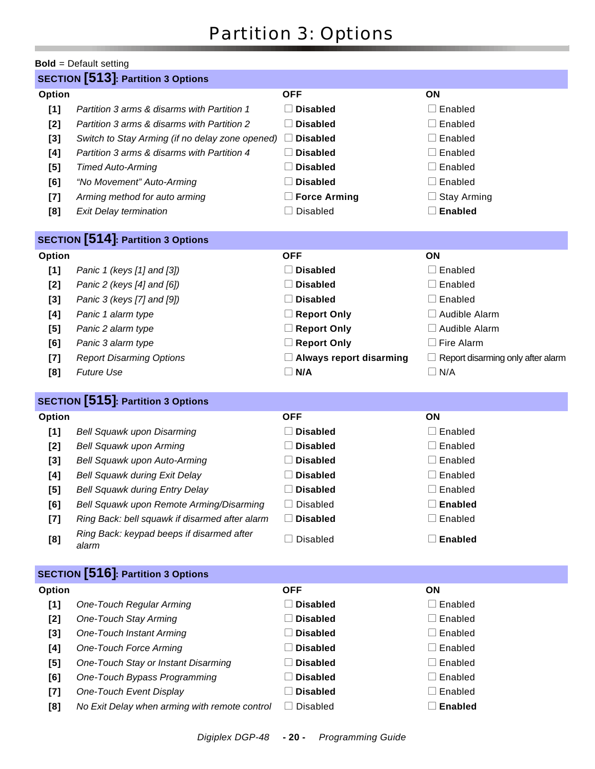# Partition 3: Options

**Bold** = Default setting

## SECTION [513]: Partition 3 Options

| Option | | OFF | ON |
|---|---|---|---|
| [1] | *Partition 3 arms & disarms with Partition 1* | ☐ **Disabled** | ☐ Enabled |
| [2] | *Partition 3 arms & disarms with Partition 2* | ☐ **Disabled** | ☐ Enabled |
| [3] | *Switch to Stay Arming (if no delay zone opened)* | ☐ **Disabled** | ☐ Enabled |
| [4] | *Partition 3 arms & disarms with Partition 4* | ☐ **Disabled** | ☐ Enabled |
| [5] | *Timed Auto-Arming* | ☐ **Disabled** | ☐ Enabled |
| [6] | *"No Movement" Auto-Arming* | ☐ **Disabled** | ☐ Enabled |
| [7] | *Arming method for auto arming* | ☐ **Force Arming** | ☐ Stay Arming |
| [8] | *Exit Delay termination* | ☐ Disabled | ☐ **Enabled** |

## SECTION [514]: Partition 3 Options

| Option | | OFF | ON |
|---|---|---|---|
| [1] | *Panic 1 (keys [1] and [3])* | ☐ **Disabled** | ☐ Enabled |
| [2] | *Panic 2 (keys [4] and [6])* | ☐ **Disabled** | ☐ Enabled |
| [3] | *Panic 3 (keys [7] and [9])* | ☐ **Disabled** | ☐ Enabled |
| [4] | *Panic 1 alarm type* | ☐ **Report Only** | ☐ Audible Alarm |
| [5] | *Panic 2 alarm type* | ☐ **Report Only** | ☐ Audible Alarm |
| [6] | *Panic 3 alarm type* | ☐ **Report Only** | ☐ Fire Alarm |
| [7] | *Report Disarming Options* | ☐ **Always report disarming** | ☐ Report disarming only after alarm |
| [8] | *Future Use* | ☐ **N/A** | ☐ N/A |

## SECTION [515]: Partition 3 Options

| Option | | OFF | ON |
|---|---|---|---|
| [1] | *Bell Squawk upon Disarming* | ☐ **Disabled** | ☐ Enabled |
| [2] | *Bell Squawk upon Arming* | ☐ **Disabled** | ☐ Enabled |
| [3] | *Bell Squawk upon Auto-Arming* | ☐ **Disabled** | ☐ Enabled |
| [4] | *Bell Squawk during Exit Delay* | ☐ **Disabled** | ☐ Enabled |
| [5] | *Bell Squawk during Entry Delay* | ☐ **Disabled** | ☐ Enabled |
| [6] | *Bell Squawk upon Remote Arming/Disarming* | ☐ Disabled | ☐ **Enabled** |
| [7] | *Ring Back: bell squawk if disarmed after alarm* | ☐ **Disabled** | ☐ Enabled |
| [8] | *Ring Back: keypad beeps if disarmed after alarm* | ☐ Disabled | ☐ **Enabled** |

## SECTION [516]: Partition 3 Options

| Option | | OFF | ON |
|---|---|---|---|
| [1] | *One-Touch Regular Arming* | ☐ **Disabled** | ☐ Enabled |
| [2] | *One-Touch Stay Arming* | ☐ **Disabled** | ☐ Enabled |
| [3] | *One-Touch Instant Arming* | ☐ **Disabled** | ☐ Enabled |
| [4] | *One-Touch Force Arming* | ☐ **Disabled** | ☐ Enabled |
| [5] | *One-Touch Stay or Instant Disarming* | ☐ **Disabled** | ☐ Enabled |
| [6] | *One-Touch Bypass Programming* | ☐ **Disabled** | ☐ Enabled |
| [7] | *One-Touch Event Display* | ☐ **Disabled** | ☐ Enabled |
| [8] | *No Exit Delay when arming with remote control* | ☐ Disabled | ☐ **Enabled** |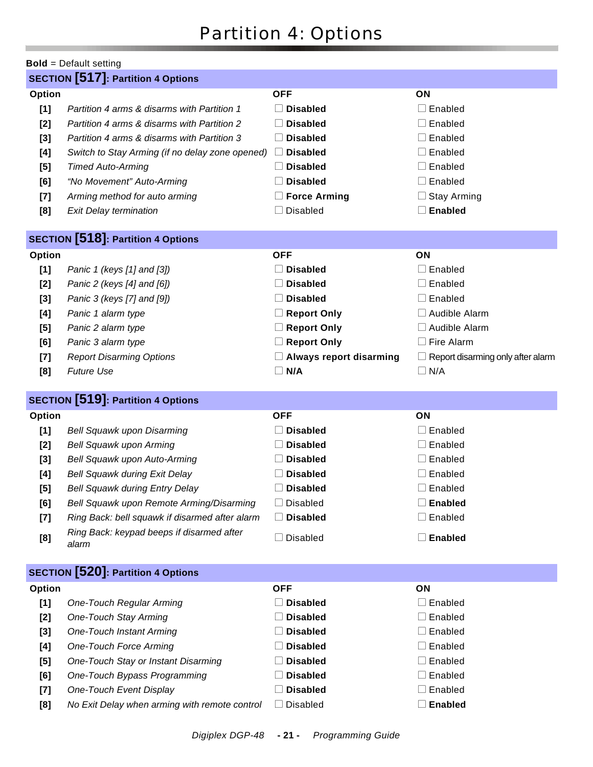# Partition 4: Options

**Bold** = Default setting

## SECTION [517]: Partition 4 Options

| Option | | OFF | ON |
|---|---|---|---|
| [1] | *Partition 4 arms & disarms with Partition 1* | ☐ **Disabled** | ☐ Enabled |
| [2] | *Partition 4 arms & disarms with Partition 2* | ☐ **Disabled** | ☐ Enabled |
| [3] | *Partition 4 arms & disarms with Partition 3* | ☐ **Disabled** | ☐ Enabled |
| [4] | *Switch to Stay Arming (if no delay zone opened)* | ☐ **Disabled** | ☐ Enabled |
| [5] | *Timed Auto-Arming* | ☐ **Disabled** | ☐ Enabled |
| [6] | *"No Movement" Auto-Arming* | ☐ **Disabled** | ☐ Enabled |
| [7] | *Arming method for auto arming* | ☐ **Force Arming** | ☐ Stay Arming |
| [8] | *Exit Delay termination* | ☐ Disabled | ☐ **Enabled** |

## SECTION [518]: Partition 4 Options

| Option | | OFF | ON |
|---|---|---|---|
| [1] | *Panic 1 (keys [1] and [3])* | ☐ **Disabled** | ☐ Enabled |
| [2] | *Panic 2 (keys [4] and [6])* | ☐ **Disabled** | ☐ Enabled |
| [3] | *Panic 3 (keys [7] and [9])* | ☐ **Disabled** | ☐ Enabled |
| [4] | *Panic 1 alarm type* | ☐ **Report Only** | ☐ Audible Alarm |
| [5] | *Panic 2 alarm type* | ☐ **Report Only** | ☐ Audible Alarm |
| [6] | *Panic 3 alarm type* | ☐ **Report Only** | ☐ Fire Alarm |
| [7] | *Report Disarming Options* | ☐ **Always report disarming** | ☐ Report disarming only after alarm |
| [8] | *Future Use* | ☐ **N/A** | ☐ N/A |

## SECTION [519]: Partition 4 Options

| Option | | OFF | ON |
|---|---|---|---|
| [1] | *Bell Squawk upon Disarming* | ☐ **Disabled** | ☐ Enabled |
| [2] | *Bell Squawk upon Arming* | ☐ **Disabled** | ☐ Enabled |
| [3] | *Bell Squawk upon Auto-Arming* | ☐ **Disabled** | ☐ Enabled |
| [4] | *Bell Squawk during Exit Delay* | ☐ **Disabled** | ☐ Enabled |
| [5] | *Bell Squawk during Entry Delay* | ☐ **Disabled** | ☐ Enabled |
| [6] | *Bell Squawk upon Remote Arming/Disarming* | ☐ Disabled | ☐ **Enabled** |
| [7] | *Ring Back: bell squawk if disarmed after alarm* | ☐ **Disabled** | ☐ Enabled |
| [8] | *Ring Back: keypad beeps if disarmed after alarm* | ☐ Disabled | ☐ **Enabled** |

## SECTION [520]: Partition 4 Options

| Option | | OFF | ON |
|---|---|---|---|
| [1] | *One-Touch Regular Arming* | ☐ **Disabled** | ☐ Enabled |
| [2] | *One-Touch Stay Arming* | ☐ **Disabled** | ☐ Enabled |
| [3] | *One-Touch Instant Arming* | ☐ **Disabled** | ☐ Enabled |
| [4] | *One-Touch Force Arming* | ☐ **Disabled** | ☐ Enabled |
| [5] | *One-Touch Stay or Instant Disarming* | ☐ **Disabled** | ☐ Enabled |
| [6] | *One-Touch Bypass Programming* | ☐ **Disabled** | ☐ Enabled |
| [7] | *One-Touch Event Display* | ☐ **Disabled** | ☐ Enabled |
| [8] | *No Exit Delay when arming with remote control* | ☐ Disabled | ☐ **Enabled** |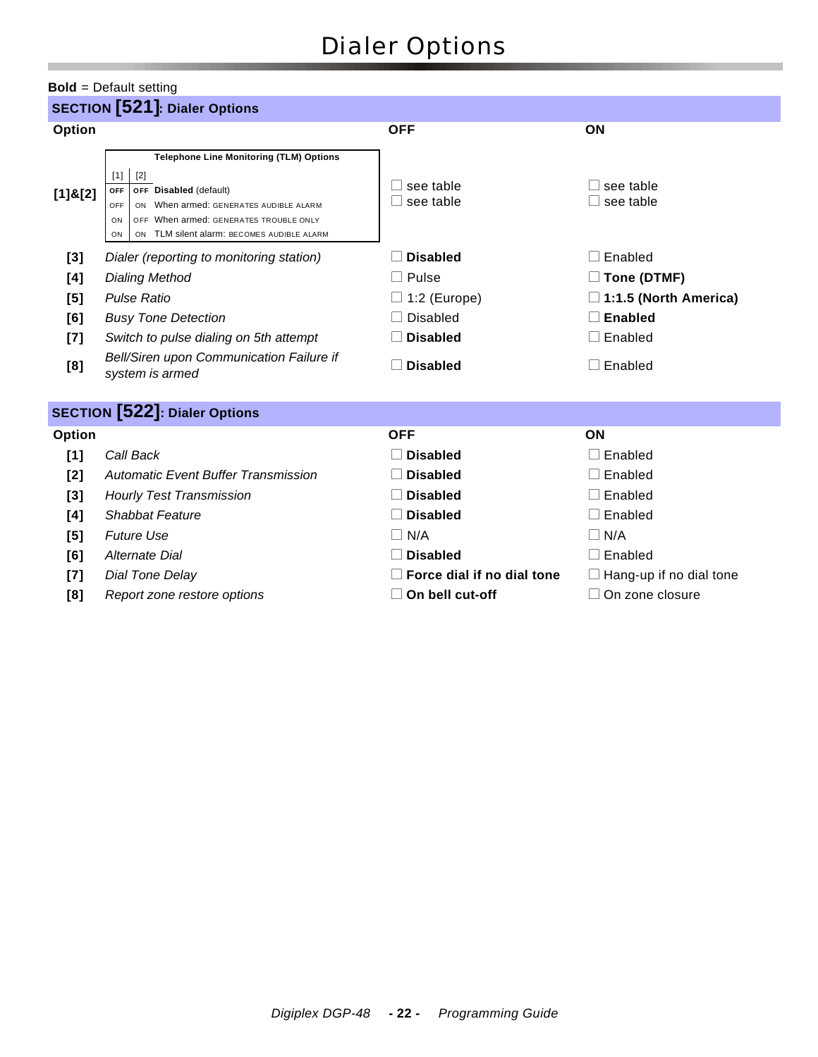# Dialer Options

**Bold** = Default setting

## SECTION [521]: Dialer Options

| Option | | OFF | ON |
|---|---|---|---|
| [1]&[2] | **Telephone Line Monitoring (TLM) Options**<br>[1] OFF, [2] OFF: **Disabled** (default)<br>[1] OFF, [2] ON: When armed: GENERATES AUDIBLE ALARM<br>[1] ON, [2] OFF: When armed: GENERATES TROUBLE ONLY<br>[1] ON, [2] ON: TLM silent alarm: BECOMES AUDIBLE ALARM | ☐ see table<br>☐ see table | ☐ see table<br>☐ see table |
| [3] | *Dialer (reporting to monitoring station)* | ☐ **Disabled** | ☐ Enabled |
| [4] | *Dialing Method* | ☐ Pulse | ☐ **Tone (DTMF)** |
| [5] | *Pulse Ratio* | ☐ 1:2 (Europe) | ☐ **1:1.5 (North America)** |
| [6] | *Busy Tone Detection* | ☐ Disabled | ☐ **Enabled** |
| [7] | *Switch to pulse dialing on 5th attempt* | ☐ **Disabled** | ☐ Enabled |
| [8] | *Bell/Siren upon Communication Failure if system is armed* | ☐ **Disabled** | ☐ Enabled |

## SECTION [522]: Dialer Options

| Option | | OFF | ON |
|---|---|---|---|
| [1] | *Call Back* | ☐ **Disabled** | ☐ Enabled |
| [2] | *Automatic Event Buffer Transmission* | ☐ **Disabled** | ☐ Enabled |
| [3] | *Hourly Test Transmission* | ☐ **Disabled** | ☐ Enabled |
| [4] | *Shabbat Feature* | ☐ **Disabled** | ☐ Enabled |
| [5] | *Future Use* | ☐ N/A | ☐ N/A |
| [6] | *Alternate Dial* | ☐ **Disabled** | ☐ Enabled |
| [7] | *Dial Tone Delay* | ☐ **Force dial if no dial tone** | ☐ Hang-up if no dial tone |
| [8] | *Report zone restore options* | ☐ **On bell cut-off** | ☐ On zone closure |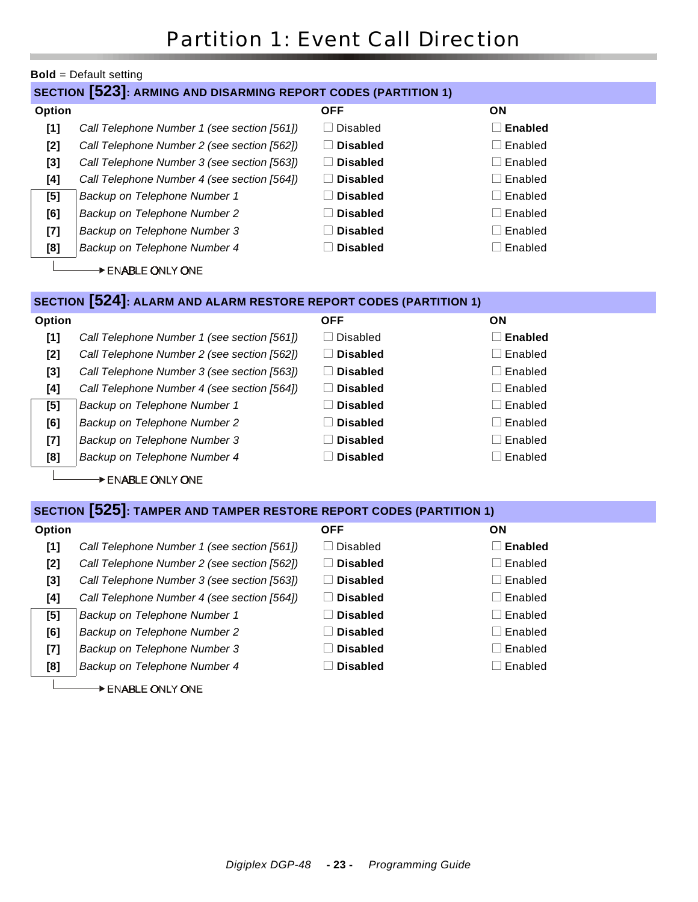# Partition 1: Event Call Direction

**Bold** = Default setting

## SECTION [523]: ARMING AND DISARMING REPORT CODES (PARTITION 1)

| Option | | OFF | ON |
|---|---|---|---|
| **[1]** | *Call Telephone Number 1 (see section [561])* | ☐ Disabled | ☐ **Enabled** |
| **[2]** | *Call Telephone Number 2 (see section [562])* | ☐ **Disabled** | ☐ Enabled |
| **[3]** | *Call Telephone Number 3 (see section [563])* | ☐ **Disabled** | ☐ Enabled |
| **[4]** | *Call Telephone Number 4 (see section [564])* | ☐ **Disabled** | ☐ Enabled |
| **[5]** | *Backup on Telephone Number 1* | ☐ **Disabled** | ☐ Enabled |
| **[6]** | *Backup on Telephone Number 2* | ☐ **Disabled** | ☐ Enabled |
| **[7]** | *Backup on Telephone Number 3* | ☐ **Disabled** | ☐ Enabled |
| **[8]** | *Backup on Telephone Number 4* | ☐ **Disabled** | ☐ Enabled |

[5] to [8] → ENABLE ONLY ONE

## SECTION [524]: ALARM AND ALARM RESTORE REPORT CODES (PARTITION 1)

| Option | | OFF | ON |
|---|---|---|---|
| **[1]** | *Call Telephone Number 1 (see section [561])* | ☐ Disabled | ☐ **Enabled** |
| **[2]** | *Call Telephone Number 2 (see section [562])* | ☐ **Disabled** | ☐ Enabled |
| **[3]** | *Call Telephone Number 3 (see section [563])* | ☐ **Disabled** | ☐ Enabled |
| **[4]** | *Call Telephone Number 4 (see section [564])* | ☐ **Disabled** | ☐ Enabled |
| **[5]** | *Backup on Telephone Number 1* | ☐ **Disabled** | ☐ Enabled |
| **[6]** | *Backup on Telephone Number 2* | ☐ **Disabled** | ☐ Enabled |
| **[7]** | *Backup on Telephone Number 3* | ☐ **Disabled** | ☐ Enabled |
| **[8]** | *Backup on Telephone Number 4* | ☐ **Disabled** | ☐ Enabled |

[5] to [8] → ENABLE ONLY ONE

## SECTION [525]: TAMPER AND TAMPER RESTORE REPORT CODES (PARTITION 1)

| Option | | OFF | ON |
|---|---|---|---|
| **[1]** | *Call Telephone Number 1 (see section [561])* | ☐ Disabled | ☐ **Enabled** |
| **[2]** | *Call Telephone Number 2 (see section [562])* | ☐ **Disabled** | ☐ Enabled |
| **[3]** | *Call Telephone Number 3 (see section [563])* | ☐ **Disabled** | ☐ Enabled |
| **[4]** | *Call Telephone Number 4 (see section [564])* | ☐ **Disabled** | ☐ Enabled |
| **[5]** | *Backup on Telephone Number 1* | ☐ **Disabled** | ☐ Enabled |
| **[6]** | *Backup on Telephone Number 2* | ☐ **Disabled** | ☐ Enabled |
| **[7]** | *Backup on Telephone Number 3* | ☐ **Disabled** | ☐ Enabled |
| **[8]** | *Backup on Telephone Number 4* | ☐ **Disabled** | ☐ Enabled |

[5] to [8] → ENABLE ONLY ONE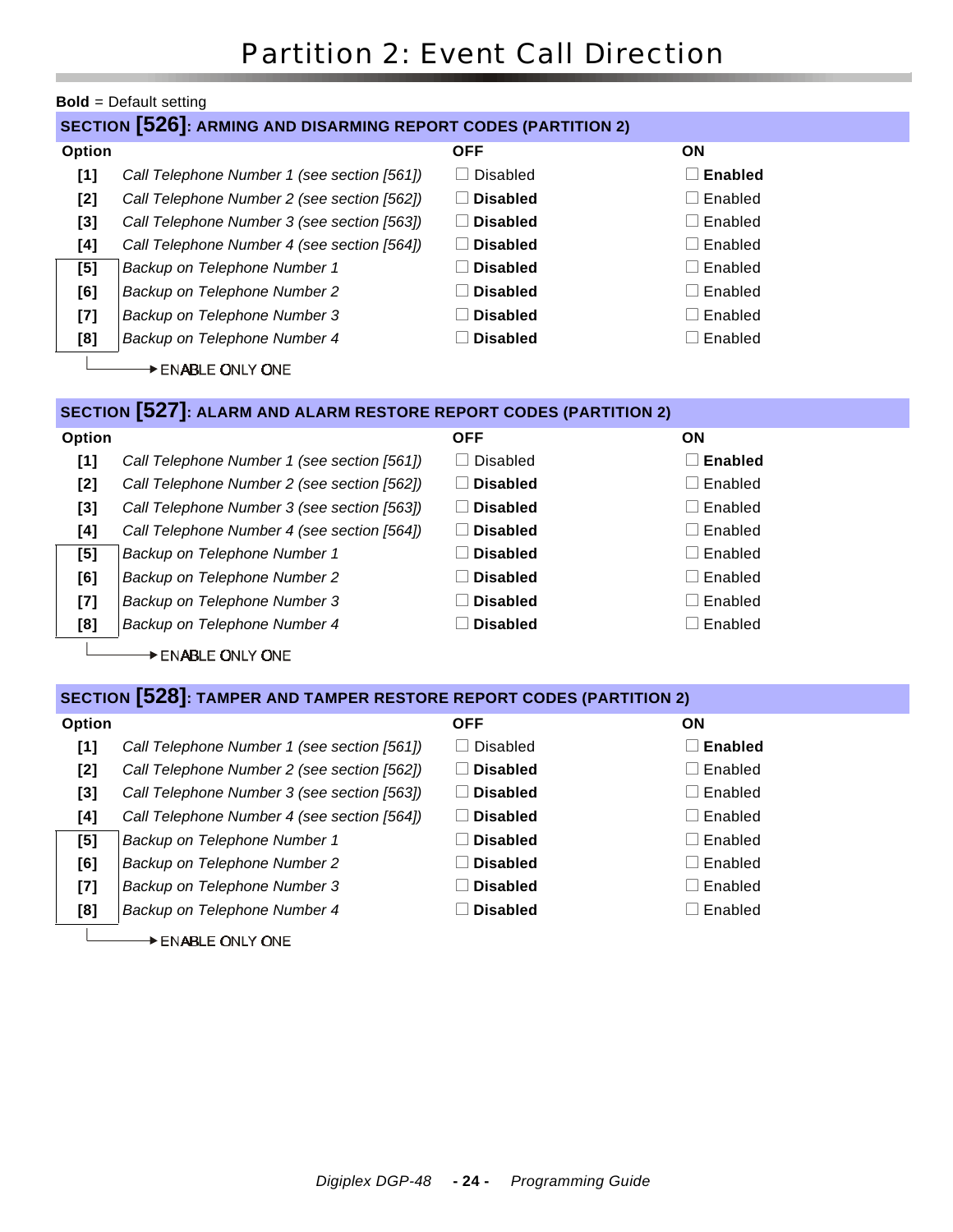# Partition 2: Event Call Direction

**Bold** = Default setting

## SECTION [526]: ARMING AND DISARMING REPORT CODES (PARTITION 2)

| Option | | OFF | ON |
|---|---|---|---|
| **[1]** | *Call Telephone Number 1 (see section [561])* | ☐ Disabled | ☐ **Enabled** |
| **[2]** | *Call Telephone Number 2 (see section [562])* | ☐ **Disabled** | ☐ Enabled |
| **[3]** | *Call Telephone Number 3 (see section [563])* | ☐ **Disabled** | ☐ Enabled |
| **[4]** | *Call Telephone Number 4 (see section [564])* | ☐ **Disabled** | ☐ Enabled |
| **[5]** | *Backup on Telephone Number 1* | ☐ **Disabled** | ☐ Enabled |
| **[6]** | *Backup on Telephone Number 2* | ☐ **Disabled** | ☐ Enabled |
| **[7]** | *Backup on Telephone Number 3* | ☐ **Disabled** | ☐ Enabled |
| **[8]** | *Backup on Telephone Number 4* | ☐ **Disabled** | ☐ Enabled |

Options [5] to [8]: ENABLE ONLY ONE

## SECTION [527]: ALARM AND ALARM RESTORE REPORT CODES (PARTITION 2)

| Option | | OFF | ON |
|---|---|---|---|
| **[1]** | *Call Telephone Number 1 (see section [561])* | ☐ Disabled | ☐ **Enabled** |
| **[2]** | *Call Telephone Number 2 (see section [562])* | ☐ **Disabled** | ☐ Enabled |
| **[3]** | *Call Telephone Number 3 (see section [563])* | ☐ **Disabled** | ☐ Enabled |
| **[4]** | *Call Telephone Number 4 (see section [564])* | ☐ **Disabled** | ☐ Enabled |
| **[5]** | *Backup on Telephone Number 1* | ☐ **Disabled** | ☐ Enabled |
| **[6]** | *Backup on Telephone Number 2* | ☐ **Disabled** | ☐ Enabled |
| **[7]** | *Backup on Telephone Number 3* | ☐ **Disabled** | ☐ Enabled |
| **[8]** | *Backup on Telephone Number 4* | ☐ **Disabled** | ☐ Enabled |

Options [5] to [8]: ENABLE ONLY ONE

## SECTION [528]: TAMPER AND TAMPER RESTORE REPORT CODES (PARTITION 2)

| Option | | OFF | ON |
|---|---|---|---|
| **[1]** | *Call Telephone Number 1 (see section [561])* | ☐ Disabled | ☐ **Enabled** |
| **[2]** | *Call Telephone Number 2 (see section [562])* | ☐ **Disabled** | ☐ Enabled |
| **[3]** | *Call Telephone Number 3 (see section [563])* | ☐ **Disabled** | ☐ Enabled |
| **[4]** | *Call Telephone Number 4 (see section [564])* | ☐ **Disabled** | ☐ Enabled |
| **[5]** | *Backup on Telephone Number 1* | ☐ **Disabled** | ☐ Enabled |
| **[6]** | *Backup on Telephone Number 2* | ☐ **Disabled** | ☐ Enabled |
| **[7]** | *Backup on Telephone Number 3* | ☐ **Disabled** | ☐ Enabled |
| **[8]** | *Backup on Telephone Number 4* | ☐ **Disabled** | ☐ Enabled |

Options [5] to [8]: ENABLE ONLY ONE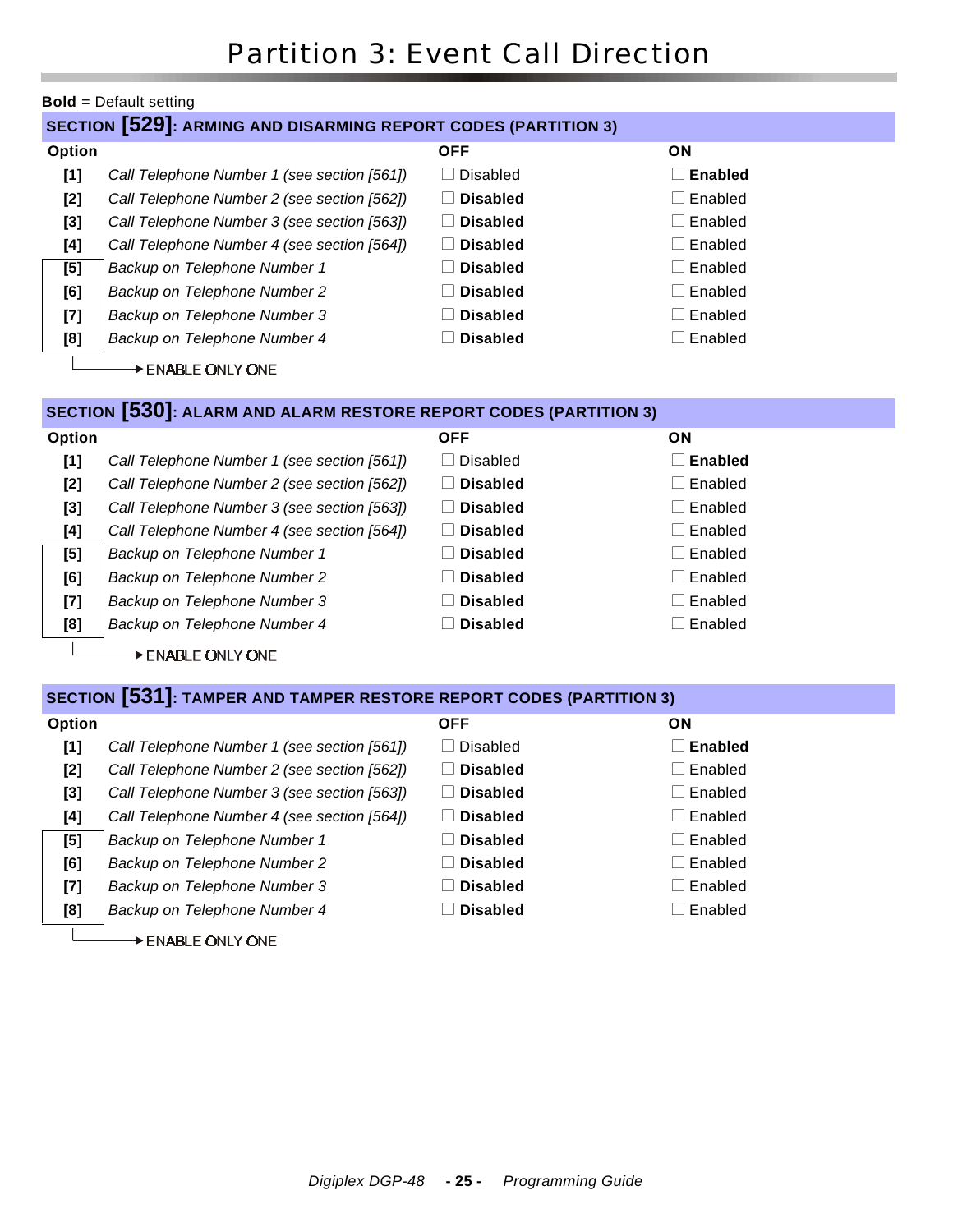# Partition 3: Event Call Direction

**Bold** = Default setting

## SECTION [529]: ARMING AND DISARMING REPORT CODES (PARTITION 3)

| Option | | OFF | ON |
|---|---|---|---|
| [1] | *Call Telephone Number 1 (see section [561])* | ☐ Disabled | ☐ **Enabled** |
| [2] | *Call Telephone Number 2 (see section [562])* | ☐ **Disabled** | ☐ Enabled |
| [3] | *Call Telephone Number 3 (see section [563])* | ☐ **Disabled** | ☐ Enabled |
| [4] | *Call Telephone Number 4 (see section [564])* | ☐ **Disabled** | ☐ Enabled |
| [5] | *Backup on Telephone Number 1* | ☐ **Disabled** | ☐ Enabled |
| [6] | *Backup on Telephone Number 2* | ☐ **Disabled** | ☐ Enabled |
| [7] | *Backup on Telephone Number 3* | ☐ **Disabled** | ☐ Enabled |
| [8] | *Backup on Telephone Number 4* | ☐ **Disabled** | ☐ Enabled |

Options [5] to [8]: ENABLE ONLY ONE

## SECTION [530]: ALARM AND ALARM RESTORE REPORT CODES (PARTITION 3)

| Option | | OFF | ON |
|---|---|---|---|
| [1] | *Call Telephone Number 1 (see section [561])* | ☐ Disabled | ☐ **Enabled** |
| [2] | *Call Telephone Number 2 (see section [562])* | ☐ **Disabled** | ☐ Enabled |
| [3] | *Call Telephone Number 3 (see section [563])* | ☐ **Disabled** | ☐ Enabled |
| [4] | *Call Telephone Number 4 (see section [564])* | ☐ **Disabled** | ☐ Enabled |
| [5] | *Backup on Telephone Number 1* | ☐ **Disabled** | ☐ Enabled |
| [6] | *Backup on Telephone Number 2* | ☐ **Disabled** | ☐ Enabled |
| [7] | *Backup on Telephone Number 3* | ☐ **Disabled** | ☐ Enabled |
| [8] | *Backup on Telephone Number 4* | ☐ **Disabled** | ☐ Enabled |

Options [5] to [8]: ENABLE ONLY ONE

## SECTION [531]: TAMPER AND TAMPER RESTORE REPORT CODES (PARTITION 3)

| Option | | OFF | ON |
|---|---|---|---|
| [1] | *Call Telephone Number 1 (see section [561])* | ☐ Disabled | ☐ **Enabled** |
| [2] | *Call Telephone Number 2 (see section [562])* | ☐ **Disabled** | ☐ Enabled |
| [3] | *Call Telephone Number 3 (see section [563])* | ☐ **Disabled** | ☐ Enabled |
| [4] | *Call Telephone Number 4 (see section [564])* | ☐ **Disabled** | ☐ Enabled |
| [5] | *Backup on Telephone Number 1* | ☐ **Disabled** | ☐ Enabled |
| [6] | *Backup on Telephone Number 2* | ☐ **Disabled** | ☐ Enabled |
| [7] | *Backup on Telephone Number 3* | ☐ **Disabled** | ☐ Enabled |
| [8] | *Backup on Telephone Number 4* | ☐ **Disabled** | ☐ Enabled |

Options [5] to [8]: ENABLE ONLY ONE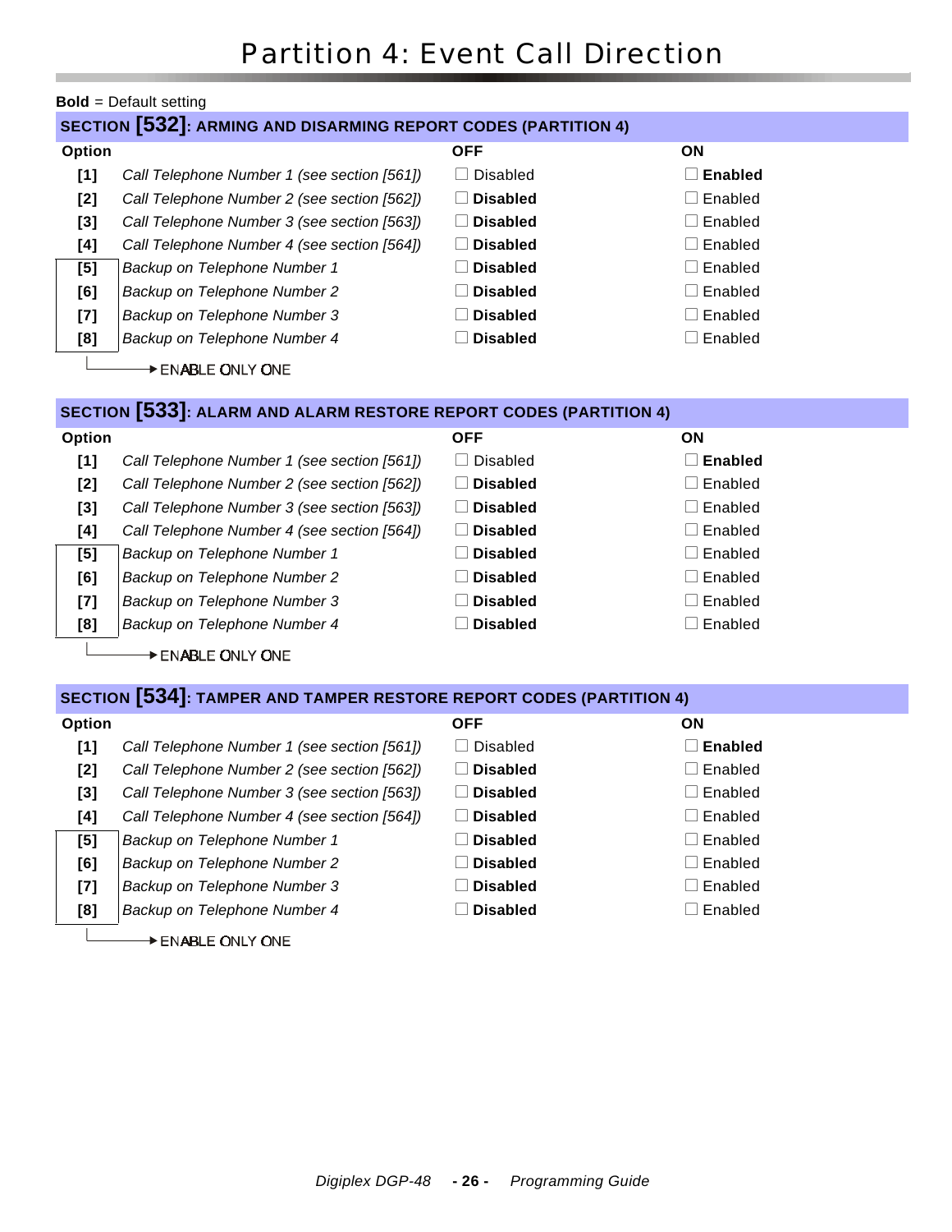# Partition 4: Event Call Direction

**Bold** = Default setting

## SECTION [532]: ARMING AND DISARMING REPORT CODES (PARTITION 4)

| Option | | OFF | ON |
|---|---|---|---|
| [1] | *Call Telephone Number 1 (see section [561])* | ☐ Disabled | ☐ **Enabled** |
| [2] | *Call Telephone Number 2 (see section [562])* | ☐ **Disabled** | ☐ Enabled |
| [3] | *Call Telephone Number 3 (see section [563])* | ☐ **Disabled** | ☐ Enabled |
| [4] | *Call Telephone Number 4 (see section [564])* | ☐ **Disabled** | ☐ Enabled |
| [5] | *Backup on Telephone Number 1* | ☐ **Disabled** | ☐ Enabled |
| [6] | *Backup on Telephone Number 2* | ☐ **Disabled** | ☐ Enabled |
| [7] | *Backup on Telephone Number 3* | ☐ **Disabled** | ☐ Enabled |
| [8] | *Backup on Telephone Number 4* | ☐ **Disabled** | ☐ Enabled |

[5] to [8]: ENABLE ONLY ONE

## SECTION [533]: ALARM AND ALARM RESTORE REPORT CODES (PARTITION 4)

| Option | | OFF | ON |
|---|---|---|---|
| [1] | *Call Telephone Number 1 (see section [561])* | ☐ Disabled | ☐ **Enabled** |
| [2] | *Call Telephone Number 2 (see section [562])* | ☐ **Disabled** | ☐ Enabled |
| [3] | *Call Telephone Number 3 (see section [563])* | ☐ **Disabled** | ☐ Enabled |
| [4] | *Call Telephone Number 4 (see section [564])* | ☐ **Disabled** | ☐ Enabled |
| [5] | *Backup on Telephone Number 1* | ☐ **Disabled** | ☐ Enabled |
| [6] | *Backup on Telephone Number 2* | ☐ **Disabled** | ☐ Enabled |
| [7] | *Backup on Telephone Number 3* | ☐ **Disabled** | ☐ Enabled |
| [8] | *Backup on Telephone Number 4* | ☐ **Disabled** | ☐ Enabled |

[5] to [8]: ENABLE ONLY ONE

## SECTION [534]: TAMPER AND TAMPER RESTORE REPORT CODES (PARTITION 4)

| Option | | OFF | ON |
|---|---|---|---|
| [1] | *Call Telephone Number 1 (see section [561])* | ☐ Disabled | ☐ **Enabled** |
| [2] | *Call Telephone Number 2 (see section [562])* | ☐ **Disabled** | ☐ Enabled |
| [3] | *Call Telephone Number 3 (see section [563])* | ☐ **Disabled** | ☐ Enabled |
| [4] | *Call Telephone Number 4 (see section [564])* | ☐ **Disabled** | ☐ Enabled |
| [5] | *Backup on Telephone Number 1* | ☐ **Disabled** | ☐ Enabled |
| [6] | *Backup on Telephone Number 2* | ☐ **Disabled** | ☐ Enabled |
| [7] | *Backup on Telephone Number 3* | ☐ **Disabled** | ☐ Enabled |
| [8] | *Backup on Telephone Number 4* | ☐ **Disabled** | ☐ Enabled |

[5] to [8]: ENABLE ONLY ONE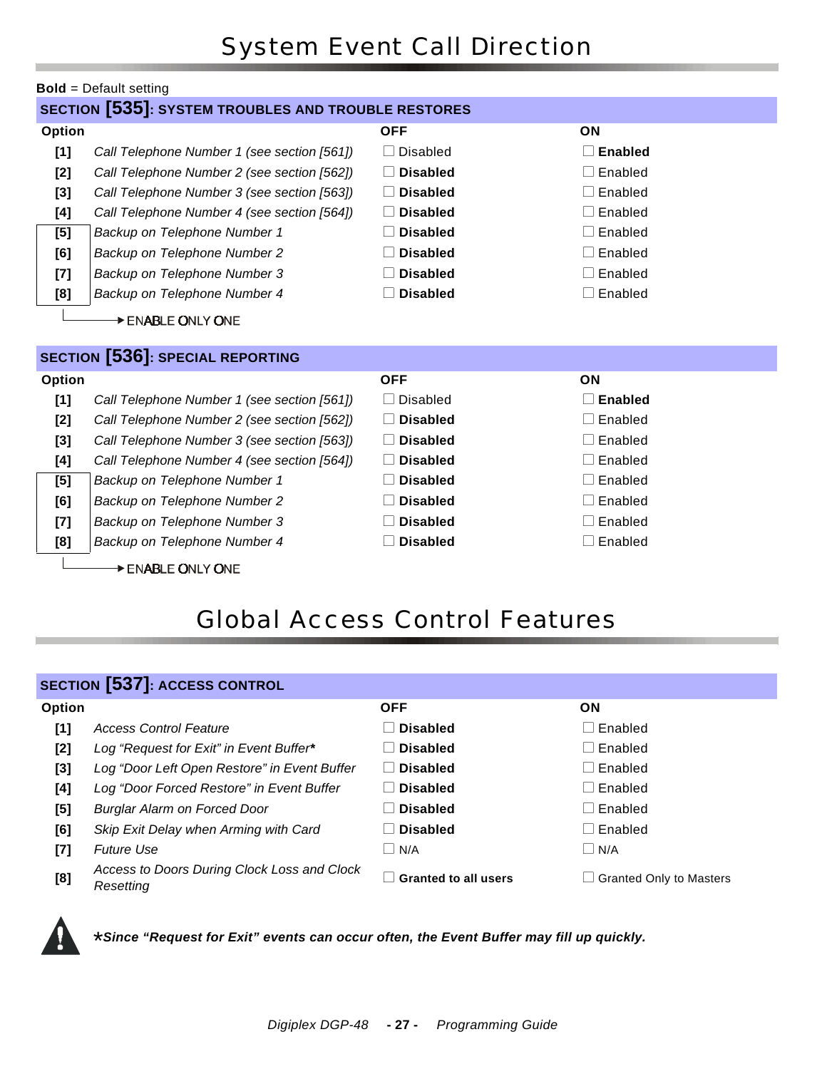# System Event Call Direction

**Bold** = Default setting

## SECTION [535]: SYSTEM TROUBLES AND TROUBLE RESTORES

| Option | | OFF | ON |
|---|---|---|---|
| [1] | *Call Telephone Number 1 (see section [561])* | ☐ Disabled | ☐ **Enabled** |
| [2] | *Call Telephone Number 2 (see section [562])* | ☐ **Disabled** | ☐ Enabled |
| [3] | *Call Telephone Number 3 (see section [563])* | ☐ **Disabled** | ☐ Enabled |
| [4] | *Call Telephone Number 4 (see section [564])* | ☐ **Disabled** | ☐ Enabled |
| [5] | *Backup on Telephone Number 1* | ☐ **Disabled** | ☐ Enabled |
| [6] | *Backup on Telephone Number 2* | ☐ **Disabled** | ☐ Enabled |
| [7] | *Backup on Telephone Number 3* | ☐ **Disabled** | ☐ Enabled |
| [8] | *Backup on Telephone Number 4* | ☐ **Disabled** | ☐ Enabled |

Options [5] to [8]: ENABLE ONLY ONE

## SECTION [536]: SPECIAL REPORTING

| Option | | OFF | ON |
|---|---|---|---|
| [1] | *Call Telephone Number 1 (see section [561])* | ☐ Disabled | ☐ **Enabled** |
| [2] | *Call Telephone Number 2 (see section [562])* | ☐ **Disabled** | ☐ Enabled |
| [3] | *Call Telephone Number 3 (see section [563])* | ☐ **Disabled** | ☐ Enabled |
| [4] | *Call Telephone Number 4 (see section [564])* | ☐ **Disabled** | ☐ Enabled |
| [5] | *Backup on Telephone Number 1* | ☐ **Disabled** | ☐ Enabled |
| [6] | *Backup on Telephone Number 2* | ☐ **Disabled** | ☐ Enabled |
| [7] | *Backup on Telephone Number 3* | ☐ **Disabled** | ☐ Enabled |
| [8] | *Backup on Telephone Number 4* | ☐ **Disabled** | ☐ Enabled |

Options [5] to [8]: ENABLE ONLY ONE

# Global Access Control Features

## SECTION [537]: ACCESS CONTROL

| Option | | OFF | ON |
|---|---|---|---|
| [1] | *Access Control Feature* | ☐ **Disabled** | ☐ Enabled |
| [2] | *Log "Request for Exit" in Event Buffer** | ☐ **Disabled** | ☐ Enabled |
| [3] | *Log "Door Left Open Restore" in Event Buffer* | ☐ **Disabled** | ☐ Enabled |
| [4] | *Log "Door Forced Restore" in Event Buffer* | ☐ **Disabled** | ☐ Enabled |
| [5] | *Burglar Alarm on Forced Door* | ☐ **Disabled** | ☐ Enabled |
| [6] | *Skip Exit Delay when Arming with Card* | ☐ **Disabled** | ☐ Enabled |
| [7] | *Future Use* | ☐ N/A | ☐ N/A |
| [8] | *Access to Doors During Clock Loss and Clock Resetting* | ☐ **Granted to all users** | ☐ Granted Only to Masters |

***Since "Request for Exit" events can occur often, the Event Buffer may fill up quickly.***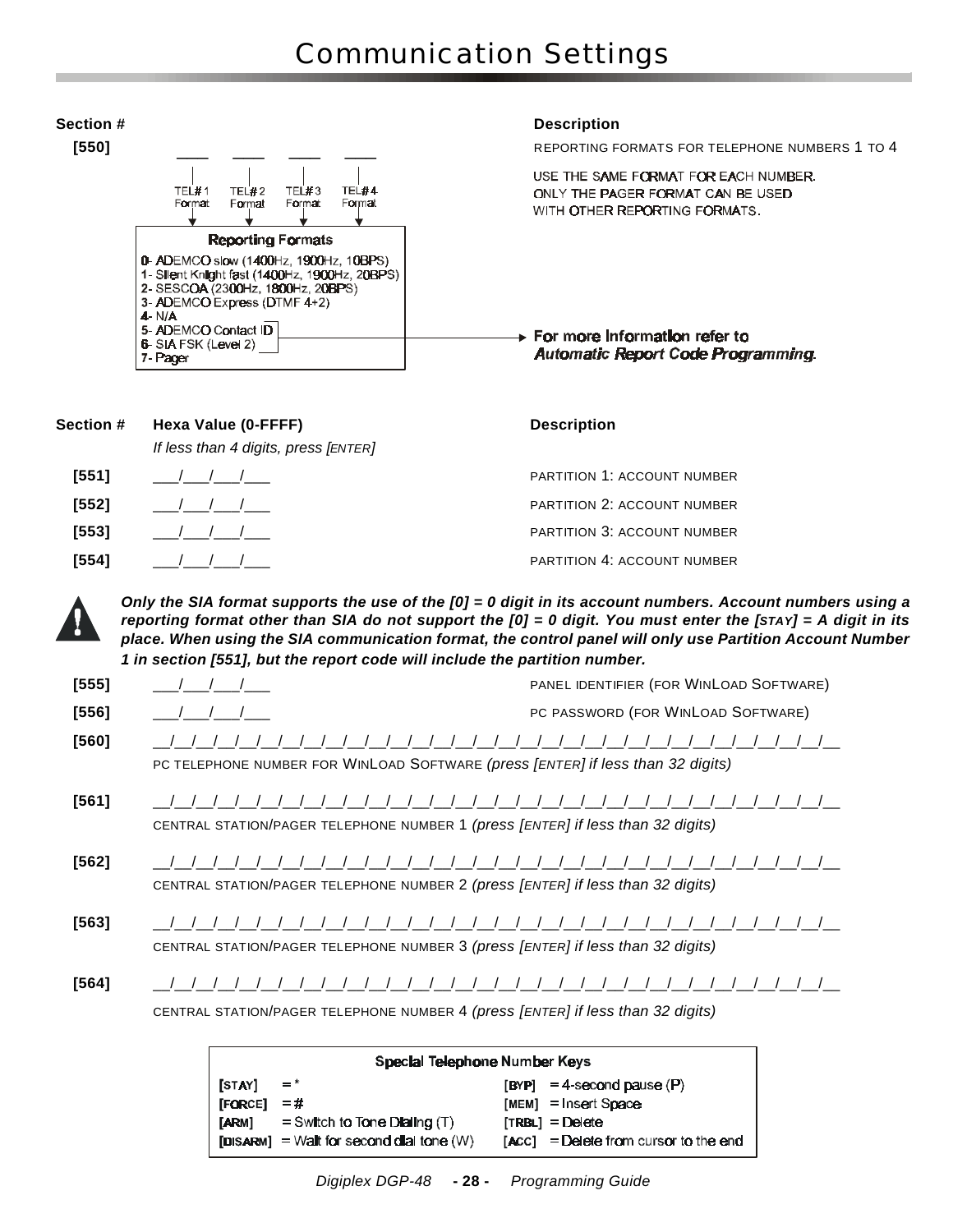# Communication Settings

| Section # | | Description |
|---|---|---|
| [550] | ____ ____ ____ ____ | REPORTING FORMATS FOR TELEPHONE NUMBERS 1 TO 4 |

TEL# 1 Format | TEL# 2 Format | TEL# 3 Format | TEL# 4 Format

USE THE SAME FORMAT FOR EACH NUMBER. ONLY THE PAGER FORMAT CAN BE USED WITH OTHER REPORTING FORMATS.

**Reporting Formats**

0- ADEMCO slow (1400Hz, 1900Hz, 10BPS)
1- Silent Knight fast (1400Hz, 1900Hz, 20BPS)
2- SESCOA (2300Hz, 1800Hz, 20BPS)
3- ADEMCO Express (DTMF 4+2)
4- N/A
5- ADEMCO Contact ID
6- SIA FSK (Level 2)
7- Pager

**For more Information refer to *Automatic Report Code Programming*.**

| Section # | Hexa Value (0-FFFF) *If less than 4 digits, press [ENTER]* | Description |
|---|---|---|
| [551] | ___/___/___/___ | PARTITION 1: ACCOUNT NUMBER |
| [552] | ___/___/___/___ | PARTITION 2: ACCOUNT NUMBER |
| [553] | ___/___/___/___ | PARTITION 3: ACCOUNT NUMBER |
| [554] | ___/___/___/___ | PARTITION 4: ACCOUNT NUMBER |

***Only the SIA format supports the use of the [0] = 0 digit in its account numbers. Account numbers using a reporting format other than SIA do not support the [0] = 0 digit. You must enter the [STAY] = A digit in its place. When using the SIA communication format, the control panel will only use Partition Account Number 1 in section [551], but the report code will include the partition number.***

| Section # | Value | Description |
|---|---|---|
| [555] | ___/___/___/___ | PANEL IDENTIFIER (FOR WINLOAD SOFTWARE) |
| [556] | ___/___/___/___ | PC PASSWORD (FOR WINLOAD SOFTWARE) |

**[560]** __/__/__/__/__/__/__/__/__/__/__/__/__/__/__/__/__/__/__/__/__/__/__/__/__/__/__/__/__/__/__/__
PC TELEPHONE NUMBER FOR WINLOAD SOFTWARE *(press [ENTER] if less than 32 digits)*

**[561]** __/__/__/__/__/__/__/__/__/__/__/__/__/__/__/__/__/__/__/__/__/__/__/__/__/__/__/__/__/__/__/__
CENTRAL STATION/PAGER TELEPHONE NUMBER 1 *(press [ENTER] if less than 32 digits)*

**[562]** __/__/__/__/__/__/__/__/__/__/__/__/__/__/__/__/__/__/__/__/__/__/__/__/__/__/__/__/__/__/__/__
CENTRAL STATION/PAGER TELEPHONE NUMBER 2 *(press [ENTER] if less than 32 digits)*

**[563]** __/__/__/__/__/__/__/__/__/__/__/__/__/__/__/__/__/__/__/__/__/__/__/__/__/__/__/__/__/__/__/__
CENTRAL STATION/PAGER TELEPHONE NUMBER 3 *(press [ENTER] if less than 32 digits)*

**[564]** __/__/__/__/__/__/__/__/__/__/__/__/__/__/__/__/__/__/__/__/__/__/__/__/__/__/__/__/__/__/__/__
CENTRAL STATION/PAGER TELEPHONE NUMBER 4 *(press [ENTER] if less than 32 digits)*

| Special Telephone Number Keys | | | |
|---|---|---|---|
| [STAY] | = * | [BYP] | = 4-second pause (P) |
| [FORCE] | = # | [MEM] | = Insert Space |
| [ARM] | = Switch to Tone Dialing (T) | [TRBL] | = Delete |
| [DISARM] | = Wait for second dial tone (W) | [ACC] | = Delete from cursor to the end |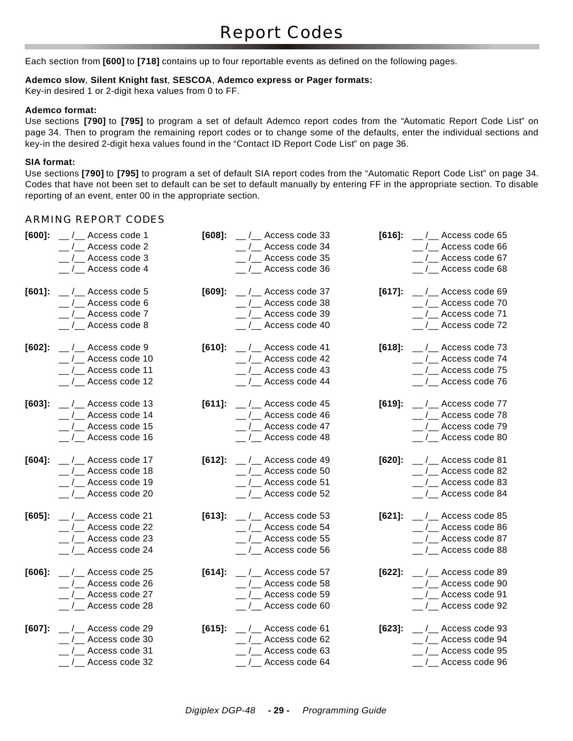# Report Codes

Each section from **[600]** to **[718]** contains up to four reportable events as defined on the following pages.

**Ademco slow**, **Silent Knight fast**, **SESCOA**, **Ademco express or Pager formats:**
Key-in desired 1 or 2-digit hexa values from 0 to FF.

**Ademco format:**
Use sections **[790]** to **[795]** to program a set of default Ademco report codes from the "Automatic Report Code List" on page 34. Then to program the remaining report codes or to change some of the defaults, enter the individual sections and key-in the desired 2-digit hexa values found in the "Contact ID Report Code List" on page 36.

**SIA format:**
Use sections **[790]** to **[795]** to program a set of default SIA report codes from the "Automatic Report Code List" on page 34. Codes that have not been set to default can be set to default manually by entering FF in the appropriate section. To disable reporting of an event, enter 00 in the appropriate section.

## ARMING REPORT CODES

**[600]:**
__ /__ Access code 1
__ /__ Access code 2
__ /__ Access code 3
__ /__ Access code 4

**[601]:**
__ /__ Access code 5
__ /__ Access code 6
__ /__ Access code 7
__ /__ Access code 8

**[602]:**
__ /__ Access code 9
__ /__ Access code 10
__ /__ Access code 11
__ /__ Access code 12

**[603]:**
__ /__ Access code 13
__ /__ Access code 14
__ /__ Access code 15
__ /__ Access code 16

**[604]:**
__ /__ Access code 17
__ /__ Access code 18
__ /__ Access code 19
__ /__ Access code 20

**[605]:**
__ /__ Access code 21
__ /__ Access code 22
__ /__ Access code 23
__ /__ Access code 24

**[606]:**
__ /__ Access code 25
__ /__ Access code 26
__ /__ Access code 27
__ /__ Access code 28

**[607]:**
__ /__ Access code 29
__ /__ Access code 30
__ /__ Access code 31
__ /__ Access code 32

**[608]:**
__ /__ Access code 33
__ /__ Access code 34
__ /__ Access code 35
__ /__ Access code 36

**[609]:**
__ /__ Access code 37
__ /__ Access code 38
__ /__ Access code 39
__ /__ Access code 40

**[610]:**
__ /__ Access code 41
__ /__ Access code 42
__ /__ Access code 43
__ /__ Access code 44

**[611]:**
__ /__ Access code 45
__ /__ Access code 46
__ /__ Access code 47
__ /__ Access code 48

**[612]:**
__ /__ Access code 49
__ /__ Access code 50
__ /__ Access code 51
__ /__ Access code 52

**[613]:**
__ /__ Access code 53
__ /__ Access code 54
__ /__ Access code 55
__ /__ Access code 56

**[614]:**
__ /__ Access code 57
__ /__ Access code 58
__ /__ Access code 59
__ /__ Access code 60

**[615]:**
__ /__ Access code 61
__ /__ Access code 62
__ /__ Access code 63
__ /__ Access code 64

**[616]:**
__ /__ Access code 65
__ /__ Access code 66
__ /__ Access code 67
__ /__ Access code 68

**[617]:**
__ /__ Access code 69
__ /__ Access code 70
__ /__ Access code 71
__ /__ Access code 72

**[618]:**
__ /__ Access code 73
__ /__ Access code 74
__ /__ Access code 75
__ /__ Access code 76

**[619]:**
__ /__ Access code 77
__ /__ Access code 78
__ /__ Access code 79
__ /__ Access code 80

**[620]:**
__ /__ Access code 81
__ /__ Access code 82
__ /__ Access code 83
__ /__ Access code 84

**[621]:**
__ /__ Access code 85
__ /__ Access code 86
__ /__ Access code 87
__ /__ Access code 88

**[622]:**
__ /__ Access code 89
__ /__ Access code 90
__ /__ Access code 91
__ /__ Access code 92

**[623]:**
__ /__ Access code 93
__ /__ Access code 94
__ /__ Access code 95
__ /__ Access code 96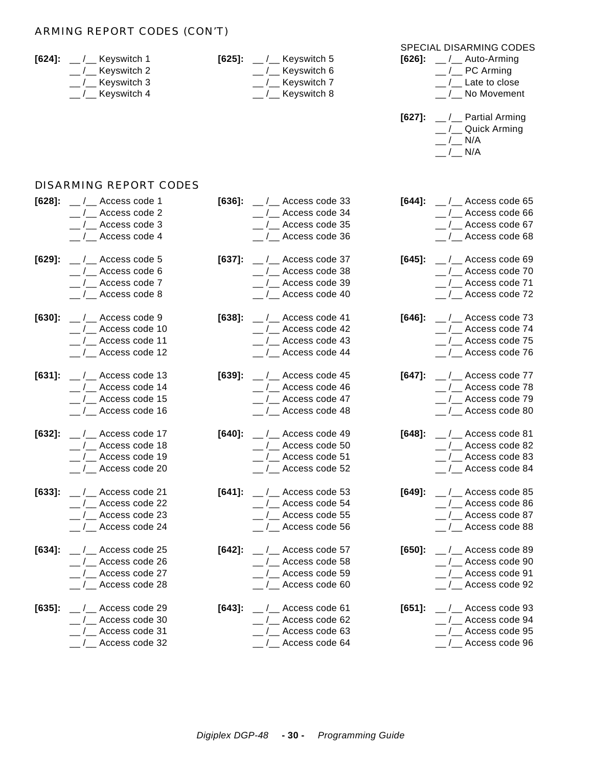## ARMING REPORT CODES (CON'T)

**[624]:** __ /__ Keyswitch 1
__ /__ Keyswitch 2
__ /__ Keyswitch 3
__ /__ Keyswitch 4

**[625]:** __ /__ Keyswitch 5
__ /__ Keyswitch 6
__ /__ Keyswitch 7
__ /__ Keyswitch 8

SPECIAL DISARMING CODES

**[626]:** __ /__ Auto-Arming
__ /__ PC Arming
__ /__ Late to close
__ /__ No Movement

**[627]:** __ /__ Partial Arming
__ /__ Quick Arming
__ /__ N/A
__ /__ N/A

## DISARMING REPORT CODES

**[628]:** __ /__ Access code 1
__ /__ Access code 2
__ /__ Access code 3
__ /__ Access code 4

**[629]:** __ /__ Access code 5
__ /__ Access code 6
__ /__ Access code 7
__ /__ Access code 8

**[630]:** __ /__ Access code 9
__ /__ Access code 10
__ /__ Access code 11
__ /__ Access code 12

**[631]:** __ /__ Access code 13
__ /__ Access code 14
__ /__ Access code 15
__ /__ Access code 16

**[632]:** __ /__ Access code 17
__ /__ Access code 18
__ /__ Access code 19
__ /__ Access code 20

**[633]:** __ /__ Access code 21
__ /__ Access code 22
__ /__ Access code 23
__ /__ Access code 24

**[634]:** __ /__ Access code 25
__ /__ Access code 26
__ /__ Access code 27
__ /__ Access code 28

**[635]:** __ /__ Access code 29
__ /__ Access code 30
__ /__ Access code 31
__ /__ Access code 32

**[636]:** __ /__ Access code 33
__ /__ Access code 34
__ /__ Access code 35
__ /__ Access code 36

**[637]:** __ /__ Access code 37
__ /__ Access code 38
__ /__ Access code 39
__ /__ Access code 40

**[638]:** __ /__ Access code 41
__ /__ Access code 42
__ /__ Access code 43
__ /__ Access code 44

**[639]:** __ /__ Access code 45
__ /__ Access code 46
__ /__ Access code 47
__ /__ Access code 48

**[640]:** __ /__ Access code 49
__ /__ Access code 50
__ /__ Access code 51
__ /__ Access code 52

**[641]:** __ /__ Access code 53
__ /__ Access code 54
__ /__ Access code 55
__ /__ Access code 56

**[642]:** __ /__ Access code 57
__ /__ Access code 58
__ /__ Access code 59
__ /__ Access code 60

**[643]:** __ /__ Access code 61
__ /__ Access code 62
__ /__ Access code 63
__ /__ Access code 64

**[644]:** __ /__ Access code 65
__ /__ Access code 66
__ /__ Access code 67
__ /__ Access code 68

**[645]:** __ /__ Access code 69
__ /__ Access code 70
__ /__ Access code 71
__ /__ Access code 72

**[646]:** __ /__ Access code 73
__ /__ Access code 74
__ /__ Access code 75
__ /__ Access code 76

**[647]:** __ /__ Access code 77
__ /__ Access code 78
__ /__ Access code 79
__ /__ Access code 80

**[648]:** __ /__ Access code 81
__ /__ Access code 82
__ /__ Access code 83
__ /__ Access code 84

**[649]:** __ /__ Access code 85
__ /__ Access code 86
__ /__ Access code 87
__ /__ Access code 88

**[650]:** __ /__ Access code 89
__ /__ Access code 90
__ /__ Access code 91
__ /__ Access code 92

**[651]:** __ /__ Access code 93
__ /__ Access code 94
__ /__ Access code 95
__ /__ Access code 96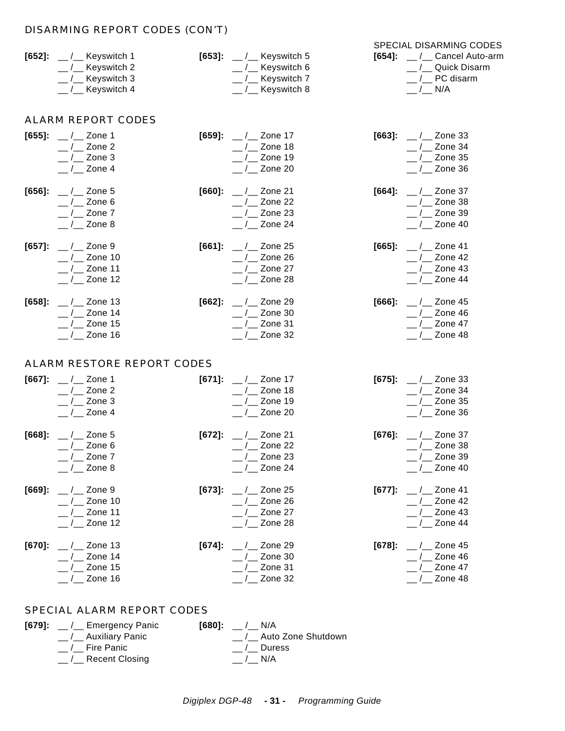## DISARMING REPORT CODES (CON'T)

**[652]:**
__ /__ Keyswitch 1
__ /__ Keyswitch 2
__ /__ Keyswitch 3
__ /__ Keyswitch 4

**[653]:**
__ /__ Keyswitch 5
__ /__ Keyswitch 6
__ /__ Keyswitch 7
__ /__ Keyswitch 8

SPECIAL DISARMING CODES

**[654]:**
__ /__ Cancel Auto-arm
__ /__ Quick Disarm
__ /__ PC disarm
__ /__ N/A

## ALARM REPORT CODES

**[655]:**
__ /__ Zone 1
__ /__ Zone 2
__ /__ Zone 3
__ /__ Zone 4

**[656]:**
__ /__ Zone 5
__ /__ Zone 6
__ /__ Zone 7
__ /__ Zone 8

**[657]:**
__ /__ Zone 9
__ /__ Zone 10
__ /__ Zone 11
__ /__ Zone 12

**[658]:**
__ /__ Zone 13
__ /__ Zone 14
__ /__ Zone 15
__ /__ Zone 16

**[659]:**
__ /__ Zone 17
__ /__ Zone 18
__ /__ Zone 19
__ /__ Zone 20

**[660]:**
__ /__ Zone 21
__ /__ Zone 22
__ /__ Zone 23
__ /__ Zone 24

**[661]:**
__ /__ Zone 25
__ /__ Zone 26
__ /__ Zone 27
__ /__ Zone 28

**[662]:**
__ /__ Zone 29
__ /__ Zone 30
__ /__ Zone 31
__ /__ Zone 32

**[663]:**
__ /__ Zone 33
__ /__ Zone 34
__ /__ Zone 35
__ /__ Zone 36

**[664]:**
__ /__ Zone 37
__ /__ Zone 38
__ /__ Zone 39
__ /__ Zone 40

**[665]:**
__ /__ Zone 41
__ /__ Zone 42
__ /__ Zone 43
__ /__ Zone 44

**[666]:**
__ /__ Zone 45
__ /__ Zone 46
__ /__ Zone 47
__ /__ Zone 48

## ALARM RESTORE REPORT CODES

**[667]:**
__ /__ Zone 1
__ /__ Zone 2
__ /__ Zone 3
__ /__ Zone 4

**[668]:**
__ /__ Zone 5
__ /__ Zone 6
__ /__ Zone 7
__ /__ Zone 8

**[669]:**
__ /__ Zone 9
__ /__ Zone 10
__ /__ Zone 11
__ /__ Zone 12

**[670]:**
__ /__ Zone 13
__ /__ Zone 14
__ /__ Zone 15
__ /__ Zone 16

**[671]:**
__ /__ Zone 17
__ /__ Zone 18
__ /__ Zone 19
__ /__ Zone 20

**[672]:**
__ /__ Zone 21
__ /__ Zone 22
__ /__ Zone 23
__ /__ Zone 24

**[673]:**
__ /__ Zone 25
__ /__ Zone 26
__ /__ Zone 27
__ /__ Zone 28

**[674]:**
__ /__ Zone 29
__ /__ Zone 30
__ /__ Zone 31
__ /__ Zone 32

**[675]:**
__ /__ Zone 33
__ /__ Zone 34
__ /__ Zone 35
__ /__ Zone 36

**[676]:**
__ /__ Zone 37
__ /__ Zone 38
__ /__ Zone 39
__ /__ Zone 40

**[677]:**
__ /__ Zone 41
__ /__ Zone 42
__ /__ Zone 43
__ /__ Zone 44

**[678]:**
__ /__ Zone 45
__ /__ Zone 46
__ /__ Zone 47
__ /__ Zone 48

## SPECIAL ALARM REPORT CODES

**[679]:**
__ /__ Emergency Panic
__ /__ Auxiliary Panic
__ /__ Fire Panic
__ /__ Recent Closing

**[680]:**
__ /__ N/A
__ /__ Auto Zone Shutdown
__ /__ Duress
__ /__ N/A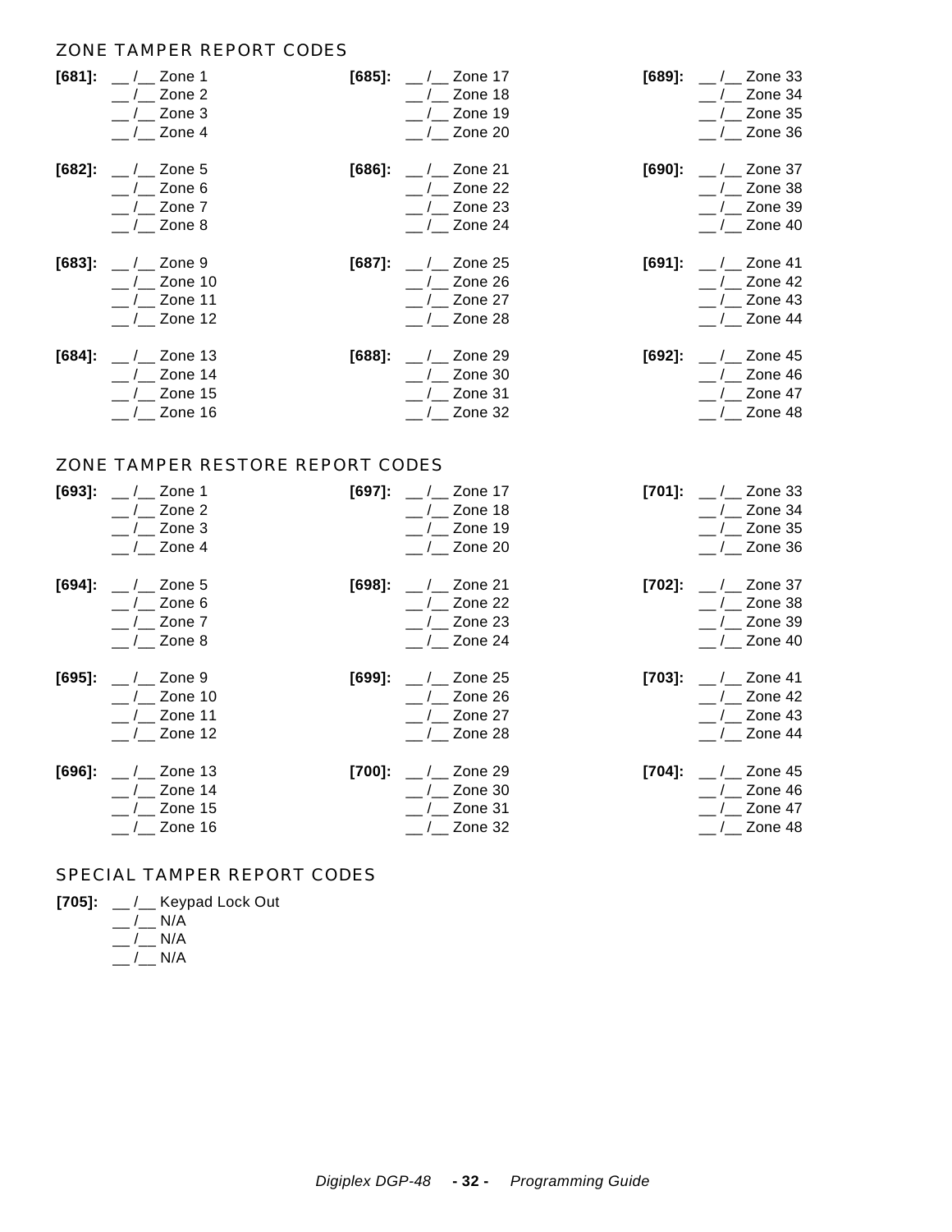## ZONE TAMPER REPORT CODES

**[681]:** __ /__ Zone 1
__ /__ Zone 2
__ /__ Zone 3
__ /__ Zone 4

**[682]:** __ /__ Zone 5
__ /__ Zone 6
__ /__ Zone 7
__ /__ Zone 8

**[683]:** __ /__ Zone 9
__ /__ Zone 10
__ /__ Zone 11
__ /__ Zone 12

**[684]:** __ /__ Zone 13
__ /__ Zone 14
__ /__ Zone 15
__ /__ Zone 16

**[685]:** __ /__ Zone 17
__ /__ Zone 18
__ /__ Zone 19
__ /__ Zone 20

**[686]:** __ /__ Zone 21
__ /__ Zone 22
__ /__ Zone 23
__ /__ Zone 24

**[687]:** __ /__ Zone 25
__ /__ Zone 26
__ /__ Zone 27
__ /__ Zone 28

**[688]:** __ /__ Zone 29
__ /__ Zone 30
__ /__ Zone 31
__ /__ Zone 32

**[689]:** __ /__ Zone 33
__ /__ Zone 34
__ /__ Zone 35
__ /__ Zone 36

**[690]:** __ /__ Zone 37
__ /__ Zone 38
__ /__ Zone 39
__ /__ Zone 40

**[691]:** __ /__ Zone 41
__ /__ Zone 42
__ /__ Zone 43
__ /__ Zone 44

**[692]:** __ /__ Zone 45
__ /__ Zone 46
__ /__ Zone 47
__ /__ Zone 48

## ZONE TAMPER RESTORE REPORT CODES

**[693]:** __ /__ Zone 1
__ /__ Zone 2
__ /__ Zone 3
__ /__ Zone 4

**[694]:** __ /__ Zone 5
__ /__ Zone 6
__ /__ Zone 7
__ /__ Zone 8

**[695]:** __ /__ Zone 9
__ /__ Zone 10
__ /__ Zone 11
__ /__ Zone 12

**[696]:** __ /__ Zone 13
__ /__ Zone 14
__ /__ Zone 15
__ /__ Zone 16

**[697]:** __ /__ Zone 17
__ /__ Zone 18
__ /__ Zone 19
__ /__ Zone 20

**[698]:** __ /__ Zone 21
__ /__ Zone 22
__ /__ Zone 23
__ /__ Zone 24

**[699]:** __ /__ Zone 25
__ /__ Zone 26
__ /__ Zone 27
__ /__ Zone 28

**[700]:** __ /__ Zone 29
__ /__ Zone 30
__ /__ Zone 31
__ /__ Zone 32

**[701]:** __ /__ Zone 33
__ /__ Zone 34
__ /__ Zone 35
__ /__ Zone 36

**[702]:** __ /__ Zone 37
__ /__ Zone 38
__ /__ Zone 39
__ /__ Zone 40

**[703]:** __ /__ Zone 41
__ /__ Zone 42
__ /__ Zone 43
__ /__ Zone 44

**[704]:** __ /__ Zone 45
__ /__ Zone 46
__ /__ Zone 47
__ /__ Zone 48

## SPECIAL TAMPER REPORT CODES

**[705]:** __ /__ Keypad Lock Out
__ /__ N/A
__ /__ N/A
__ /__ N/A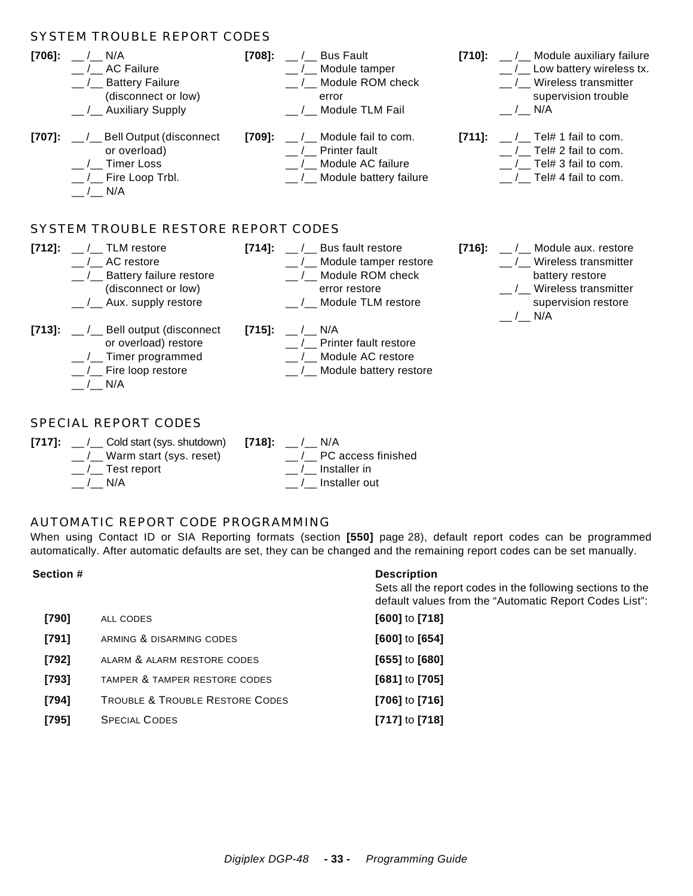## SYSTEM TROUBLE REPORT CODES

**[706]:**
- __ /__ N/A
- __ /__ AC Failure
- __ /__ Battery Failure (disconnect or low)
- __ /__ Auxiliary Supply

**[707]:**
- __ /__ Bell Output (disconnect or overload)
- __ /__ Timer Loss
- __ /__ Fire Loop Trbl.
- __ /__ N/A

**[708]:**
- __ /__ Bus Fault
- __ /__ Module tamper
- __ /__ Module ROM check error
- __ /__ Module TLM Fail

**[709]:**
- __ /__ Module fail to com.
- __ /__ Printer fault
- __ /__ Module AC failure
- __ /__ Module battery failure

**[710]:**
- __ /__ Module auxiliary failure
- __ /__ Low battery wireless tx.
- __ /__ Wireless transmitter supervision trouble
- __ /__ N/A

**[711]:**
- __ /__ Tel# 1 fail to com.
- __ /__ Tel# 2 fail to com.
- __ /__ Tel# 3 fail to com.
- __ /__ Tel# 4 fail to com.

## SYSTEM TROUBLE RESTORE REPORT CODES

**[712]:**
- __ /__ TLM restore
- __ /__ AC restore
- __ /__ Battery failure restore (disconnect or low)
- __ /__ Aux. supply restore

**[713]:**
- __ /__ Bell output (disconnect or overload) restore
- __ /__ Timer programmed
- __ /__ Fire loop restore
- __ /__ N/A

**[714]:**
- __ /__ Bus fault restore
- __ /__ Module tamper restore
- __ /__ Module ROM check error restore
- __ /__ Module TLM restore

**[715]:**
- __ /__ N/A
- __ /__ Printer fault restore
- __ /__ Module AC restore
- __ /__ Module battery restore

**[716]:**
- __ /__ Module aux. restore
- __ /__ Wireless transmitter battery restore
- __ /__ Wireless transmitter supervision restore
- __ /__ N/A

## SPECIAL REPORT CODES

**[717]:**
- __ /__ Cold start (sys. shutdown)
- __ /__ Warm start (sys. reset)
- __ /__ Test report
- __ /__ N/A

**[718]:**
- __ /__ N/A
- __ /__ PC access finished
- __ /__ Installer in
- __ /__ Installer out

## AUTOMATIC REPORT CODE PROGRAMMING

When using Contact ID or SIA Reporting formats (section **[550]** page 28), default report codes can be programmed automatically. After automatic defaults are set, they can be changed and the remaining report codes can be set manually.

| Section # | | Description<br>Sets all the report codes in the following sections to the default values from the "Automatic Report Codes List": |
|---|---|---|
| **[790]** | ALL CODES | **[600]** to **[718]** |
| **[791]** | ARMING & DISARMING CODES | **[600]** to **[654]** |
| **[792]** | ALARM & ALARM RESTORE CODES | **[655]** to **[680]** |
| **[793]** | TAMPER & TAMPER RESTORE CODES | **[681]** to **[705]** |
| **[794]** | TROUBLE & TROUBLE RESTORE CODES | **[706]** to **[716]** |
| **[795]** | SPECIAL CODES | **[717]** to **[718]** |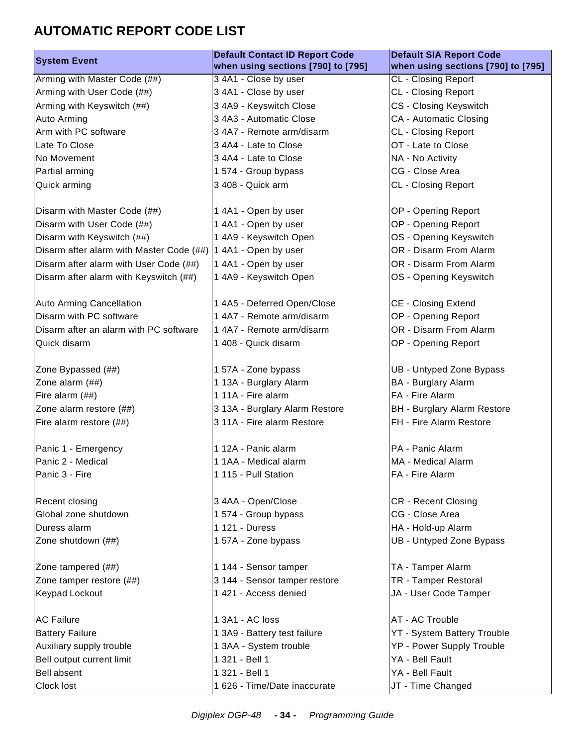# AUTOMATIC REPORT CODE LIST

| System Event | Default Contact ID Report Code when using sections [790] to [795] | Default SIA Report Code when using sections [790] to [795] |
|---|---|---|
| Arming with Master Code (##) | 3 4A1 - Close by user | CL - Closing Report |
| Arming with User Code (##) | 3 4A1 - Close by user | CL - Closing Report |
| Arming with Keyswitch (##) | 3 4A9 - Keyswitch Close | CS - Closing Keyswitch |
| Auto Arming | 3 4A3 - Automatic Close | CA - Automatic Closing |
| Arm with PC software | 3 4A7 - Remote arm/disarm | CL - Closing Report |
| Late To Close | 3 4A4 - Late to Close | OT - Late to Close |
| No Movement | 3 4A4 - Late to Close | NA - No Activity |
| Partial arming | 1 574 - Group bypass | CG - Close Area |
| Quick arming | 3 408 - Quick arm | CL - Closing Report |
| | | |
| Disarm with Master Code (##) | 1 4A1 - Open by user | OP - Opening Report |
| Disarm with User Code (##) | 1 4A1 - Open by user | OP - Opening Report |
| Disarm with Keyswitch (##) | 1 4A9 - Keyswitch Open | OS - Opening Keyswitch |
| Disarm after alarm with Master Code (##) | 1 4A1 - Open by user | OR - Disarm From Alarm |
| Disarm after alarm with User Code (##) | 1 4A1 - Open by user | OR - Disarm From Alarm |
| Disarm after alarm with Keyswitch (##) | 1 4A9 - Keyswitch Open | OS - Opening Keyswitch |
| | | |
| Auto Arming Cancellation | 1 4A5 - Deferred Open/Close | CE - Closing Extend |
| Disarm with PC software | 1 4A7 - Remote arm/disarm | OP - Opening Report |
| Disarm after an alarm with PC software | 1 4A7 - Remote arm/disarm | OR - Disarm From Alarm |
| Quick disarm | 1 408 - Quick disarm | OP - Opening Report |
| | | |
| Zone Bypassed (##) | 1 57A - Zone bypass | UB - Untyped Zone Bypass |
| Zone alarm (##) | 1 13A - Burglary Alarm | BA - Burglary Alarm |
| Fire alarm (##) | 1 11A - Fire alarm | FA - Fire Alarm |
| Zone alarm restore (##) | 3 13A - Burglary Alarm Restore | BH - Burglary Alarm Restore |
| Fire alarm restore (##) | 3 11A - Fire alarm Restore | FH - Fire Alarm Restore |
| | | |
| Panic 1 - Emergency | 1 12A - Panic alarm | PA - Panic Alarm |
| Panic 2 - Medical | 1 1AA - Medical alarm | MA - Medical Alarm |
| Panic 3 - Fire | 1 115 - Pull Station | FA - Fire Alarm |
| | | |
| Recent closing | 3 4AA - Open/Close | CR - Recent Closing |
| Global zone shutdown | 1 574 - Group bypass | CG - Close Area |
| Duress alarm | 1 121 - Duress | HA - Hold-up Alarm |
| Zone shutdown (##) | 1 57A - Zone bypass | UB - Untyped Zone Bypass |
| | | |
| Zone tampered (##) | 1 144 - Sensor tamper | TA - Tamper Alarm |
| Zone tamper restore (##) | 3 144 - Sensor tamper restore | TR - Tamper Restoral |
| Keypad Lockout | 1 421 - Access denied | JA - User Code Tamper |
| | | |
| AC Failure | 1 3A1 - AC loss | AT - AC Trouble |
| Battery Failure | 1 3A9 - Battery test failure | YT - System Battery Trouble |
| Auxiliary supply trouble | 1 3AA - System trouble | YP - Power Supply Trouble |
| Bell output current limit | 1 321 - Bell 1 | YA - Bell Fault |
| Bell absent | 1 321 - Bell 1 | YA - Bell Fault |
| Clock lost | 1 626 - Time/Date inaccurate | JT - Time Changed |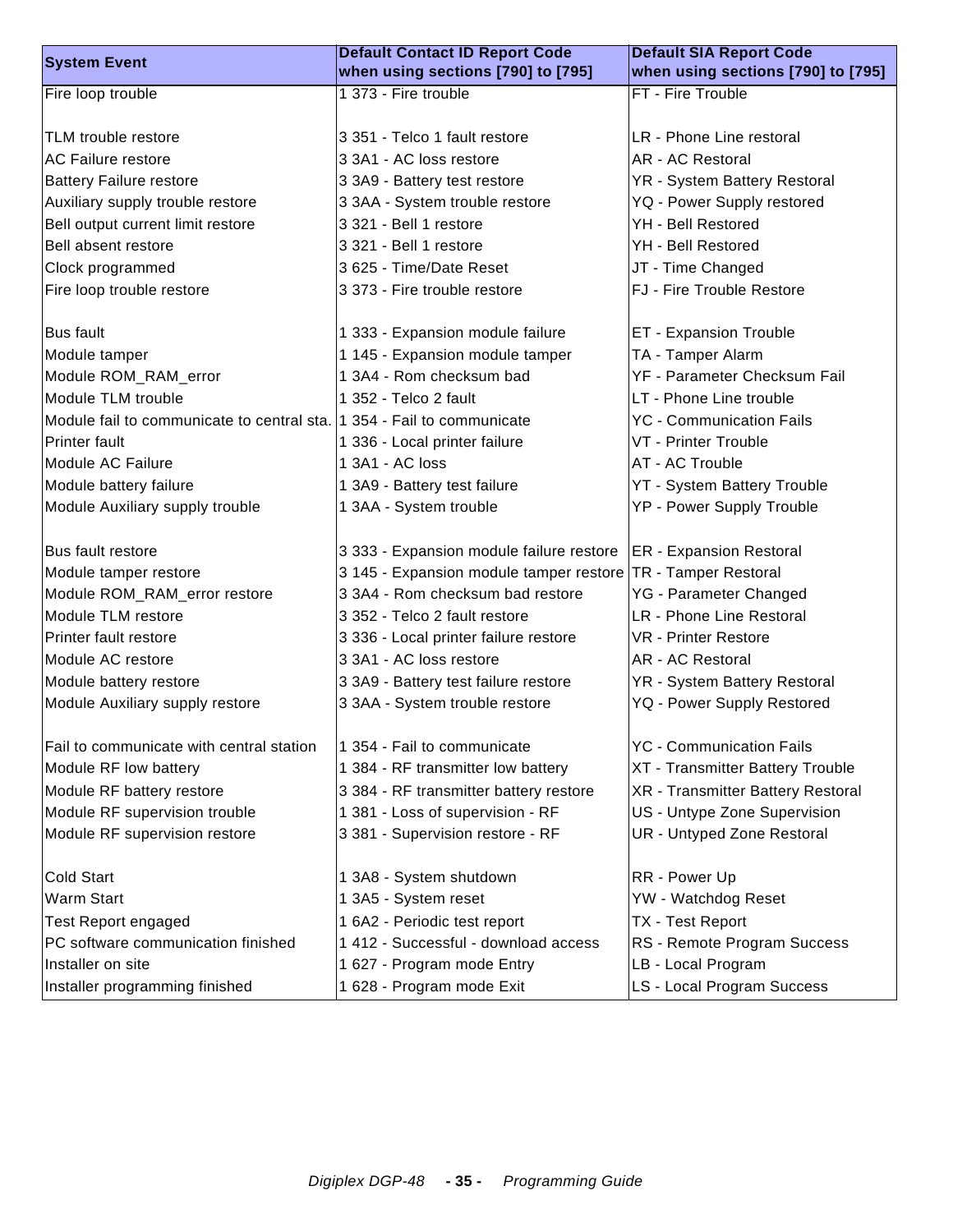| System Event | Default Contact ID Report Code when using sections [790] to [795] | Default SIA Report Code when using sections [790] to [795] |
|---|---|---|
| Fire loop trouble | 1 373 - Fire trouble | FT - Fire Trouble |
| | | |
| TLM trouble restore | 3 351 - Telco 1 fault restore | LR - Phone Line restoral |
| AC Failure restore | 3 3A1 - AC loss restore | AR - AC Restoral |
| Battery Failure restore | 3 3A9 - Battery test restore | YR - System Battery Restoral |
| Auxiliary supply trouble restore | 3 3AA - System trouble restore | YQ - Power Supply restored |
| Bell output current limit restore | 3 321 - Bell 1 restore | YH - Bell Restored |
| Bell absent restore | 3 321 - Bell 1 restore | YH - Bell Restored |
| Clock programmed | 3 625 - Time/Date Reset | JT - Time Changed |
| Fire loop trouble restore | 3 373 - Fire trouble restore | FJ - Fire Trouble Restore |
| | | |
| Bus fault | 1 333 - Expansion module failure | ET - Expansion Trouble |
| Module tamper | 1 145 - Expansion module tamper | TA - Tamper Alarm |
| Module ROM_RAM_error | 1 3A4 - Rom checksum bad | YF - Parameter Checksum Fail |
| Module TLM trouble | 1 352 - Telco 2 fault | LT - Phone Line trouble |
| Module fail to communicate to central sta. | 1 354 - Fail to communicate | YC - Communication Fails |
| Printer fault | 1 336 - Local printer failure | VT - Printer Trouble |
| Module AC Failure | 1 3A1 - AC loss | AT - AC Trouble |
| Module battery failure | 1 3A9 - Battery test failure | YT - System Battery Trouble |
| Module Auxiliary supply trouble | 1 3AA - System trouble | YP - Power Supply Trouble |
| | | |
| Bus fault restore | 3 333 - Expansion module failure restore | ER - Expansion Restoral |
| Module tamper restore | 3 145 - Expansion module tamper restore | TR - Tamper Restoral |
| Module ROM_RAM_error restore | 3 3A4 - Rom checksum bad restore | YG - Parameter Changed |
| Module TLM restore | 3 352 - Telco 2 fault restore | LR - Phone Line Restoral |
| Printer fault restore | 3 336 - Local printer failure restore | VR - Printer Restore |
| Module AC restore | 3 3A1 - AC loss restore | AR - AC Restoral |
| Module battery restore | 3 3A9 - Battery test failure restore | YR - System Battery Restoral |
| Module Auxiliary supply restore | 3 3AA - System trouble restore | YQ - Power Supply Restored |
| | | |
| Fail to communicate with central station | 1 354 - Fail to communicate | YC - Communication Fails |
| Module RF low battery | 1 384 - RF transmitter low battery | XT - Transmitter Battery Trouble |
| Module RF battery restore | 3 384 - RF transmitter battery restore | XR - Transmitter Battery Restoral |
| Module RF supervision trouble | 1 381 - Loss of supervision - RF | US - Untype Zone Supervision |
| Module RF supervision restore | 3 381 - Supervision restore - RF | UR - Untyped Zone Restoral |
| | | |
| Cold Start | 1 3A8 - System shutdown | RR - Power Up |
| Warm Start | 1 3A5 - System reset | YW - Watchdog Reset |
| Test Report engaged | 1 6A2 - Periodic test report | TX - Test Report |
| PC software communication finished | 1 412 - Successful - download access | RS - Remote Program Success |
| Installer on site | 1 627 - Program mode Entry | LB - Local Program |
| Installer programming finished | 1 628 - Program mode Exit | LS - Local Program Success |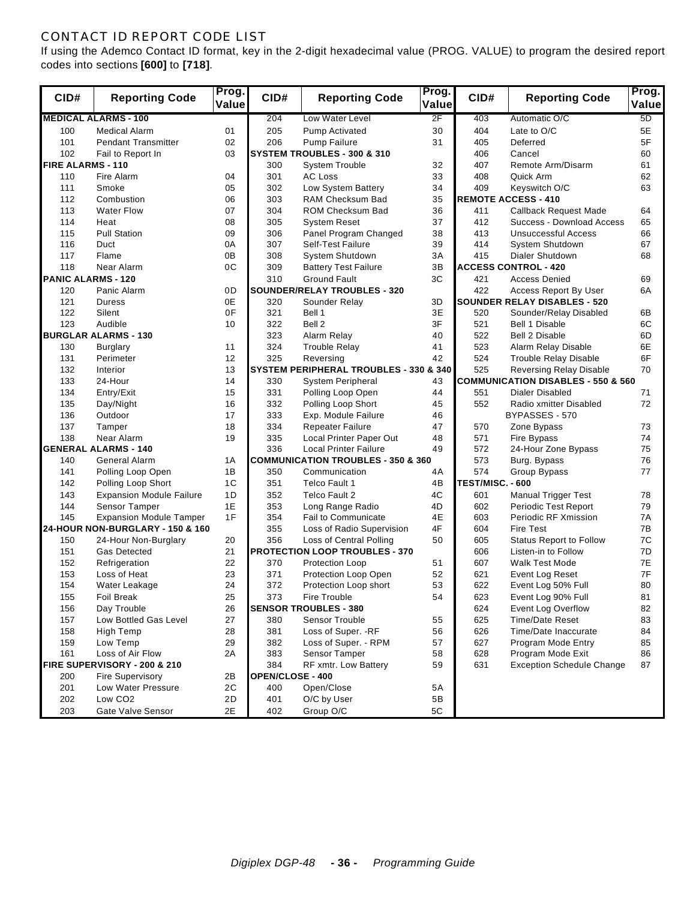## CONTACT ID REPORT CODE LIST

If using the Ademco Contact ID format, key in the 2-digit hexadecimal value (PROG. VALUE) to program the desired report codes into sections **[600]** to **[718]**.

| CID# | Reporting Code | Prog. Value | CID# | Reporting Code | Prog. Value | CID# | Reporting Code | Prog. Value |
|---|---|---|---|---|---|---|---|---|
| **MEDICAL ALARMS - 100** | | | 204 | Low Water Level | 2F | 403 | Automatic O/C | 5D |
| 100 | Medical Alarm | 01 | 205 | Pump Activated | 30 | 404 | Late to O/C | 5E |
| 101 | Pendant Transmitter | 02 | 206 | Pump Failure | 31 | 405 | Deferred | 5F |
| 102 | Fail to Report In | 03 | **SYSTEM TROUBLES - 300 & 310** | | | 406 | Cancel | 60 |
| **FIRE ALARMS - 110** | | | 300 | System Trouble | 32 | 407 | Remote Arm/Disarm | 61 |
| 110 | Fire Alarm | 04 | 301 | AC Loss | 33 | 408 | Quick Arm | 62 |
| 111 | Smoke | 05 | 302 | Low System Battery | 34 | 409 | Keyswitch O/C | 63 |
| 112 | Combustion | 06 | 303 | RAM Checksum Bad | 35 | **REMOTE ACCESS - 410** | | |
| 113 | Water Flow | 07 | 304 | ROM Checksum Bad | 36 | 411 | Callback Request Made | 64 |
| 114 | Heat | 08 | 305 | System Reset | 37 | 412 | Success - Download Access | 65 |
| 115 | Pull Station | 09 | 306 | Panel Program Changed | 38 | 413 | Unsuccessful Access | 66 |
| 116 | Duct | 0A | 307 | Self-Test Failure | 39 | 414 | System Shutdown | 67 |
| 117 | Flame | 0B | 308 | System Shutdown | 3A | 415 | Dialer Shutdown | 68 |
| 118 | Near Alarm | 0C | 309 | Battery Test Failure | 3B | **ACCESS CONTROL - 420** | | |
| **PANIC ALARMS - 120** | | | 310 | Ground Fault | 3C | 421 | Access Denied | 69 |
| 120 | Panic Alarm | 0D | **SOUNDER/RELAY TROUBLES - 320** | | | 422 | Access Report By User | 6A |
| 121 | Duress | 0E | 320 | Sounder Relay | 3D | **SOUNDER RELAY DISABLES - 520** | | |
| 122 | Silent | 0F | 321 | Bell 1 | 3E | 520 | Sounder/Relay Disabled | 6B |
| 123 | Audible | 10 | 322 | Bell 2 | 3F | 521 | Bell 1 Disable | 6C |
| **BURGLAR ALARMS - 130** | | | 323 | Alarm Relay | 40 | 522 | Bell 2 Disable | 6D |
| 130 | Burglary | 11 | 324 | Trouble Relay | 41 | 523 | Alarm Relay Disable | 6E |
| 131 | Perimeter | 12 | 325 | Reversing | 42 | 524 | Trouble Relay Disable | 6F |
| 132 | Interior | 13 | **SYSTEM PERIPHERAL TROUBLES - 330 & 340** | | | 525 | Reversing Relay Disable | 70 |
| 133 | 24-Hour | 14 | 330 | System Peripheral | 43 | **COMMUNICATION DISABLES - 550 & 560** | | |
| 134 | Entry/Exit | 15 | 331 | Polling Loop Open | 44 | 551 | Dialer Disabled | 71 |
| 135 | Day/Night | 16 | 332 | Polling Loop Short | 45 | 552 | Radio xmitter Disabled | 72 |
| 136 | Outdoor | 17 | 333 | Exp. Module Failure | 46 | BYPASSES - 570 | | |
| 137 | Tamper | 18 | 334 | Repeater Failure | 47 | 570 | Zone Bypass | 73 |
| 138 | Near Alarm | 19 | 335 | Local Printer Paper Out | 48 | 571 | Fire Bypass | 74 |
| **GENERAL ALARMS - 140** | | | 336 | Local Printer Failure | 49 | 572 | 24-Hour Zone Bypass | 75 |
| 140 | General Alarm | 1A | **COMMUNICATION TROUBLES - 350 & 360** | | | 573 | Burg. Bypass | 76 |
| 141 | Polling Loop Open | 1B | 350 | Communication | 4A | 574 | Group Bypass | 77 |
| 142 | Polling Loop Short | 1C | 351 | Telco Fault 1 | 4B | **TEST/MISC. - 600** | | |
| 143 | Expansion Module Failure | 1D | 352 | Telco Fault 2 | 4C | 601 | Manual Trigger Test | 78 |
| 144 | Sensor Tamper | 1E | 353 | Long Range Radio | 4D | 602 | Periodic Test Report | 79 |
| 145 | Expansion Module Tamper | 1F | 354 | Fail to Communicate | 4E | 603 | Periodic RF Xmission | 7A |
| **24-HOUR NON-BURGLARY - 150 & 160** | | | 355 | Loss of Radio Supervision | 4F | 604 | Fire Test | 7B |
| 150 | 24-Hour Non-Burglary | 20 | 356 | Loss of Central Polling | 50 | 605 | Status Report to Follow | 7C |
| 151 | Gas Detected | 21 | **PROTECTION LOOP TROUBLES - 370** | | | 606 | Listen-in to Follow | 7D |
| 152 | Refrigeration | 22 | 370 | Protection Loop | 51 | 607 | Walk Test Mode | 7E |
| 153 | Loss of Heat | 23 | 371 | Protection Loop Open | 52 | 621 | Event Log Reset | 7F |
| 154 | Water Leakage | 24 | 372 | Protection Loop short | 53 | 622 | Event Log 50% Full | 80 |
| 155 | Foil Break | 25 | 373 | Fire Trouble | 54 | 623 | Event Log 90% Full | 81 |
| 156 | Day Trouble | 26 | **SENSOR TROUBLES - 380** | | | 624 | Event Log Overflow | 82 |
| 157 | Low Bottled Gas Level | 27 | 380 | Sensor Trouble | 55 | 625 | Time/Date Reset | 83 |
| 158 | High Temp | 28 | 381 | Loss of Super. -RF | 56 | 626 | Time/Date Inaccurate | 84 |
| 159 | Low Temp | 29 | 382 | Loss of Super. - RPM | 57 | 627 | Program Mode Entry | 85 |
| 161 | Loss of Air Flow | 2A | 383 | Sensor Tamper | 58 | 628 | Program Mode Exit | 86 |
| **FIRE SUPERVISORY - 200 & 210** | | | 384 | RF xmtr. Low Battery | 59 | 631 | Exception Schedule Change | 87 |
| 200 | Fire Supervisory | 2B | **OPEN/CLOSE - 400** | | | | | |
| 201 | Low Water Pressure | 2C | 400 | Open/Close | 5A | | | |
| 202 | Low CO2 | 2D | 401 | O/C by User | 5B | | | |
| 203 | Gate Valve Sensor | 2E | 402 | Group O/C | 5C | | | |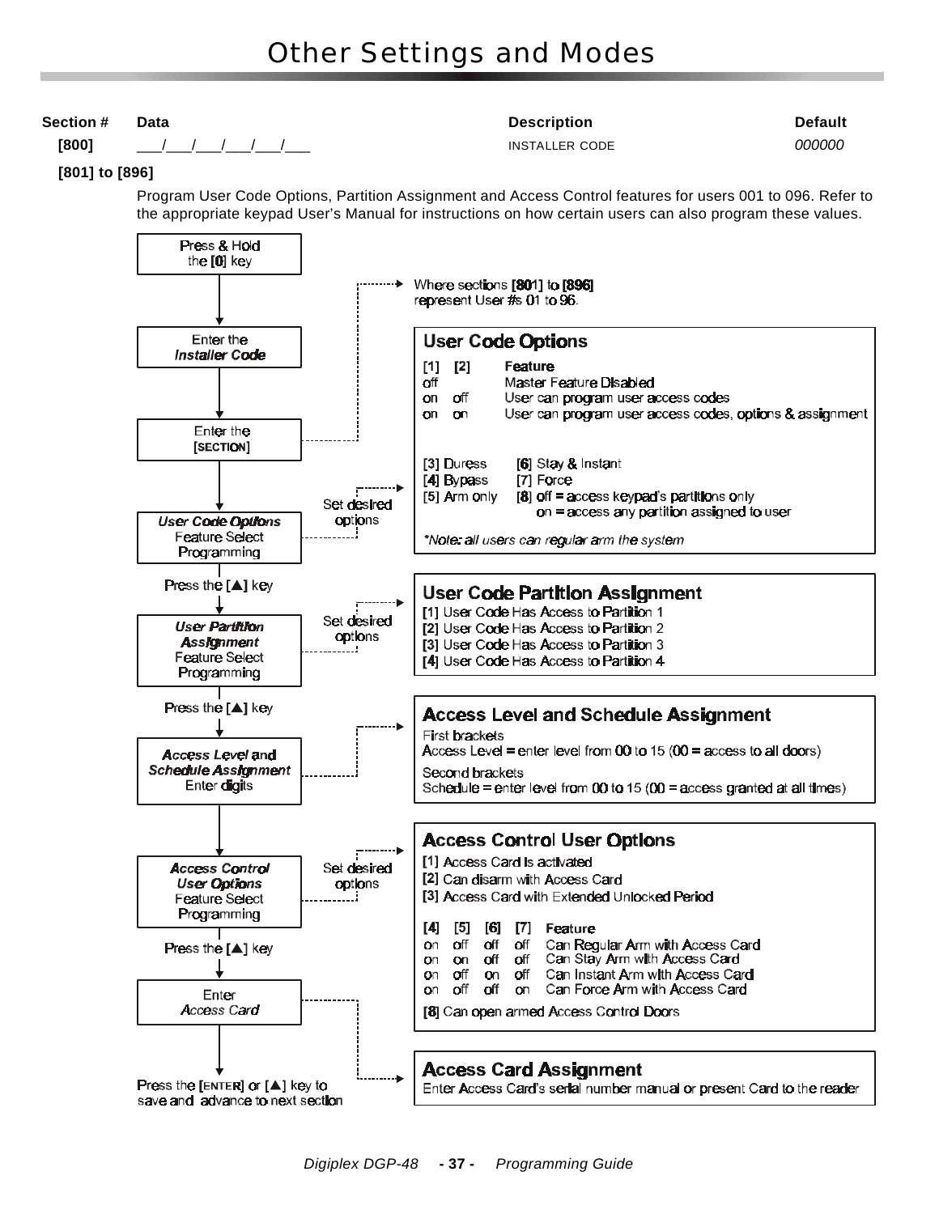# Other Settings and Modes

| Section # | Data | Description | Default |
|---|---|---|---|
| [800] | ___/___/___/___/___/___ | INSTALLER CODE | *000000* |

**[801] to [896]**

Program User Code Options, Partition Assignment and Access Control features for users 001 to 096. Refer to the appropriate keypad User's Manual for instructions on how certain users can also program these values.

Press & Hold the [0] key

Enter the *Installer Code*

Enter the [SECTION] — Where sections [801] to [896] represent User #s 01 to 96.

*User Code Options* Feature Select Programming — Set desired options

### User Code Options

| [1] | [2] | Feature |
|---|---|---|
| off | | Master Feature Disabled |
| on | off | User can program user access codes |
| on | on | User can program user access codes, options & assignment |

[3] Duress
[4] Bypass
[5] Arm only
[6] Stay & Instant
[7] Force
[8] off = access keypad's partitions only
on = access any partition assigned to user

*\*Note: all users can regular arm the system*

Press the [▲] key

*User Partition Assignment* Feature Select Programming — Set desired options

### User Code Partition Assignment

[1] User Code Has Access to Partition 1
[2] User Code Has Access to Partition 2
[3] User Code Has Access to Partition 3
[4] User Code Has Access to Partition 4

Press the [▲] key

*Access Level and Schedule Assignment* Enter digits

### Access Level and Schedule Assignment

First brackets
Access Level = enter level from 00 to 15 (00 = access to all doors)

Second brackets
Schedule = enter level from 00 to 15 (00 = access granted at all times)

*Access Control User Options* Feature Select Programming — Set desired options

### Access Control User Options

[1] Access Card is activated
[2] Can disarm with Access Card
[3] Access Card with Extended Unlocked Period

| [4] | [5] | [6] | [7] | Feature |
|---|---|---|---|---|
| on | off | off | off | Can Regular Arm with Access Card |
| on | on | off | off | Can Stay Arm with Access Card |
| on | off | on | off | Can Instant Arm with Access Card |
| on | off | off | on | Can Force Arm with Access Card |

[8] Can open armed Access Control Doors

Press the [▲] key

Enter *Access Card*

### Access Card Assignment

Enter Access Card's serial number manual or present Card to the reader

Press the [ENTER] or [▲] key to save and advance to next section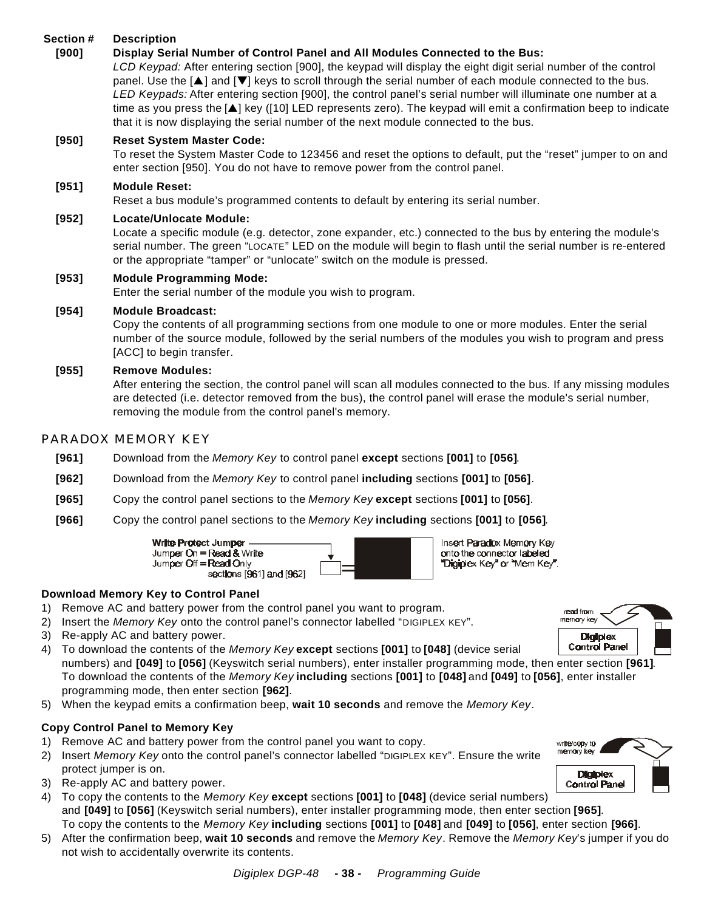| Section # | Description |
|---|---|
| **[900]** | **Display Serial Number of Control Panel and All Modules Connected to the Bus:** *LCD Keypad:* After entering section [900], the keypad will display the eight digit serial number of the control panel. Use the [▲] and [▼] keys to scroll through the serial number of each module connected to the bus. *LED Keypads:* After entering section [900], the control panel's serial number will illuminate one number at a time as you press the [▲] key ([10] LED represents zero). The keypad will emit a confirmation beep to indicate that it is now displaying the serial number of the next module connected to the bus. |
| **[950]** | **Reset System Master Code:** To reset the System Master Code to 123456 and reset the options to default, put the "reset" jumper to on and enter section [950]. You do not have to remove power from the control panel. |
| **[951]** | **Module Reset:** Reset a bus module's programmed contents to default by entering its serial number. |
| **[952]** | **Locate/Unlocate Module:** Locate a specific module (e.g. detector, zone expander, etc.) connected to the bus by entering the module's serial number. The green "LOCATE" LED on the module will begin to flash until the serial number is re-entered or the appropriate "tamper" or "unlocate" switch on the module is pressed. |
| **[953]** | **Module Programming Mode:** Enter the serial number of the module you wish to program. |
| **[954]** | **Module Broadcast:** Copy the contents of all programming sections from one module to one or more modules. Enter the serial number of the source module, followed by the serial numbers of the modules you wish to program and press [ACC] to begin transfer. |
| **[955]** | **Remove Modules:** After entering the section, the control panel will scan all modules connected to the bus. If any missing modules are detected (i.e. detector removed from the bus), the control panel will erase the module's serial number, removing the module from the control panel's memory. |

## PARADOX MEMORY KEY

**[961]** Download from the *Memory Key* to control panel **except** sections **[001]** to **[056]**.

**[962]** Download from the *Memory Key* to control panel **including** sections **[001]** to **[056]**.

**[965]** Copy the control panel sections to the *Memory Key* **except** sections **[001]** to **[056]**.

**[966]** Copy the control panel sections to the *Memory Key* **including** sections **[001]** to **[056]**.

Write Protect Jumper
Jumper On = Read & Write
Jumper Off = Read Only sections [961] and [962]

Insert Paradox Memory Key onto the connector labeled "Digiplex Key" or "Mem Key".

**Download Memory Key to Control Panel**

1) Remove AC and battery power from the control panel you want to program.
2) Insert the *Memory Key* onto the control panel's connector labelled "DIGIPLEX KEY".
3) Re-apply AC and battery power.
4) To download the contents of the *Memory Key* **except** sections **[001]** to **[048]** (device serial numbers) and **[049]** to **[056]** (Keyswitch serial numbers), enter installer programming mode, then enter section **[961]**. To download the contents of the *Memory Key* **including** sections **[001]** to **[048]** and **[049]** to **[056]**, enter installer programming mode, then enter section **[962]**.
5) When the keypad emits a confirmation beep, **wait 10 seconds** and remove the *Memory Key*.

read from memory key — Digiplex Control Panel

**Copy Control Panel to Memory Key**

1) Remove AC and battery power from the control panel you want to copy.
2) Insert *Memory Key* onto the control panel's connector labelled "DIGIPLEX KEY". Ensure the write protect jumper is on.
3) Re-apply AC and battery power.
4) To copy the contents to the *Memory Key* **except** sections **[001]** to **[048]** (device serial numbers) and **[049]** to **[056]** (Keyswitch serial numbers), enter installer programming mode, then enter section **[965]**. To copy the contents to the *Memory Key* **including** sections **[001]** to **[048]** and **[049]** to **[056]**, enter section **[966]**.
5) After the confirmation beep, **wait 10 seconds** and remove the *Memory Key*. Remove the *Memory Key*'s jumper if you do not wish to accidentally overwrite its contents.

write/copy to memory key — Digiplex Control Panel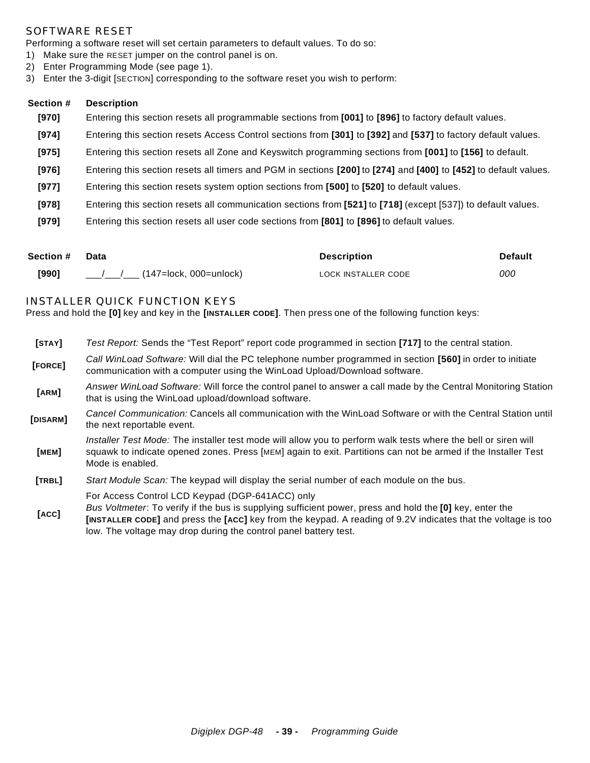## SOFTWARE RESET

Performing a software reset will set certain parameters to default values. To do so:

1) Make sure the RESET jumper on the control panel is on.
2) Enter Programming Mode (see page 1).
3) Enter the 3-digit [SECTION] corresponding to the software reset you wish to perform:

| Section # | Description |
|---|---|
| **[970]** | Entering this section resets all programmable sections from **[001]** to **[896]** to factory default values. |
| **[974]** | Entering this section resets Access Control sections from **[301]** to **[392]** and **[537]** to factory default values. |
| **[975]** | Entering this section resets all Zone and Keyswitch programming sections from **[001]** to **[156]** to default. |
| **[976]** | Entering this section resets all timers and PGM in sections **[200]** to **[274]** and **[400]** to **[452]** to default values. |
| **[977]** | Entering this section resets system option sections from **[500]** to **[520]** to default values. |
| **[978]** | Entering this section resets all communication sections from **[521]** to **[718]** (except [537]) to default values. |
| **[979]** | Entering this section resets all user code sections from **[801]** to **[896]** to default values. |

| Section # | Data | Description | Default |
|---|---|---|---|
| **[990]** | ___/___/___ (147=lock, 000=unlock) | LOCK INSTALLER CODE | *000* |

## INSTALLER QUICK FUNCTION KEYS

Press and hold the **[0]** key and key in the **[INSTALLER CODE]**. Then press one of the following function keys:

| Key | Function |
|---|---|
| **[STAY]** | *Test Report:* Sends the "Test Report" report code programmed in section **[717]** to the central station. |
| **[FORCE]** | *Call WinLoad Software:* Will dial the PC telephone number programmed in section **[560]** in order to initiate communication with a computer using the WinLoad Upload/Download software. |
| **[ARM]** | *Answer WinLoad Software:* Will force the control panel to answer a call made by the Central Monitoring Station that is using the WinLoad upload/download software. |
| **[DISARM]** | *Cancel Communication:* Cancels all communication with the WinLoad Software or with the Central Station until the next reportable event. |
| **[MEM]** | *Installer Test Mode:* The installer test mode will allow you to perform walk tests where the bell or siren will squawk to indicate opened zones. Press [MEM] again to exit. Partitions can not be armed if the Installer Test Mode is enabled. |
| **[TRBL]** | *Start Module Scan:* The keypad will display the serial number of each module on the bus. |
| **[ACC]** | For Access Control LCD Keypad (DGP-641ACC) only<br>*Bus Voltmeter*: To verify if the bus is supplying sufficient power, press and hold the **[0]** key, enter the **[INSTALLER CODE]** and press the **[ACC]** key from the keypad. A reading of 9.2V indicates that the voltage is too low. The voltage may drop during the control panel battery test. |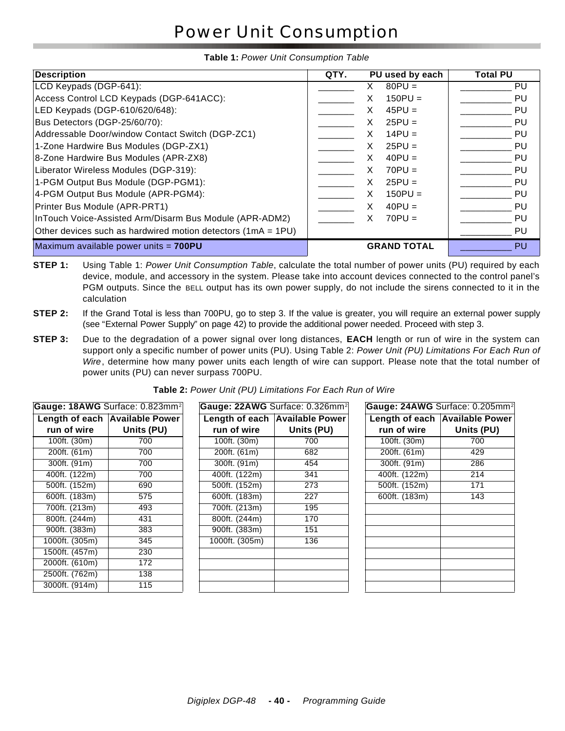# Power Unit Consumption

**Table 1:** *Power Unit Consumption Table*

| Description | QTY. | | PU used by each | Total PU |
|---|---|---|---|---|
| LCD Keypads (DGP-641): | _______ | X | 80PU = | __________ PU |
| Access Control LCD Keypads (DGP-641ACC): | _______ | X | 150PU = | __________ PU |
| LED Keypads (DGP-610/620/648): | _______ | X | 45PU = | __________ PU |
| Bus Detectors (DGP-25/60/70): | _______ | X | 25PU = | __________ PU |
| Addressable Door/window Contact Switch (DGP-ZC1) | _______ | X | 14PU = | __________ PU |
| 1-Zone Hardwire Bus Modules (DGP-ZX1) | _______ | X | 25PU = | __________ PU |
| 8-Zone Hardwire Bus Modules (APR-ZX8) | _______ | X | 40PU = | __________ PU |
| Liberator Wireless Modules (DGP-319): | _______ | X | 70PU = | __________ PU |
| 1-PGM Output Bus Module (DGP-PGM1): | _______ | X | 25PU = | __________ PU |
| 4-PGM Output Bus Module (APR-PGM4): | _______ | X | 150PU = | __________ PU |
| Printer Bus Module (APR-PRT1) | _______ | X | 40PU = | __________ PU |
| InTouch Voice-Assisted Arm/Disarm Bus Module (APR-ADM2) | _______ | X | 70PU = | __________ PU |
| Other devices such as hardwired motion detectors (1mA = 1PU) | | | | __________ PU |
| Maximum available power units = **700PU** | | | **GRAND TOTAL** | __________ PU |

**STEP 1:** Using Table 1: *Power Unit Consumption Table*, calculate the total number of power units (PU) required by each device, module, and accessory in the system. Please take into account devices connected to the control panel's PGM outputs. Since the BELL output has its own power supply, do not include the sirens connected to it in the calculation

**STEP 2:** If the Grand Total is less than 700PU, go to step 3. If the value is greater, you will require an external power supply (see "External Power Supply" on page 42) to provide the additional power needed. Proceed with step 3.

**STEP 3:** Due to the degradation of a power signal over long distances, **EACH** length or run of wire in the system can support only a specific number of power units (PU). Using Table 2: *Power Unit (PU) Limitations For Each Run of Wire*, determine how many power units each length of wire can support. Please note that the total number of power units (PU) can never surpass 700PU.

**Table 2:** *Power Unit (PU) Limitations For Each Run of Wire*

**Gauge: 18AWG** Surface: 0.823mm$^2$

| Length of each run of wire | Available Power Units (PU) |
|---|---|
| 100ft. (30m) | 700 |
| 200ft. (61m) | 700 |
| 300ft. (91m) | 700 |
| 400ft. (122m) | 700 |
| 500ft. (152m) | 690 |
| 600ft. (183m) | 575 |
| 700ft. (213m) | 493 |
| 800ft. (244m) | 431 |
| 900ft. (383m) | 383 |
| 1000ft. (305m) | 345 |
| 1500ft. (457m) | 230 |
| 2000ft. (610m) | 172 |
| 2500ft. (762m) | 138 |
| 3000ft. (914m) | 115 |

**Gauge: 22AWG** Surface: 0.326mm$^2$

| Length of each run of wire | Available Power Units (PU) |
|---|---|
| 100ft. (30m) | 700 |
| 200ft. (61m) | 682 |
| 300ft. (91m) | 454 |
| 400ft. (122m) | 341 |
| 500ft. (152m) | 273 |
| 600ft. (183m) | 227 |
| 700ft. (213m) | 195 |
| 800ft. (244m) | 170 |
| 900ft. (383m) | 151 |
| 1000ft. (305m) | 136 |

**Gauge: 24AWG** Surface: 0.205mm$^2$

| Length of each run of wire | Available Power Units (PU) |
|---|---|
| 100ft. (30m) | 700 |
| 200ft. (61m) | 429 |
| 300ft. (91m) | 286 |
| 400ft. (122m) | 214 |
| 500ft. (152m) | 171 |
| 600ft. (183m) | 143 |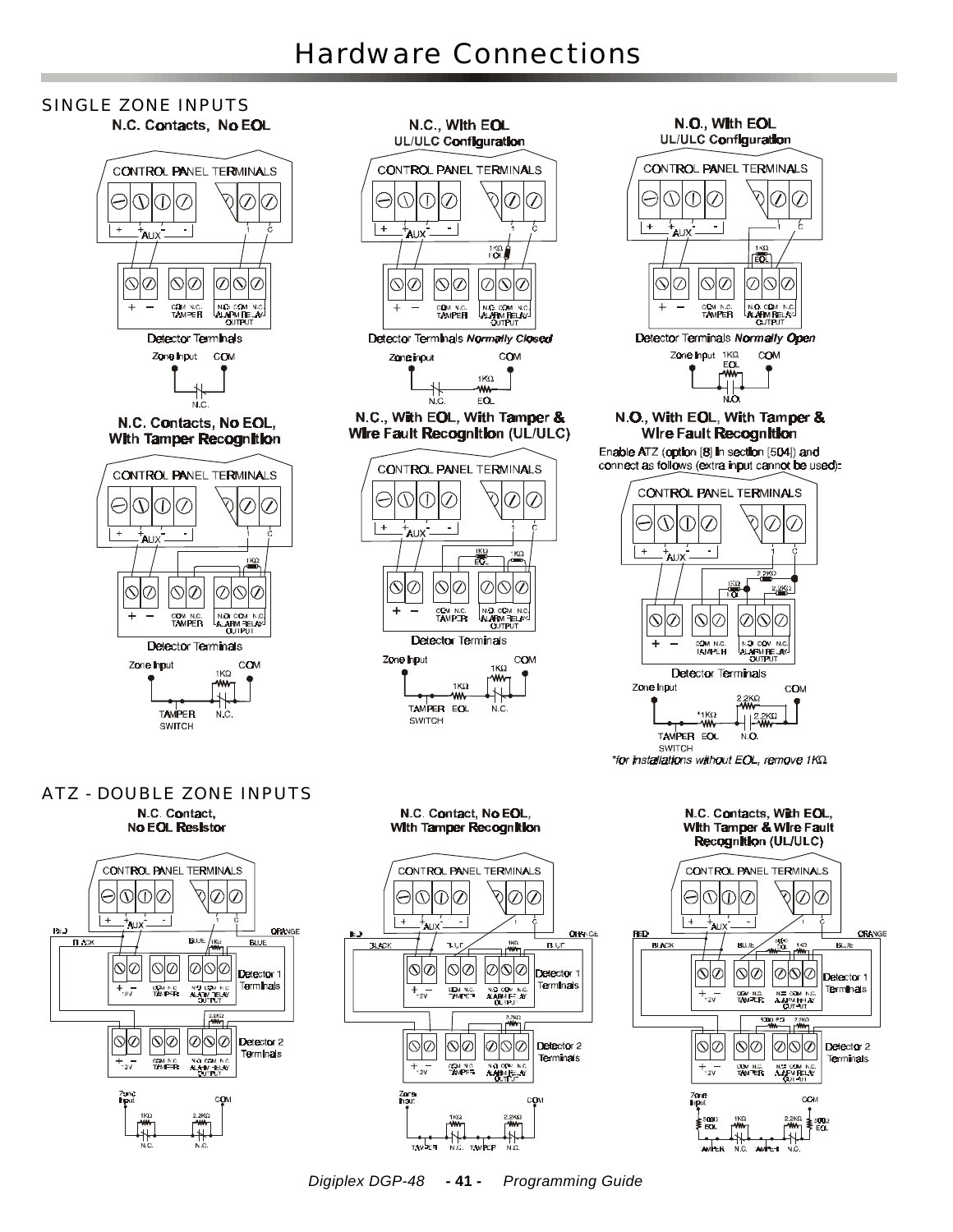# Hardware Connections

## SINGLE ZONE INPUTS

### N.C. Contacts, No EOL

CONTROL PANEL TERMINALS

+ +AUX - - 1 C

+ − COM N.C. TAMPER N.O. COM N.C. ALARM RELAY OUTPUT

Detector Terminals

Zone Input COM

N.C.

### N.C., With EOL UL/ULC Configuration

CONTROL PANEL TERMINALS

+ +AUX - - 1 C

1KΩ EOL

+ − COM N.C. TAMPER N.O. COM N.C. ALARM RELAY OUTPUT

Detector Terminals *Normally Closed*

Zone input COM

1KΩ

N.C. EOL

### N.O., With EOL UL/ULC Configuration

CONTROL PANEL TERMINALS

+ +AUX - - 1 C

1KΩ EOL

+ − COM N.C. TAMPER N.O. COM N.C. ALARM RELAY OUTPUT

Detector Terminals *Normally Open*

Zone Input 1KΩ EOL COM

N.O.

### N.C. Contacts, No EOL, With Tamper Recognition

CONTROL PANEL TERMINALS

+ +AUX - - 1 C

1KΩ

+ − COM N.C. TAMPER N.O. COM N.C. ALARM RELAY OUTPUT

Detector Terminals

Zone Input COM

1KΩ

TAMPER SWITCH N.C.

### N.C., With EOL, With Tamper & Wire Fault Recognition (UL/ULC)

CONTROL PANEL TERMINALS

+ +AUX - - 1 C

1KΩ EOL 1KΩ

+ − COM N.C. TAMPER N.O. COM N.C. ALARM RELAY OUTPUT

Detector Terminals

Zone Input COM

1KΩ 1KΩ

TAMPER SWITCH EOL N.C.

### N.O., With EOL, With Tamper & Wire Fault Recognition

Enable ATZ (option [8] in section [504]) and connect as follows (extra input cannot be used):

CONTROL PANEL TERMINALS

+ +AUX - - 1 C

2.2KΩ 1KΩ EOL 2.2KΩ

+ − COM N.C. TAMPER N.O. COM N.C. ALARM RELAY OUTPUT

Detector Terminals

Zone Input COM

2.2KΩ *1KΩ 2.2KΩ

TAMPER SWITCH EOL N.O.

*for installations without EOL, remove 1KΩ.

## ATZ - DOUBLE ZONE INPUTS

### N.C. Contact, No EOL Resistor

CONTROL PANEL TERMINALS

+ +AUX - - 1 C

RED BLACK BLUE 1KΩ BLUE ORANGE

+12V − COM N.C. TAMPER N.O. COM N.C. ALARM RELAY OUTPUT — Detector 1 Terminals

2.2KΩ

+12V − COM N.C. TAMPER N.O. COM N.C. ALARM RELAY OUTPUT — Detector 2 Terminals

Zone Input COM

1KΩ 2.2KΩ

N.C. N.C.

### N.C. Contact, No EOL, With Tamper Recognition

CONTROL PANEL TERMINALS

+ +AUX - - 1 C

RED BLACK BLUE 1KΩ BLUE ORANGE

+12V − COM N.C. TAMPER N.O. COM N.C. ALARM RELAY OUTPUT — Detector 1 Terminals

2.2KΩ

+12V − COM N.C. TAMPER N.O. COM N.C. ALARM RELAY OUTPUT — Detector 2 Terminals

Zone Input COM

1KΩ 2.2KΩ

TAMPER N.C. TAMPER N.C.

### N.C. Contacts, With EOL, With Tamper & Wire Fault Recognition (UL/ULC)

CONTROL PANEL TERMINALS

+ +AUX - - 1 C

RED BLACK BLUE 1KΩ EOL 1KΩ BLUE ORANGE

+12V − COM N.C. TAMPER N.O. COM N.C. ALARM RELAY OUTPUT — Detector 1 Terminals

500Ω EOL 2.2KΩ

+12V − COM N.C. TAMPER N.O. COM N.C. ALARM RELAY OUTPUT — Detector 2 Terminals

Zone Input COM

500Ω EOL 1KΩ 2.2KΩ 500Ω EOL

TAMPER N.C. TAMPER N.C.

*Digiplex DGP-48* - 41 - *Programming Guide*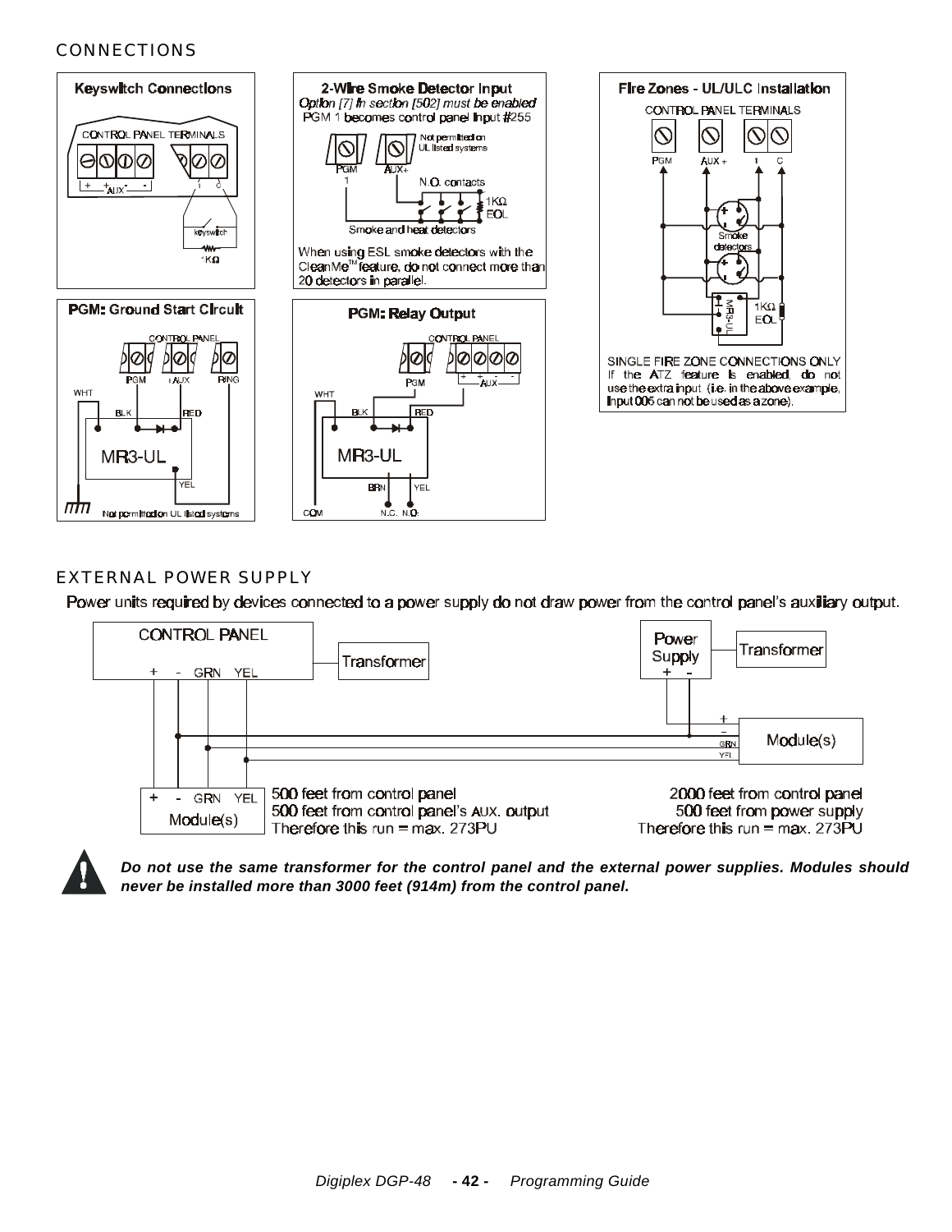## CONNECTIONS

**Keyswitch Connections**

CONTROL PANEL TERMINALS

+ + AUX - - I C

keyswitch

1KΩ

**2-Wire Smoke Detector Input**

*Option [7] in section [502] must be enabled*

PGM 1 becomes control panel input #255

Not permitted on UL listed systems

PGM 1 AUX+

N.O. contacts

1KΩ EOL

Smoke and heat detectors

When using ESL smoke detectors with the CleanMe™ feature, do not connect more than 20 detectors in parallel.

**Fire Zones - UL/ULC Installation**

CONTROL PANEL TERMINALS

PGM AUX + I C

Smoke detectors

MR3-UL

1KΩ EOL

SINGLE FIRE ZONE CONNECTIONS ONLY

If the ATZ feature is enabled, do not use the extra input (i.e. in the above example, input 006 can not be used as a zone).

**PGM: Ground Start Circuit**

CONTROL PANEL

PGM +AUX RING

WHT BLK RED

MR3-UL

YEL

Not permitted on UL listed systems

**PGM: Relay Output**

CONTROL PANEL

PGM + + AUX - -

WHT BLK RED

MR3-UL

BRN YEL

COM N.C. N.O.

## EXTERNAL POWER SUPPLY

Power units required by devices connected to a power supply do not draw power from the control panel's auxiliary output.

CONTROL PANEL: + - GRN YEL — Transformer

Power Supply: + - — Transformer

Module(s): + - GRN YEL

Module(s): + - GRN YEL

500 feet from control panel
500 feet from control panel's AUX. output
Therefore this run = max. 273PU

2000 feet from control panel
500 feet from power supply
Therefore this run = max. 273PU

***Do not use the same transformer for the control panel and the external power supplies. Modules should never be installed more than 3000 feet (914m) from the control panel.***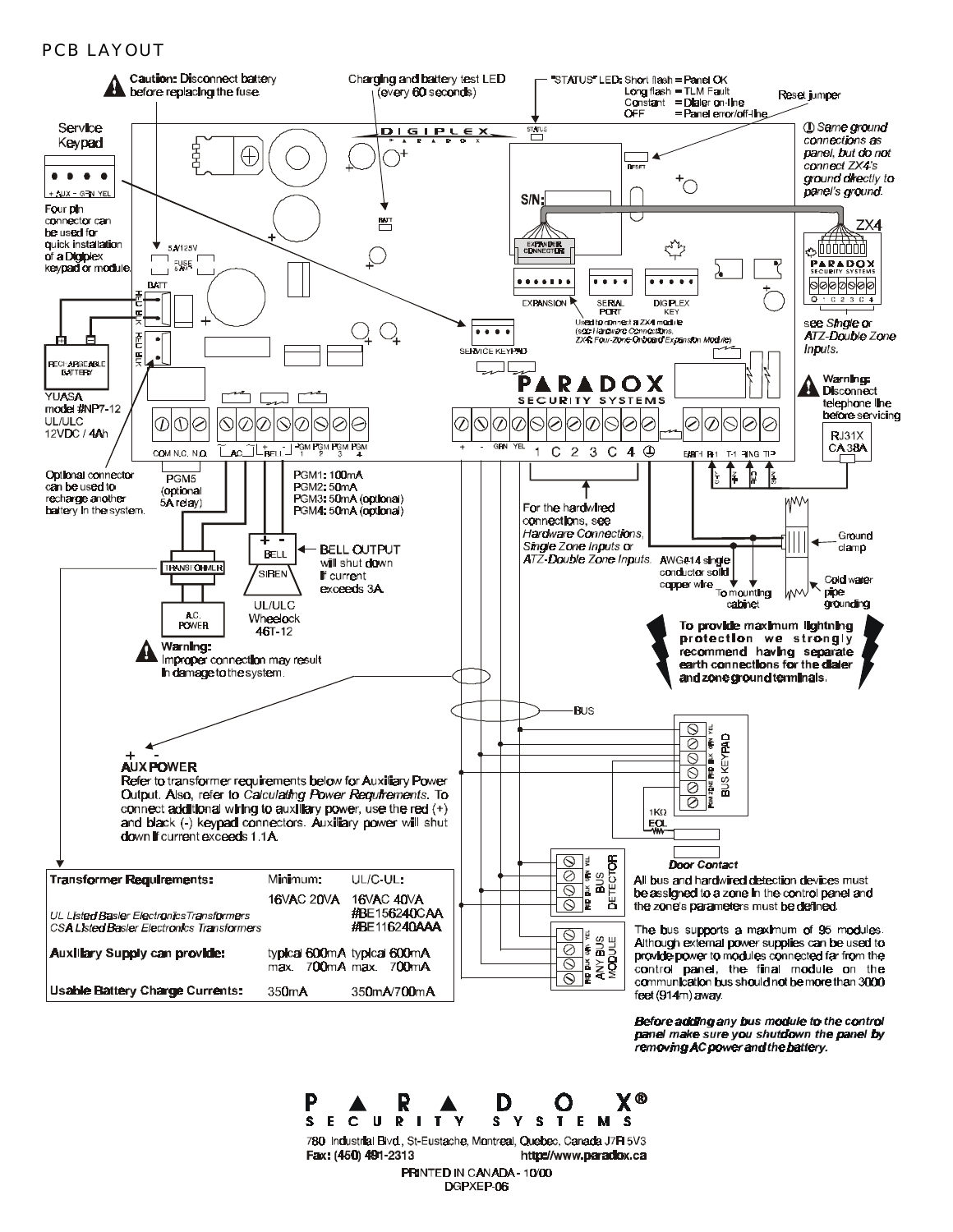# PCB LAYOUT

**Caution:** Disconnect battery before replacing the fuse.

Charging and battery test LED (every 60 seconds)

"STATUS" LED: Short flash = Panel OK
Long flash = TLM Fault
Constant = Dialer on-line
OFF = Panel error/off-line

Reset jumper

Service Keypad

+ AUX - GRN YEL

Four pin connector can be used for quick installation of a Digiplex keypad or module.

① *Same ground connections as panel, but do not connect ZX4's ground directly to panel's ground.*

ZX4

see *Single* or *ATZ-Double Zone Inputs.*

5A/125V FUSE

BATT

S/N:

EXPANDER CONNECTOR

EXPANSION

SERIAL PORT

DIGIPLEX KEY

Used to connect a ZX4 module (see *Hardware Connections, ZX4 Four-Zone Onboard Expansion Module*)

SERVICE KEYPAD

RECHARGEABLE BATTERY

YUASA model #NP7-12 UL/ULC 12VDC / 4Ah

**Warning:** Disconnect telephone line before servicing

RJ31X CA 38A

COM N.C. N.O. AC + BELL - PGM 1 PGM 2 PGM 3 PGM 4

+ - GRN YEL 1 C 2 3 C 4 ⏚

EARTH R-1 T-1 RING TIP

Optional connector can be used to recharge another battery in the system.

PGM5 (optional 5A relay)

PGM1: 100mA
PGM2: 50mA
PGM3: 50mA (optional)
PGM4: 50mA (optional)

For the hardwired connections, see *Hardware Connections, Single Zone Inputs* or *ATZ-Double Zone Inputs.*

Ground clamp

AWG#14 single conductor solid copper wire

To mounting cabinet

Cold water pipe grounding

TRANSFORMER

A.C. POWER

BELL

SIREN

UL/ULC Wheelock 46T-12

BELL OUTPUT will shut down if current exceeds 3A.

**Warning:** Improper connection may result in damage to the system.

**To provide maximum lightning protection we strongly recommend having separate earth connections for the dialer and zone ground terminals.**

BUS

**AUX POWER**

Refer to transformer requirements below for Auxiliary Power Output. Also, refer to *Calculating Power Requirements.* To connect additional wiring to auxiliary power, use the red (+) and black (-) keypad connectors. Auxiliary power will shut down if current exceeds 1.1A.

BUS KEYPAD

1KΩ EOL

*Door Contact*

BUS DETECTOR

ANY BUS MODULE

| **Transformer Requirements:** | Minimum: | UL/C-UL: |
|---|---|---|
| | 16VAC 20VA | 16VAC 40VA |
| *UL Listed Basler Electronics Transformers* | | #BE156240CAA |
| *CSA Listed Basler Electronics Transformers* | | #BE116240AAA |
| **Auxiliary Supply can provide:** | typical 600mA max. 700mA | typical 600mA max. 700mA |
| **Usable Battery Charge Currents:** | 350mA | 350mA/700mA |

All bus and hardwired detection devices must be assigned to a zone in the control panel and the zone's parameters must be defined.

The bus supports a maximum of 95 modules. Although external power supplies can be used to provide power to modules connected far from the control panel, the final module on the communication bus should not be more than 3000 feet (914m) away.

***Before adding any bus module to the control panel make sure you shutdown the panel by removing AC power and the battery.***

PARADOX® SECURITY SYSTEMS

780 Industrial Blvd., St-Eustache, Montreal, Quebec, Canada J7R 5V3
**Fax: (450) 491-2313** **http://www.paradox.ca**

PRINTED IN CANADA - 10/00
DGPXEP-06